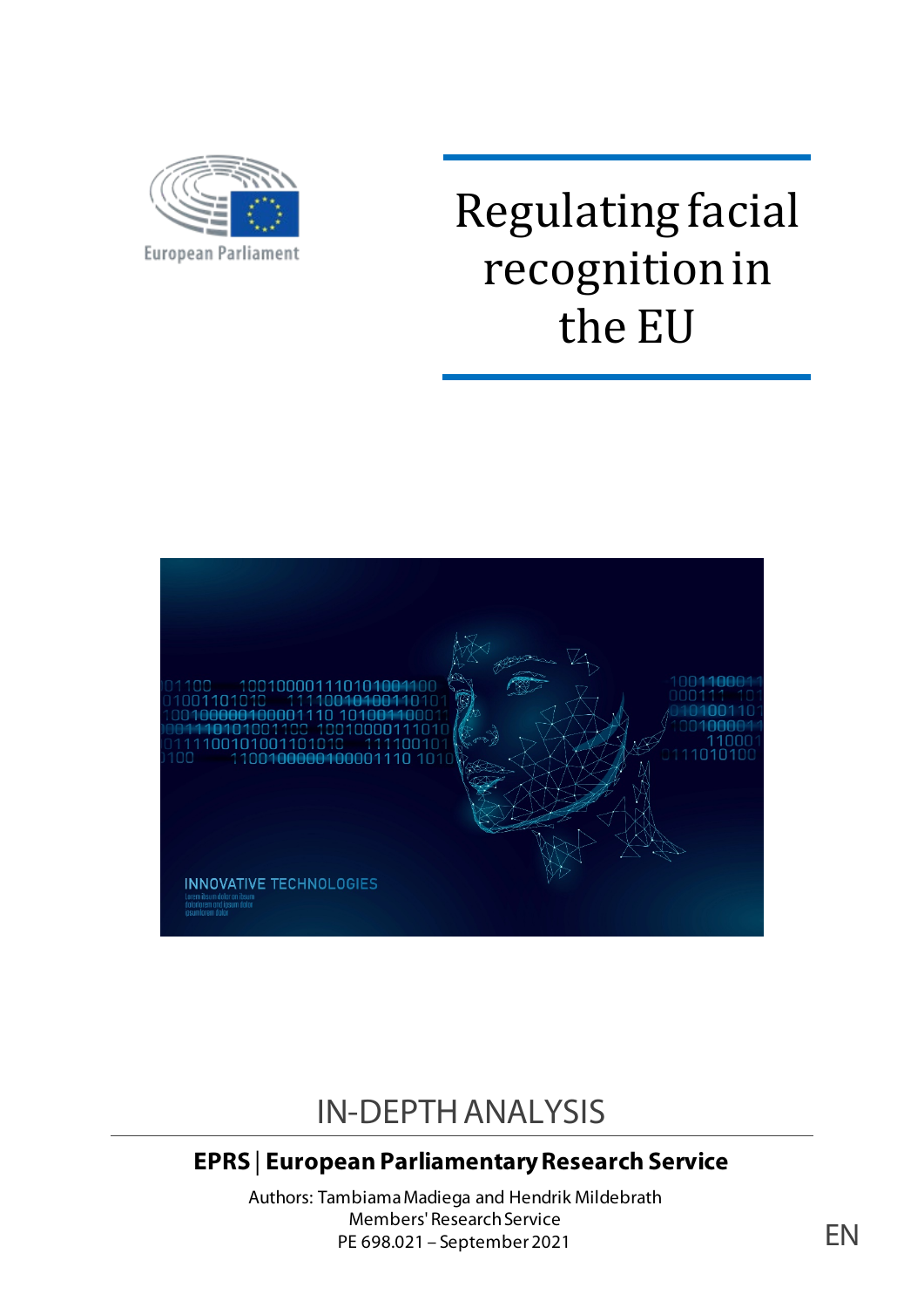European Parliament

# Regulating facial recognition in the EU

## IN-DEPTH ANALYSIS

**EPRS | European Parliamentary Research Service**

Authors: Tambiama Madiega and Hendrik Mildebrath
Members' Research Service
PE 698.021 – September 2021

EN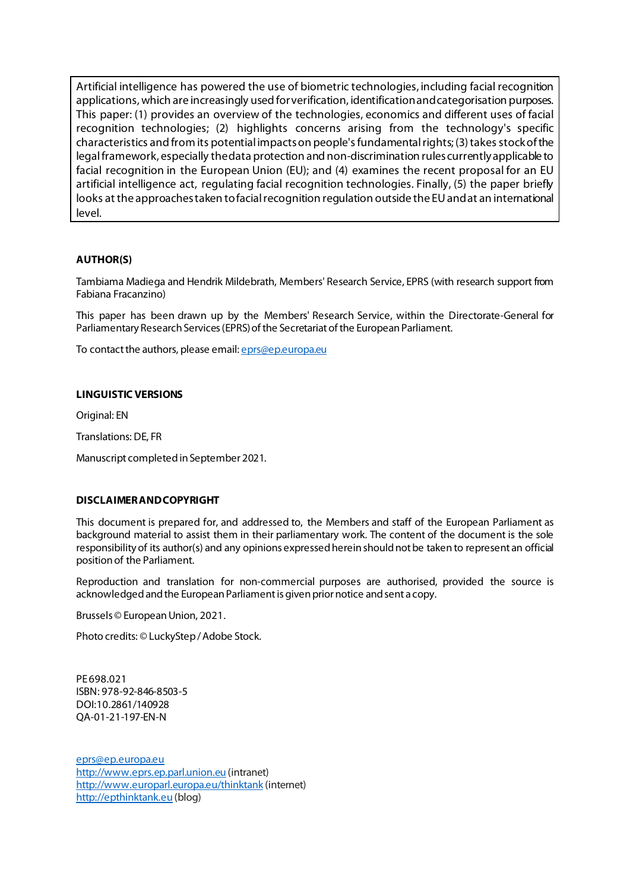Artificial intelligence has powered the use of biometric technologies, including facial recognition applications, which are increasingly used for verification, identification and categorisation purposes. This paper: (1) provides an overview of the technologies, economics and different uses of facial recognition technologies; (2) highlights concerns arising from the technology's specific characteristics and from its potential impacts on people's fundamental rights; (3) takes stock of the legal framework, especially the data protection and non-discrimination rules currently applicable to facial recognition in the European Union (EU); and (4) examines the recent proposal for an EU artificial intelligence act, regulating facial recognition technologies. Finally, (5) the paper briefly looks at the approaches taken to facial recognition regulation outside the EU and at an international level.

**AUTHOR(S)**

Tambiama Madiega and Hendrik Mildebrath, Members' Research Service, EPRS (with research support from Fabiana Fracanzino)

This paper has been drawn up by the Members' Research Service, within the Directorate-General for Parliamentary Research Services (EPRS) of the Secretariat of the European Parliament.

To contact the authors, please email: eprs@ep.europa.eu

**LINGUISTIC VERSIONS**

Original: EN

Translations: DE, FR

Manuscript completed in September 2021.

**DISCLAIMER AND COPYRIGHT**

This document is prepared for, and addressed to, the Members and staff of the European Parliament as background material to assist them in their parliamentary work. The content of the document is the sole responsibility of its author(s) and any opinions expressed herein should not be taken to represent an official position of the Parliament.

Reproduction and translation for non-commercial purposes are authorised, provided the source is acknowledged and the European Parliament is given prior notice and sent a copy.

Brussels © European Union, 2021.

Photo credits: © LuckyStep / Adobe Stock.

PE 698.021
ISBN: 978-92-846-8503-5
DOI:10.2861/140928
QA-01-21-197-EN-N

eprs@ep.europa.eu
http://www.eprs.ep.parl.union.eu (intranet)
http://www.europarl.europa.eu/thinktank (internet)
http://epthinktank.eu (blog)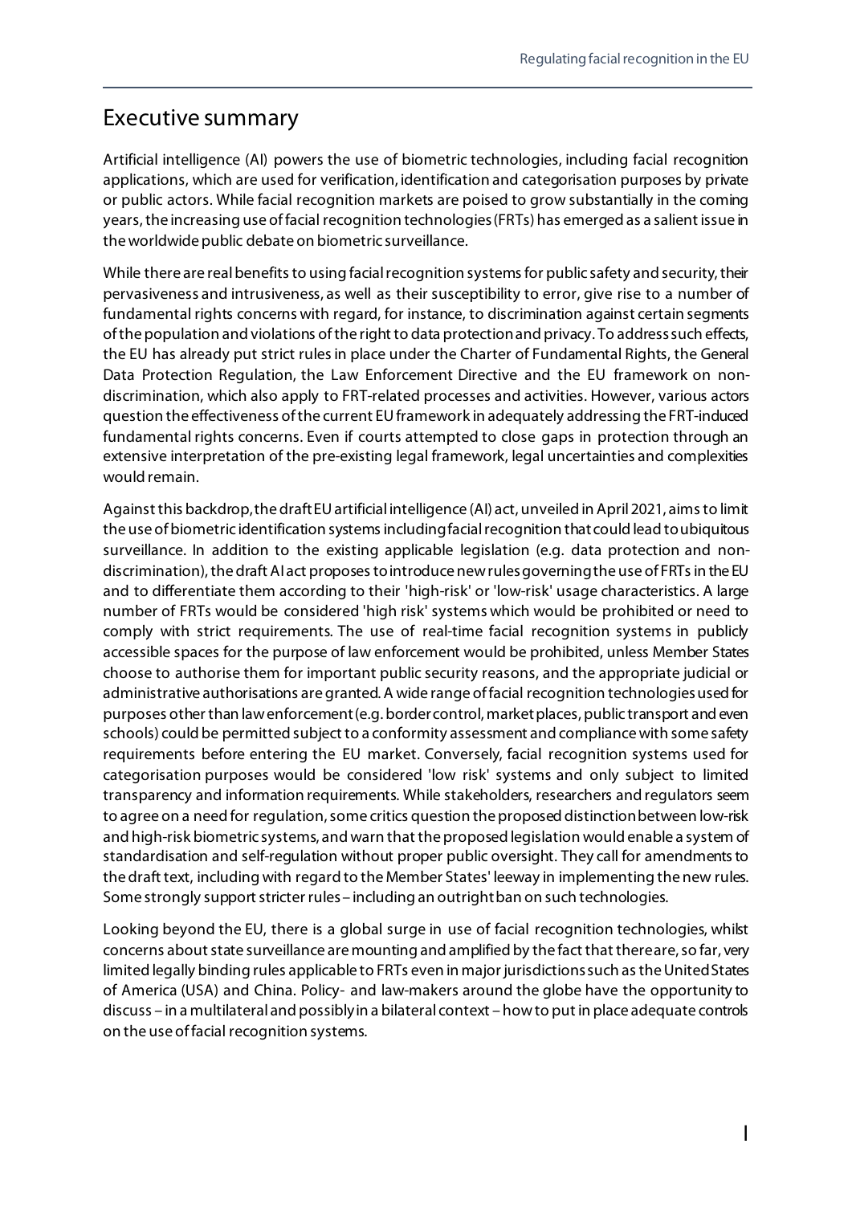# Executive summary

Artificial intelligence (AI) powers the use of biometric technologies, including facial recognition applications, which are used for verification, identification and categorisation purposes by private or public actors. While facial recognition markets are poised to grow substantially in the coming years, the increasing use of facial recognition technologies (FRTs) has emerged as a salient issue in the worldwide public debate on biometric surveillance.

While there are real benefits to using facial recognition systems for public safety and security, their pervasiveness and intrusiveness, as well as their susceptibility to error, give rise to a number of fundamental rights concerns with regard, for instance, to discrimination against certain segments of the population and violations of the right to data protection and privacy. To address such effects, the EU has already put strict rules in place under the Charter of Fundamental Rights, the General Data Protection Regulation, the Law Enforcement Directive and the EU framework on non-discrimination, which also apply to FRT-related processes and activities. However, various actors question the effectiveness of the current EU framework in adequately addressing the FRT-induced fundamental rights concerns. Even if courts attempted to close gaps in protection through an extensive interpretation of the pre-existing legal framework, legal uncertainties and complexities would remain.

Against this backdrop, the draft EU artificial intelligence (AI) act, unveiled in April 2021, aims to limit the use of biometric identification systems including facial recognition that could lead to ubiquitous surveillance. In addition to the existing applicable legislation (e.g. data protection and non-discrimination), the draft AI act proposes to introduce new rules governing the use of FRTs in the EU and to differentiate them according to their 'high-risk' or 'low-risk' usage characteristics. A large number of FRTs would be considered 'high risk' systems which would be prohibited or need to comply with strict requirements. The use of real-time facial recognition systems in publicly accessible spaces for the purpose of law enforcement would be prohibited, unless Member States choose to authorise them for important public security reasons, and the appropriate judicial or administrative authorisations are granted. A wide range of facial recognition technologies used for purposes other than law enforcement (e.g. border control, market places, public transport and even schools) could be permitted subject to a conformity assessment and compliance with some safety requirements before entering the EU market. Conversely, facial recognition systems used for categorisation purposes would be considered 'low risk' systems and only subject to limited transparency and information requirements. While stakeholders, researchers and regulators seem to agree on a need for regulation, some critics question the proposed distinction between low-risk and high-risk biometric systems, and warn that the proposed legislation would enable a system of standardisation and self-regulation without proper public oversight. They call for amendments to the draft text, including with regard to the Member States' leeway in implementing the new rules. Some strongly support stricter rules – including an outright ban on such technologies.

Looking beyond the EU, there is a global surge in use of facial recognition technologies, whilst concerns about state surveillance are mounting and amplified by the fact that there are, so far, very limited legally binding rules applicable to FRTs even in major jurisdictions such as the United States of America (USA) and China. Policy- and law-makers around the globe have the opportunity to discuss – in a multilateral and possibly in a bilateral context – how to put in place adequate controls on the use of facial recognition systems.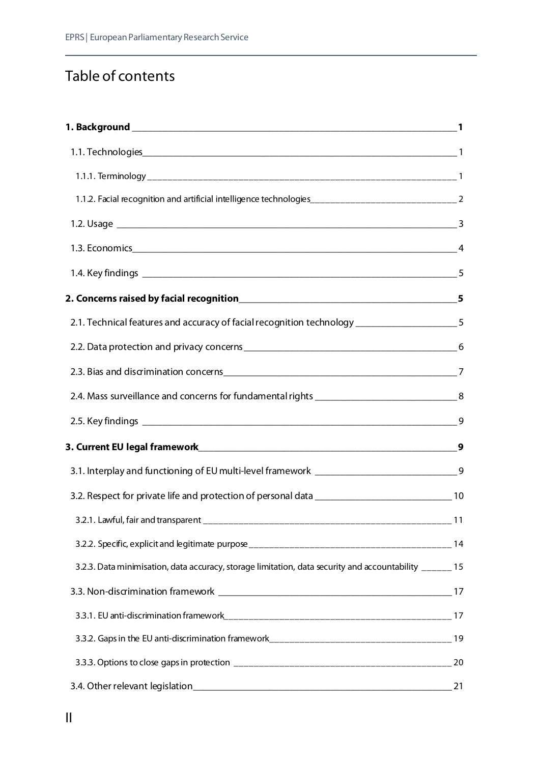# Table of contents

**1. Background _____ 1**

1.1. Technologies _____ 1

1.1.1. Terminology _____ 1

1.1.2. Facial recognition and artificial intelligence technologies _____ 2

1.2. Usage _____ 3

1.3. Economics _____ 4

1.4. Key findings _____ 5

**2. Concerns raised by facial recognition _____ 5**

2.1. Technical features and accuracy of facial recognition technology _____ 5

2.2. Data protection and privacy concerns _____ 6

2.3. Bias and discrimination concerns _____ 7

2.4. Mass surveillance and concerns for fundamental rights _____ 8

2.5. Key findings _____ 9

**3. Current EU legal framework _____ 9**

3.1. Interplay and functioning of EU multi-level framework _____ 9

3.2. Respect for private life and protection of personal data _____ 10

3.2.1. Lawful, fair and transparent _____ 11

3.2.2. Specific, explicit and legitimate purpose _____ 14

3.2.3. Data minimisation, data accuracy, storage limitation, data security and accountability _____ 15

3.3. Non-discrimination framework _____ 17

3.3.1. EU anti-discrimination framework _____ 17

3.3.2. Gaps in the EU anti-discrimination framework _____ 19

3.3.3. Options to close gaps in protection _____ 20

3.4. Other relevant legislation _____ 21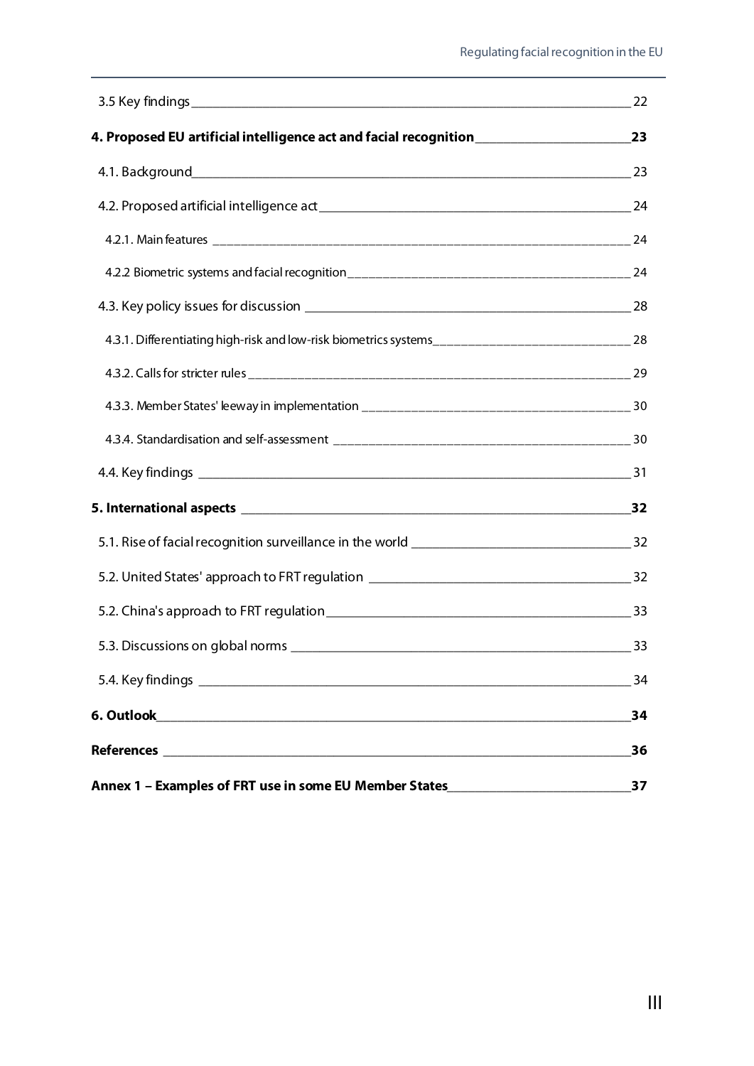3.5 Key findings 22

**4. Proposed EU artificial intelligence act and facial recognition 23**

4.1. Background 23

4.2. Proposed artificial intelligence act 24

4.2.1. Main features 24

4.2.2 Biometric systems and facial recognition 24

4.3. Key policy issues for discussion 28

4.3.1. Differentiating high-risk and low-risk biometrics systems 28

4.3.2. Calls for stricter rules 29

4.3.3. Member States' leeway in implementation 30

4.3.4. Standardisation and self-assessment 30

4.4. Key findings 31

**5. International aspects 32**

5.1. Rise of facial recognition surveillance in the world 32

5.2. United States' approach to FRT regulation 32

5.2. China's approach to FRT regulation 33

5.3. Discussions on global norms 33

5.4. Key findings 34

**6. Outlook 34**

**References 36**

**Annex 1 – Examples of FRT use in some EU Member States 37**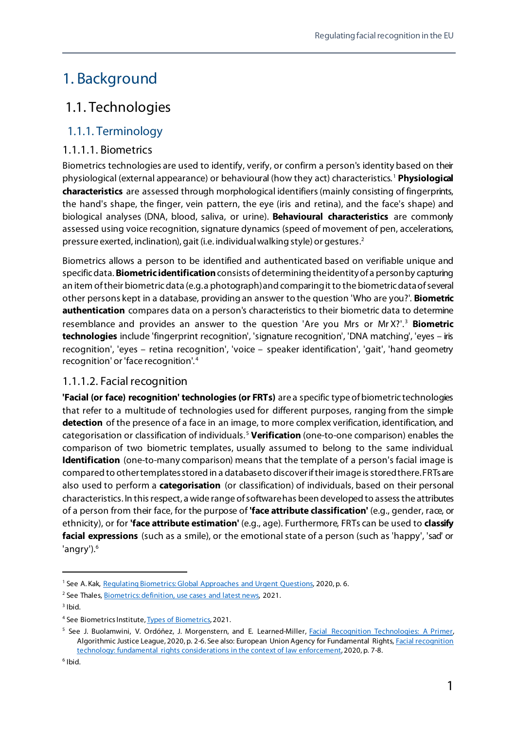# 1. Background

## 1.1. Technologies

### 1.1.1. Terminology

#### 1.1.1.1. Biometrics

Biometrics technologies are used to identify, verify, or confirm a person's identity based on their physiological (external appearance) or behavioural (how they act) characteristics.[1] **Physiological characteristics** are assessed through morphological identifiers (mainly consisting of fingerprints, the hand's shape, the finger, vein pattern, the eye (iris and retina), and the face's shape) and biological analyses (DNA, blood, saliva, or urine). **Behavioural characteristics** are commonly assessed using voice recognition, signature dynamics (speed of movement of pen, accelerations, pressure exerted, inclination), gait (i.e. individual walking style) or gestures.[2]

Biometrics allows a person to be identified and authenticated based on verifiable unique and specific data. **Biometric identification** consists of determining the identity of a person by capturing an item of their biometric data (e.g. a photograph) and comparing it to the biometric data of several other persons kept in a database, providing an answer to the question 'Who are you?'. **Biometric authentication** compares data on a person's characteristics to their biometric data to determine resemblance and provides an answer to the question 'Are you Mrs or Mr X?'.[3] **Biometric technologies** include 'fingerprint recognition', 'signature recognition', 'DNA matching', 'eyes – iris recognition', 'eyes – retina recognition', 'voice – speaker identification', 'gait', 'hand geometry recognition' or 'face recognition'.[4]

#### 1.1.1.2. Facial recognition

**'Facial (or face) recognition' technologies (or FRTs)** are a specific type of biometric technologies that refer to a multitude of technologies used for different purposes, ranging from the simple **detection** of the presence of a face in an image, to more complex verification, identification, and categorisation or classification of individuals.[5] **Verification** (one-to-one comparison) enables the comparison of two biometric templates, usually assumed to belong to the same individual. **Identification** (one-to-many comparison) means that the template of a person's facial image is compared to other templates stored in a database to discover if their image is stored there. FRTs are also used to perform a **categorisation** (or classification) of individuals, based on their personal characteristics. In this respect, a wide range of software has been developed to assess the attributes of a person from their face, for the purpose of **'face attribute classification'** (e.g., gender, race, or ethnicity), or for **'face attribute estimation'** (e.g., age). Furthermore, FRTs can be used to **classify facial expressions** (such as a smile), or the emotional state of a person (such as 'happy', 'sad' or 'angry').[6]

---

[1] See A. Kak, Regulating Biometrics: Global Approaches and Urgent Questions, 2020, p. 6.

[2] See Thales, Biometrics: definition, use cases and latest news, 2021.

[3] Ibid.

[4] See Biometrics Institute, Types of Biometrics, 2021.

[5] See J. Buolamwini, V. Ordóñez, J. Morgenstern, and E. Learned-Miller, Facial Recognition Technologies: A Primer, Algorithmic Justice League, 2020, p. 2-6. See also: European Union Agency for Fundamental Rights, Facial recognition technology: fundamental rights considerations in the context of law enforcement, 2020, p. 7-8.

[6] Ibid.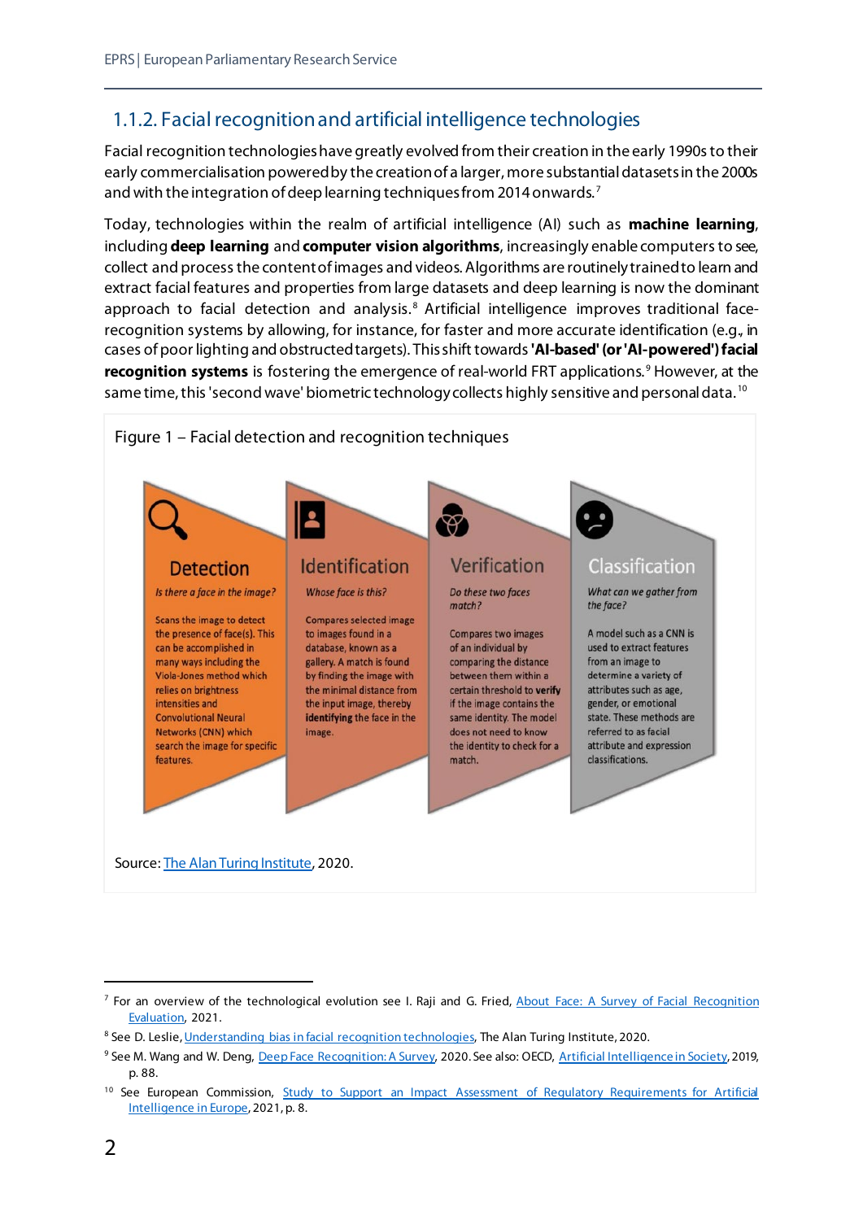### 1.1.2. Facial recognition and artificial intelligence technologies

Facial recognition technologies have greatly evolved from their creation in the early 1990s to their early commercialisation powered by the creation of a larger, more substantial datasets in the 2000s and with the integration of deep learning techniques from 2014 onwards.[7]

Today, technologies within the realm of artificial intelligence (AI) such as **machine learning**, including **deep learning** and **computer vision algorithms**, increasingly enable computers to see, collect and process the content of images and videos. Algorithms are routinely trained to learn and extract facial features and properties from large datasets and deep learning is now the dominant approach to facial detection and analysis.[8] Artificial intelligence improves traditional face-recognition systems by allowing, for instance, for faster and more accurate identification (e.g., in cases of poor lighting and obstructed targets). This shift towards **'AI-based' (or 'AI-powered') facial recognition systems** is fostering the emergence of real-world FRT applications.[9] However, at the same time, this 'second wave' biometric technology collects highly sensitive and personal data.[10]

Figure 1 – Facial detection and recognition techniques

**Detection**

*Is there a face in the image?*

Scans the image to detect the presence of face(s). This can be accomplished in many ways including the Viola-Jones method which relies on brightness intensities and Convolutional Neural Networks (CNN) which search the image for specific features.

**Identification**

*Whose face is this?*

Compares selected image to images found in a database, known as a gallery. A match is found by finding the image with the minimal distance from the input image, thereby **identifying** the face in the image.

**Verification**

*Do these two faces match?*

Compares two images of an individual by comparing the distance between them within a certain threshold to **verify** if the image contains the same identity. The model does not need to know the identity to check for a match.

**Classification**

*What can we gather from the face?*

A model such as a CNN is used to extract features from an image to determine a variety of attributes such as age, gender, or emotional state. These methods are referred to as facial attribute and expression classifications.

Source: The Alan Turing Institute, 2020.

---

[7] For an overview of the technological evolution see I. Raji and G. Fried, About Face: A Survey of Facial Recognition Evaluation, 2021.

[8] See D. Leslie, Understanding bias in facial recognition technologies, The Alan Turing Institute, 2020.

[9] See M. Wang and W. Deng, Deep Face Recognition: A Survey, 2020. See also: OECD, Artificial Intelligence in Society, 2019, p. 88.

[10] See European Commission, Study to Support an Impact Assessment of Regulatory Requirements for Artificial Intelligence in Europe, 2021, p. 8.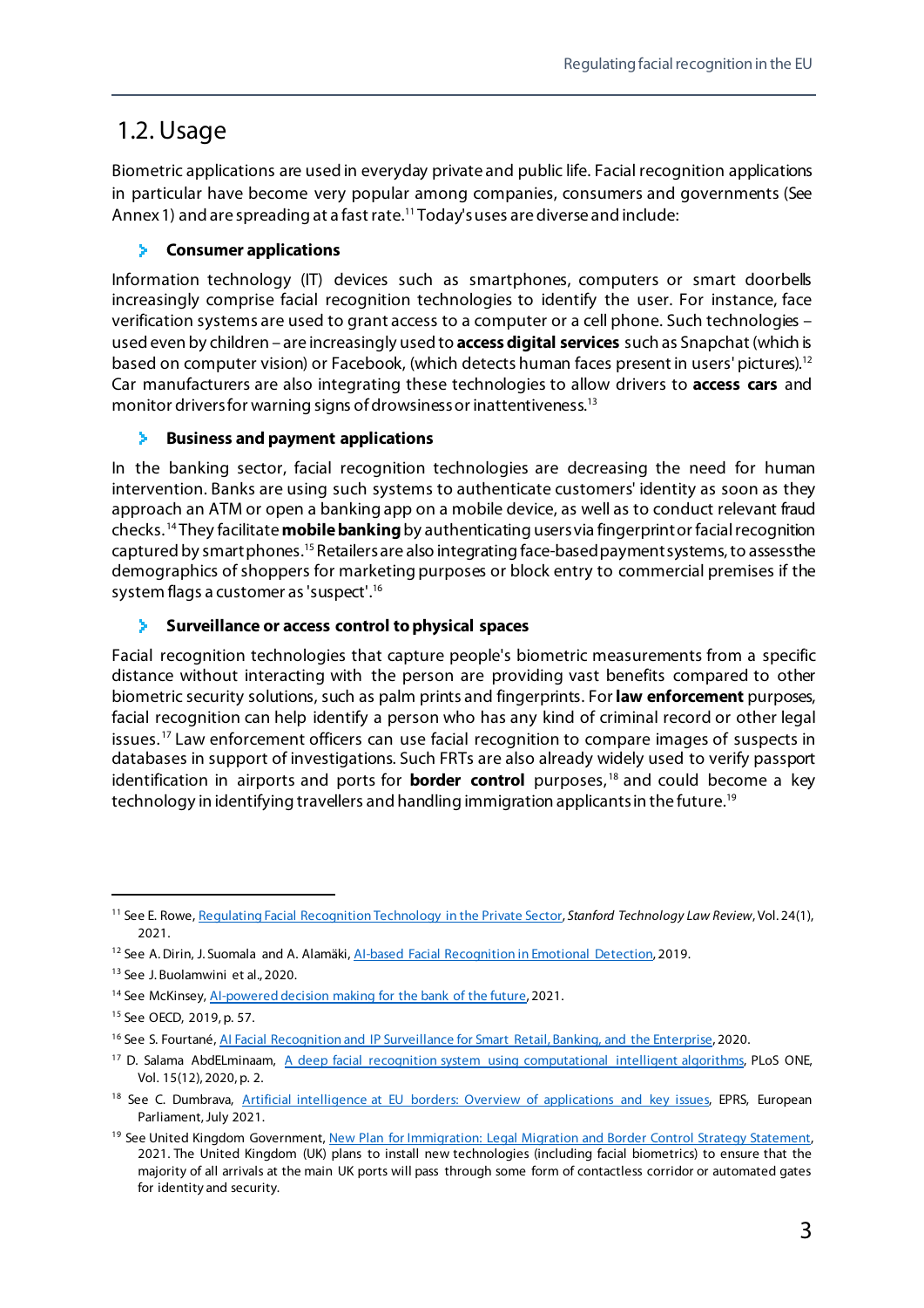## 1.2. Usage

Biometric applications are used in everyday private and public life. Facial recognition applications in particular have become very popular among companies, consumers and governments (See Annex 1) and are spreading at a fast rate.[11] Today's uses are diverse and include:

### Consumer applications

Information technology (IT) devices such as smartphones, computers or smart doorbells increasingly comprise facial recognition technologies to identify the user. For instance, face verification systems are used to grant access to a computer or a cell phone. Such technologies – used even by children – are increasingly used to **access digital services** such as Snapchat (which is based on computer vision) or Facebook, (which detects human faces present in users' pictures).[12] Car manufacturers are also integrating these technologies to allow drivers to **access cars** and monitor drivers for warning signs of drowsiness or inattentiveness.[13]

### Business and payment applications

In the banking sector, facial recognition technologies are decreasing the need for human intervention. Banks are using such systems to authenticate customers' identity as soon as they approach an ATM or open a banking app on a mobile device, as well as to conduct relevant fraud checks.[14] They facilitate **mobile banking** by authenticating users via fingerprint or facial recognition captured by smartphones.[15] Retailers are also integrating face-based payment systems, to assess the demographics of shoppers for marketing purposes or block entry to commercial premises if the system flags a customer as 'suspect'.[16]

### Surveillance or access control to physical spaces

Facial recognition technologies that capture people's biometric measurements from a specific distance without interacting with the person are providing vast benefits compared to other biometric security solutions, such as palm prints and fingerprints. For **law enforcement** purposes, facial recognition can help identify a person who has any kind of criminal record or other legal issues.[17] Law enforcement officers can use facial recognition to compare images of suspects in databases in support of investigations. Such FRTs are also already widely used to verify passport identification in airports and ports for **border control** purposes,[18] and could become a key technology in identifying travellers and handling immigration applicants in the future.[19]

---

[11] See E. Rowe, Regulating Facial Recognition Technology in the Private Sector, *Stanford Technology Law Review*, Vol. 24(1), 2021.

[12] See A. Dirin, J. Suomala and A. Alamäki, AI-based Facial Recognition in Emotional Detection, 2019.

[13] See J. Buolamwini et al., 2020.

[14] See McKinsey, AI-powered decision making for the bank of the future, 2021.

[15] See OECD, 2019, p. 57.

[16] See S. Fourtané, AI Facial Recognition and IP Surveillance for Smart Retail, Banking, and the Enterprise, 2020.

[17] D. Salama AbdELminaam, A deep facial recognition system using computational intelligent algorithms, PLoS ONE, Vol. 15(12), 2020, p. 2.

[18] See C. Dumbrava, Artificial intelligence at EU borders: Overview of applications and key issues, EPRS, European Parliament, July 2021.

[19] See United Kingdom Government, New Plan for Immigration: Legal Migration and Border Control Strategy Statement, 2021. The United Kingdom (UK) plans to install new technologies (including facial biometrics) to ensure that the majority of all arrivals at the main UK ports will pass through some form of contactless corridor or automated gates for identity and security.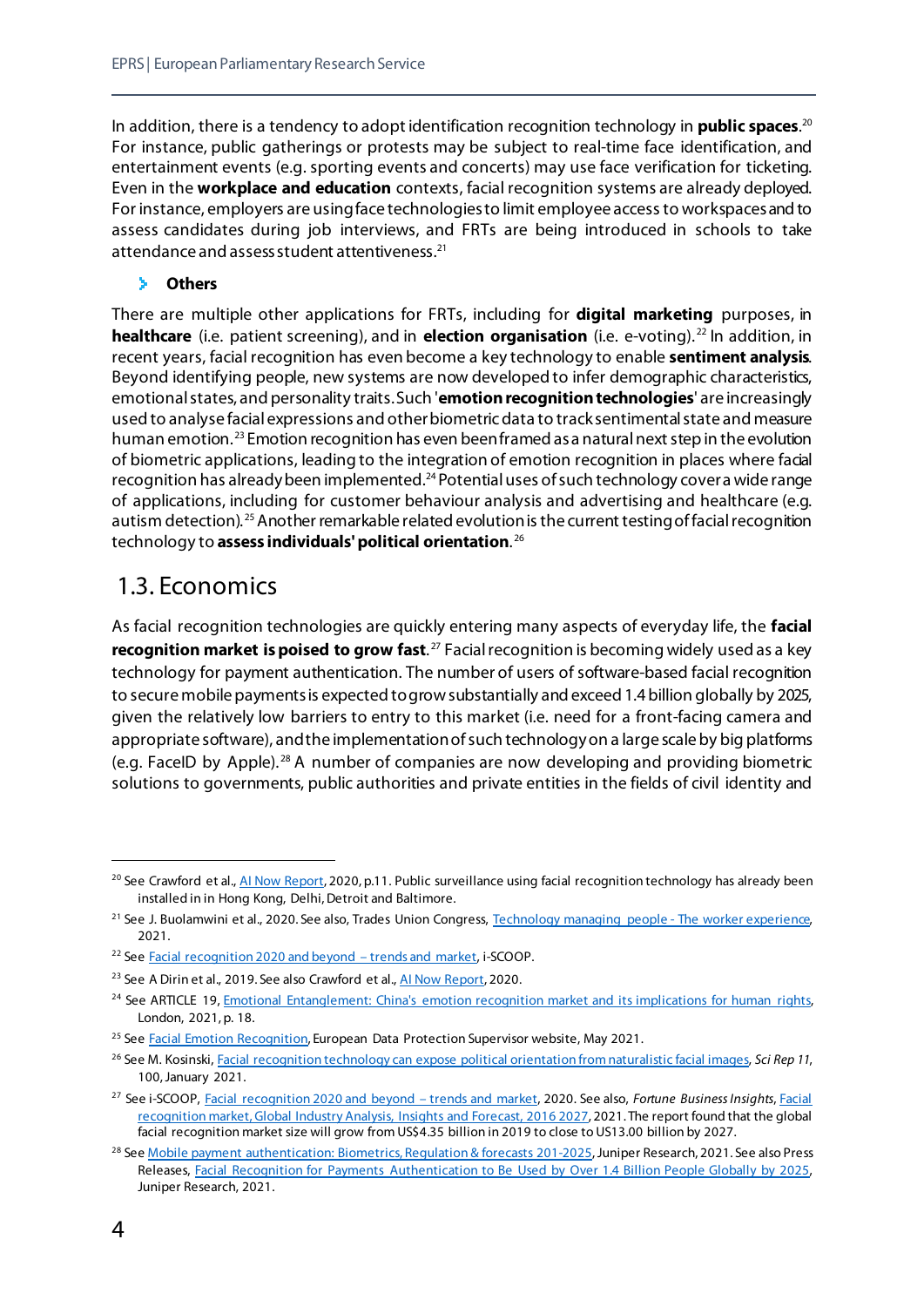In addition, there is a tendency to adopt identification recognition technology in **public spaces**.[20] For instance, public gatherings or protests may be subject to real-time face identification, and entertainment events (e.g. sporting events and concerts) may use face verification for ticketing. Even in the **workplace and education** contexts, facial recognition systems are already deployed. For instance, employers are using face technologies to limit employee access to workspaces and to assess candidates during job interviews, and FRTs are being introduced in schools to take attendance and assess student attentiveness.[21]

### Others

There are multiple other applications for FRTs, including for **digital marketing** purposes, in **healthcare** (i.e. patient screening), and in **election organisation** (i.e. e-voting).[22] In addition, in recent years, facial recognition has even become a key technology to enable **sentiment analysis**. Beyond identifying people, new systems are now developed to infer demographic characteristics, emotional states, and personality traits. Such '**emotion recognition technologies**' are increasingly used to analyse facial expressions and other biometric data to track sentimental state and measure human emotion.[23] Emotion recognition has even been framed as a natural next step in the evolution of biometric applications, leading to the integration of emotion recognition in places where facial recognition has already been implemented.[24] Potential uses of such technology cover a wide range of applications, including for customer behaviour analysis and advertising and healthcare (e.g. autism detection).[25] Another remarkable related evolution is the current testing of facial recognition technology to **assess individuals' political orientation**.[26]

## 1.3. Economics

As facial recognition technologies are quickly entering many aspects of everyday life, the **facial recognition market is poised to grow fast**.[27] Facial recognition is becoming widely used as a key technology for payment authentication. The number of users of software-based facial recognition to secure mobile payments is expected to grow substantially and exceed 1.4 billion globally by 2025, given the relatively low barriers to entry to this market (i.e. need for a front-facing camera and appropriate software), and the implementation of such technology on a large scale by big platforms (e.g. FaceID by Apple).[28] A number of companies are now developing and providing biometric solutions to governments, public authorities and private entities in the fields of civil identity and

---

[20] See Crawford et al., AI Now Report, 2020, p.11. Public surveillance using facial recognition technology has already been installed in in Hong Kong, Delhi, Detroit and Baltimore.

[21] See J. Buolamwini et al., 2020. See also, Trades Union Congress, Technology managing people - The worker experience, 2021.

[22] See Facial recognition 2020 and beyond – trends and market, i-SCOOP.

[23] See A Dirin et al., 2019. See also Crawford et al., AI Now Report, 2020.

[24] See ARTICLE 19, Emotional Entanglement: China's emotion recognition market and its implications for human rights, London, 2021, p. 18.

[25] See Facial Emotion Recognition, European Data Protection Supervisor website, May 2021.

[26] See M. Kosinski, Facial recognition technology can expose political orientation from naturalistic facial images, *Sci Rep 11*, 100, January 2021.

[27] See i-SCOOP, Facial recognition 2020 and beyond – trends and market, 2020. See also, *Fortune Business Insights*, Facial recognition market, Global Industry Analysis, Insights and Forecast, 2016 2027, 2021. The report found that the global facial recognition market size will grow from US$4.35 billion in 2019 to close to US13.00 billion by 2027.

[28] See Mobile payment authentication: Biometrics, Regulation & forecasts 201-2025, Juniper Research, 2021. See also Press Releases, Facial Recognition for Payments Authentication to Be Used by Over 1.4 Billion People Globally by 2025, Juniper Research, 2021.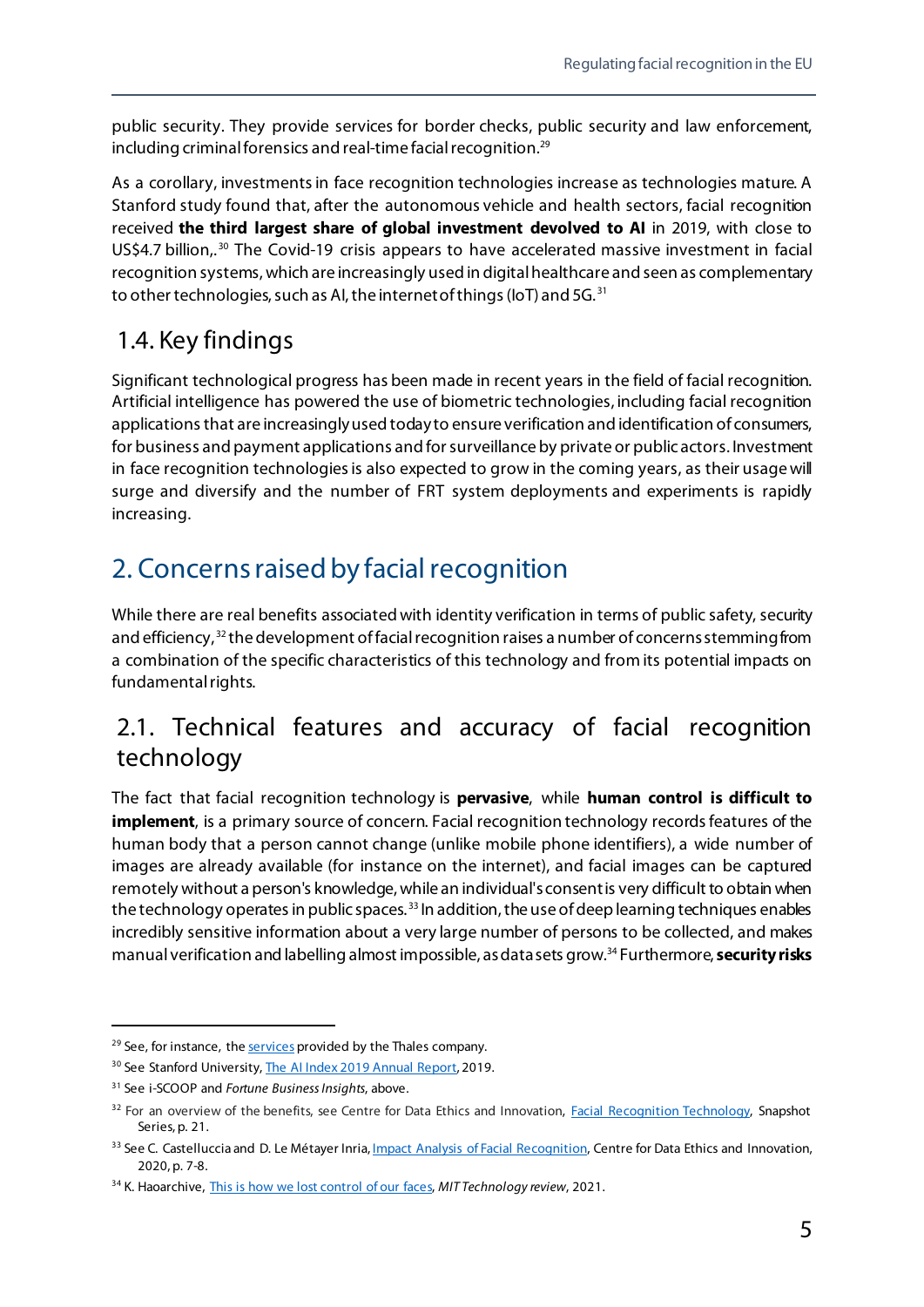public security. They provide services for border checks, public security and law enforcement, including criminal forensics and real-time facial recognition.[29]

As a corollary, investments in face recognition technologies increase as technologies mature. A Stanford study found that, after the autonomous vehicle and health sectors, facial recognition received **the third largest share of global investment devolved to AI** in 2019, with close to US$4.7 billion,.[30] The Covid-19 crisis appears to have accelerated massive investment in facial recognition systems, which are increasingly used in digital healthcare and seen as complementary to other technologies, such as AI, the internet of things (IoT) and 5G.[31]

## 1.4. Key findings

Significant technological progress has been made in recent years in the field of facial recognition. Artificial intelligence has powered the use of biometric technologies, including facial recognition applications that are increasingly used today to ensure verification and identification of consumers, for business and payment applications and for surveillance by private or public actors. Investment in face recognition technologies is also expected to grow in the coming years, as their usage will surge and diversify and the number of FRT system deployments and experiments is rapidly increasing.

# 2. Concerns raised by facial recognition

While there are real benefits associated with identity verification in terms of public safety, security and efficiency,[32] the development of facial recognition raises a number of concerns stemming from a combination of the specific characteristics of this technology and from its potential impacts on fundamental rights.

## 2.1. Technical features and accuracy of facial recognition technology

The fact that facial recognition technology is **pervasive**, while **human control is difficult to implement**, is a primary source of concern. Facial recognition technology records features of the human body that a person cannot change (unlike mobile phone identifiers), a wide number of images are already available (for instance on the internet), and facial images can be captured remotely without a person's knowledge, while an individual's consent is very difficult to obtain when the technology operates in public spaces.[33] In addition, the use of deep learning techniques enables incredibly sensitive information about a very large number of persons to be collected, and makes manual verification and labelling almost impossible, as data sets grow.[34] Furthermore, **security risks**

---

[29] See, for instance, the services provided by the Thales company.

[30] See Stanford University, The AI Index 2019 Annual Report, 2019.

[31] See i-SCOOP and *Fortune Business Insights*, above.

[32] For an overview of the benefits, see Centre for Data Ethics and Innovation, Facial Recognition Technology, Snapshot Series, p. 21.

[33] See C. Castelluccia and D. Le Métayer Inria, Impact Analysis of Facial Recognition, Centre for Data Ethics and Innovation, 2020, p. 7-8.

[34] K. Haoarchive, This is how we lost control of our faces, *MIT Technology review*, 2021.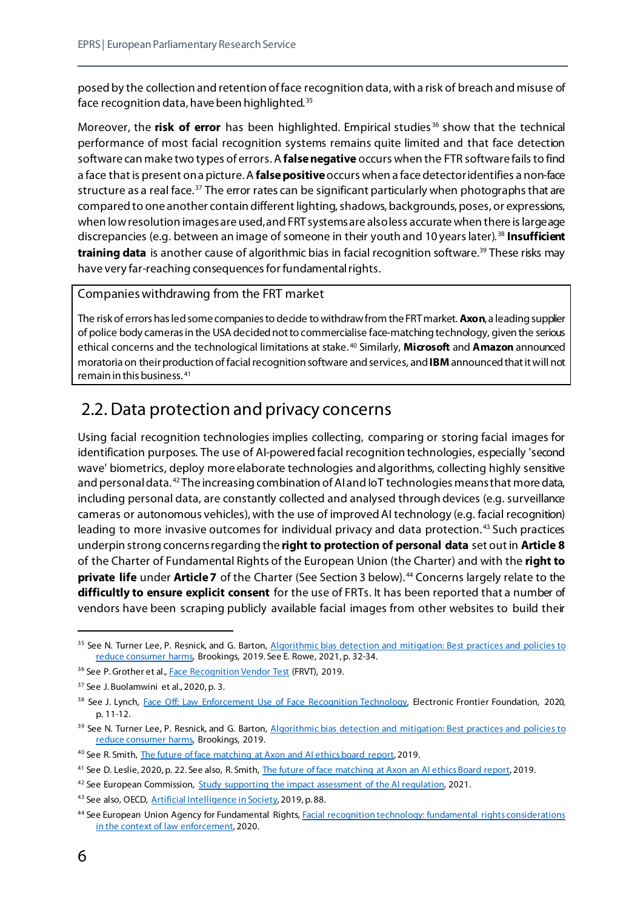posed by the collection and retention of face recognition data, with a risk of breach and misuse of face recognition data, have been highlighted.[35]

Moreover, the **risk of error** has been highlighted. Empirical studies[36] show that the technical performance of most facial recognition systems remains quite limited and that face detection software can make two types of errors. A **false negative** occurs when the FTR software fails to find a face that is present on a picture. A **false positive** occurs when a face detector identifies a non-face structure as a real face.[37] The error rates can be significant particularly when photographs that are compared to one another contain different lighting, shadows, backgrounds, poses, or expressions, when low resolution images are used, and FRT systems are also less accurate when there is large age discrepancies (e.g. between an image of someone in their youth and 10 years later).[38] **Insufficient training data** is another cause of algorithmic bias in facial recognition software.[39] These risks may have very far-reaching consequences for fundamental rights.

> Companies withdrawing from the FRT market
>
> The risk of errors has led some companies to decide to withdraw from the FRT market. **Axon**, a leading supplier of police body cameras in the USA decided not to commercialise face-matching technology, given the serious ethical concerns and the technological limitations at stake.[40] Similarly, **Microsoft** and **Amazon** announced moratoria on their production of facial recognition software and services, and **IBM** announced that it will not remain in this business.[41]

## 2.2. Data protection and privacy concerns

Using facial recognition technologies implies collecting, comparing or storing facial images for identification purposes. The use of AI-powered facial recognition technologies, especially 'second wave' biometrics, deploy more elaborate technologies and algorithms, collecting highly sensitive and personal data.[42] The increasing combination of AI and IoT technologies means that more data, including personal data, are constantly collected and analysed through devices (e.g. surveillance cameras or autonomous vehicles), with the use of improved AI technology (e.g. facial recognition) leading to more invasive outcomes for individual privacy and data protection.[43] Such practices underpin strong concerns regarding the **right to protection of personal data** set out in **Article 8** of the Charter of Fundamental Rights of the European Union (the Charter) and with the **right to private life** under **Article 7** of the Charter (See Section 3 below).[44] Concerns largely relate to the **difficultly to ensure explicit consent** for the use of FRTs. It has been reported that a number of vendors have been scraping publicly available facial images from other websites to build their

---

[35] See N. Turner Lee, P. Resnick, and G. Barton, Algorithmic bias detection and mitigation: Best practices and policies to reduce consumer harms, Brookings, 2019. See E. Rowe, 2021, p. 32-34.

[36] See P. Grother et al., Face Recognition Vendor Test (FRVT), 2019.

[37] See J. Buolamwini et al., 2020, p. 3.

[38] See J. Lynch, Face Off: Law Enforcement Use of Face Recognition Technology, Electronic Frontier Foundation, 2020, p. 11-12.

[39] See N. Turner Lee, P. Resnick, and G. Barton, Algorithmic bias detection and mitigation: Best practices and policies to reduce consumer harms, Brookings, 2019.

[40] See R. Smith, The future of face matching at Axon and AI ethics board report, 2019.

[41] See D. Leslie, 2020, p. 22. See also, R. Smith, The future of face matching at Axon an AI ethics Board report, 2019.

[42] See European Commission, Study supporting the impact assessment of the AI regulation, 2021.

[43] See also, OECD, Artificial Intelligence in Society, 2019, p. 88.

[44] See European Union Agency for Fundamental Rights, Facial recognition technology: fundamental rights considerations in the context of law enforcement, 2020.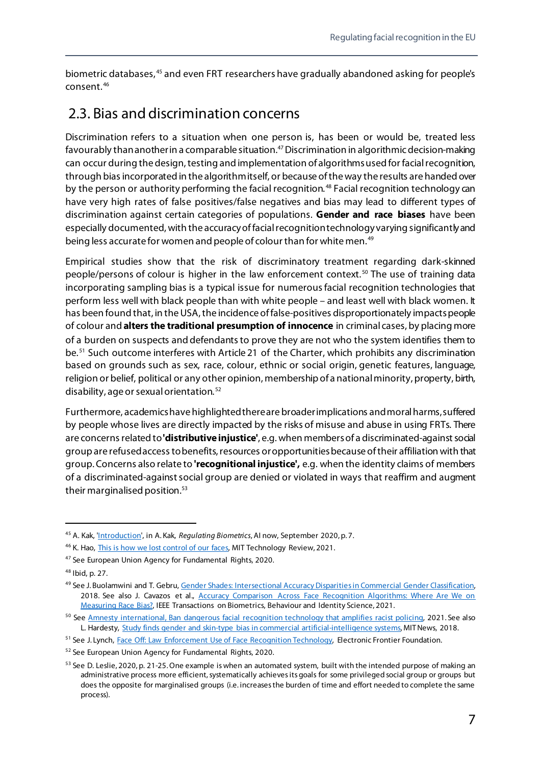biometric databases,[45] and even FRT researchers have gradually abandoned asking for people's consent.[46]

## 2.3. Bias and discrimination concerns

Discrimination refers to a situation when one person is, has been or would be, treated less favourably than another in a comparable situation.[47] Discrimination in algorithmic decision-making can occur during the design, testing and implementation of algorithms used for facial recognition, through bias incorporated in the algorithm itself, or because of the way the results are handed over by the person or authority performing the facial recognition.[48] Facial recognition technology can have very high rates of false positives/false negatives and bias may lead to different types of discrimination against certain categories of populations. **Gender and race biases** have been especially documented, with the accuracy of facial recognition technology varying significantly and being less accurate for women and people of colour than for white men.[49]

Empirical studies show that the risk of discriminatory treatment regarding dark-skinned people/persons of colour is higher in the law enforcement context.[50] The use of training data incorporating sampling bias is a typical issue for numerous facial recognition technologies that perform less well with black people than with white people – and least well with black women. It has been found that, in the USA, the incidence of false-positives disproportionately impacts people of colour and **alters the traditional presumption of innocence** in criminal cases, by placing more of a burden on suspects and defendants to prove they are not who the system identifies them to be.[51] Such outcome interferes with Article 21 of the Charter, which prohibits any discrimination based on grounds such as sex, race, colour, ethnic or social origin, genetic features, language, religion or belief, political or any other opinion, membership of a national minority, property, birth, disability, age or sexual orientation.[52]

Furthermore, academics have highlighted there are broader implications and moral harms, suffered by people whose lives are directly impacted by the risks of misuse and abuse in using FRTs. There are concerns related to **'distributive injustice'**, e.g. when members of a discriminated-against social group are refused access to benefits, resources or opportunities because of their affiliation with that group. Concerns also relate to **'recognitional injustice',** e.g. when the identity claims of members of a discriminated-against social group are denied or violated in ways that reaffirm and augment their marginalised position.[53]

---

[45] A. Kak, 'Introduction', in A. Kak, *Regulating Biometrics*, AI now, September 2020, p. 7.

[46] K. Hao, This is how we lost control of our faces, MIT Technology Review, 2021.

[47] See European Union Agency for Fundamental Rights, 2020.

[48] Ibid, p. 27.

[49] See J. Buolamwini and T. Gebru, Gender Shades: Intersectional Accuracy Disparities in Commercial Gender Classification, 2018. See also J. Cavazos et al., Accuracy Comparison Across Face Recognition Algorithms: Where Are We on Measuring Race Bias?, IEEE Transactions on Biometrics, Behaviour and Identity Science, 2021.

[50] See Amnesty international, Ban dangerous facial recognition technology that amplifies racist policing, 2021. See also L. Hardesty, Study finds gender and skin-type bias in commercial artificial-intelligence systems, MIT News, 2018.

[51] See J. Lynch, Face Off: Law Enforcement Use of Face Recognition Technology, Electronic Frontier Foundation.

[52] See European Union Agency for Fundamental Rights, 2020.

[53] See D. Leslie, 2020, p. 21-25. One example is when an automated system, built with the intended purpose of making an administrative process more efficient, systematically achieves its goals for some privileged social group or groups but does the opposite for marginalised groups (i.e. increases the burden of time and effort needed to complete the same process).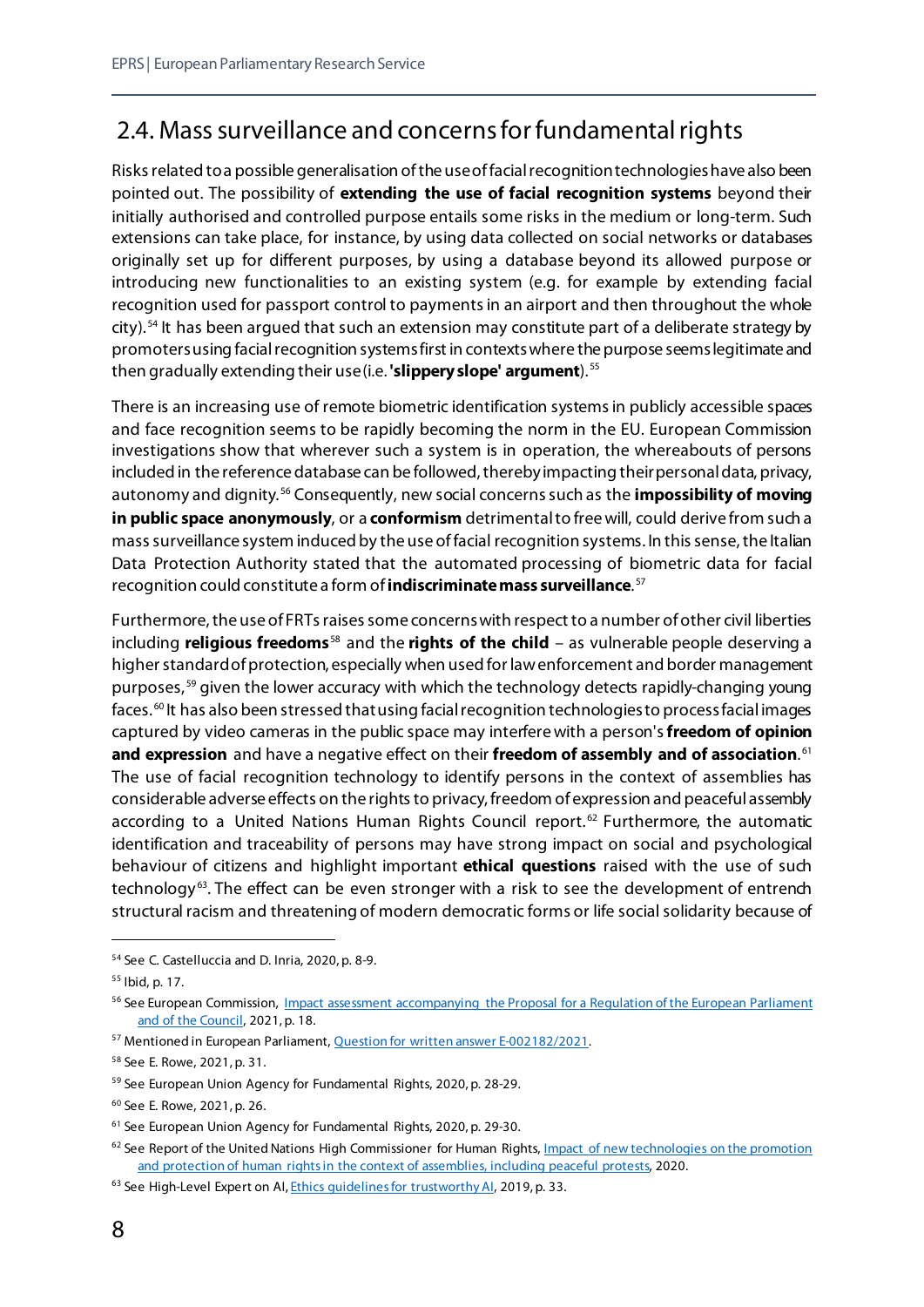## 2.4. Mass surveillance and concerns for fundamental rights

Risks related to a possible generalisation of the use of facial recognition technologies have also been pointed out. The possibility of **extending the use of facial recognition systems** beyond their initially authorised and controlled purpose entails some risks in the medium or long-term. Such extensions can take place, for instance, by using data collected on social networks or databases originally set up for different purposes, by using a database beyond its allowed purpose or introducing new functionalities to an existing system (e.g. for example by extending facial recognition used for passport control to payments in an airport and then throughout the whole city).[54] It has been argued that such an extension may constitute part of a deliberate strategy by promoters using facial recognition systems first in contexts where the purpose seems legitimate and then gradually extending their use (i.e. **'slippery slope' argument**).[55]

There is an increasing use of remote biometric identification systems in publicly accessible spaces and face recognition seems to be rapidly becoming the norm in the EU. European Commission investigations show that wherever such a system is in operation, the whereabouts of persons included in the reference database can be followed, thereby impacting their personal data, privacy, autonomy and dignity.[56] Consequently, new social concerns such as the **impossibility of moving in public space anonymously**, or a **conformism** detrimental to free will, could derive from such a mass surveillance system induced by the use of facial recognition systems. In this sense, the Italian Data Protection Authority stated that the automated processing of biometric data for facial recognition could constitute a form of **indiscriminate mass surveillance**.[57]

Furthermore, the use of FRTs raises some concerns with respect to a number of other civil liberties including **religious freedoms**[58] and the **rights of the child** – as vulnerable people deserving a higher standard of protection, especially when used for law enforcement and border management purposes,[59] given the lower accuracy with which the technology detects rapidly-changing young faces.[60] It has also been stressed that using facial recognition technologies to process facial images captured by video cameras in the public space may interfere with a person's **freedom of opinion and expression** and have a negative effect on their **freedom of assembly and of association**.[61] The use of facial recognition technology to identify persons in the context of assemblies has considerable adverse effects on the rights to privacy, freedom of expression and peaceful assembly according to a United Nations Human Rights Council report.[62] Furthermore, the automatic identification and traceability of persons may have strong impact on social and psychological behaviour of citizens and highlight important **ethical questions** raised with the use of such technology[63]. The effect can be even stronger with a risk to see the development of entrench structural racism and threatening of modern democratic forms or life social solidarity because of

---

[54] See C. Castelluccia and D. Inria, 2020, p. 8-9.

[55] Ibid, p. 17.

[56] See European Commission, [Impact assessment accompanying the Proposal for a Regulation of the European Parliament and of the Council](), 2021, p. 18.

[57] Mentioned in European Parliament, [Question for written answer E-002182/2021]().

[58] See E. Rowe, 2021, p. 31.

[59] See European Union Agency for Fundamental Rights, 2020, p. 28-29.

[60] See E. Rowe, 2021, p. 26.

[61] See European Union Agency for Fundamental Rights, 2020, p. 29-30.

[62] See Report of the United Nations High Commissioner for Human Rights, [Impact of new technologies on the promotion and protection of human rights in the context of assemblies, including peaceful protests](), 2020.

[63] See High-Level Expert on AI, [Ethics guidelines for trustworthy AI](), 2019, p. 33.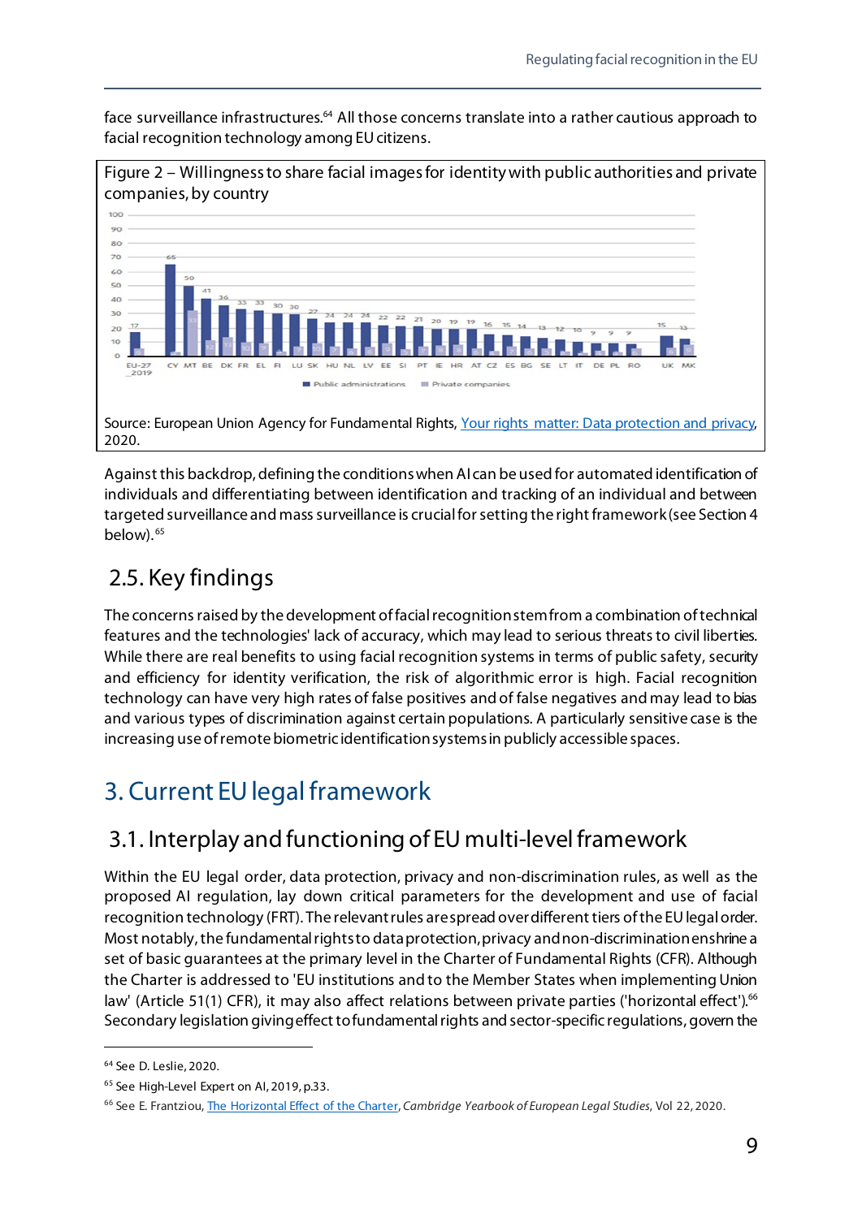face surveillance infrastructures.[64] All those concerns translate into a rather cautious approach to facial recognition technology among EU citizens.

Figure 2 – Willingness to share facial images for identity with public authorities and private companies, by country

Source: European Union Agency for Fundamental Rights, [Your rights matter: Data protection and privacy](), 2020.

Against this backdrop, defining the conditions when AI can be used for automated identification of individuals and differentiating between identification and tracking of an individual and between targeted surveillance and mass surveillance is crucial for setting the right framework (see Section 4 below).[65]

## 2.5. Key findings

The concerns raised by the development of facial recognition stem from a combination of technical features and the technologies' lack of accuracy, which may lead to serious threats to civil liberties. While there are real benefits to using facial recognition systems in terms of public safety, security and efficiency for identity verification, the risk of algorithmic error is high. Facial recognition technology can have very high rates of false positives and of false negatives and may lead to bias and various types of discrimination against certain populations. A particularly sensitive case is the increasing use of remote biometric identification systems in publicly accessible spaces.

# 3. Current EU legal framework

## 3.1. Interplay and functioning of EU multi-level framework

Within the EU legal order, data protection, privacy and non-discrimination rules, as well as the proposed AI regulation, lay down critical parameters for the development and use of facial recognition technology (FRT). The relevant rules are spread over different tiers of the EU legal order. Most notably, the fundamental rights to data protection, privacy and non-discrimination enshrine a set of basic guarantees at the primary level in the Charter of Fundamental Rights (CFR). Although the Charter is addressed to 'EU institutions and to the Member States when implementing Union law' (Article 51(1) CFR), it may also affect relations between private parties ('horizontal effect').[66] Secondary legislation giving effect to fundamental rights and sector-specific regulations, govern the

---

[64] See D. Leslie, 2020.

[65] See High-Level Expert on AI, 2019, p.33.

[66] See E. Frantziou, [The Horizontal Effect of the Charter](), *Cambridge Yearbook of European Legal Studies*, Vol 22, 2020.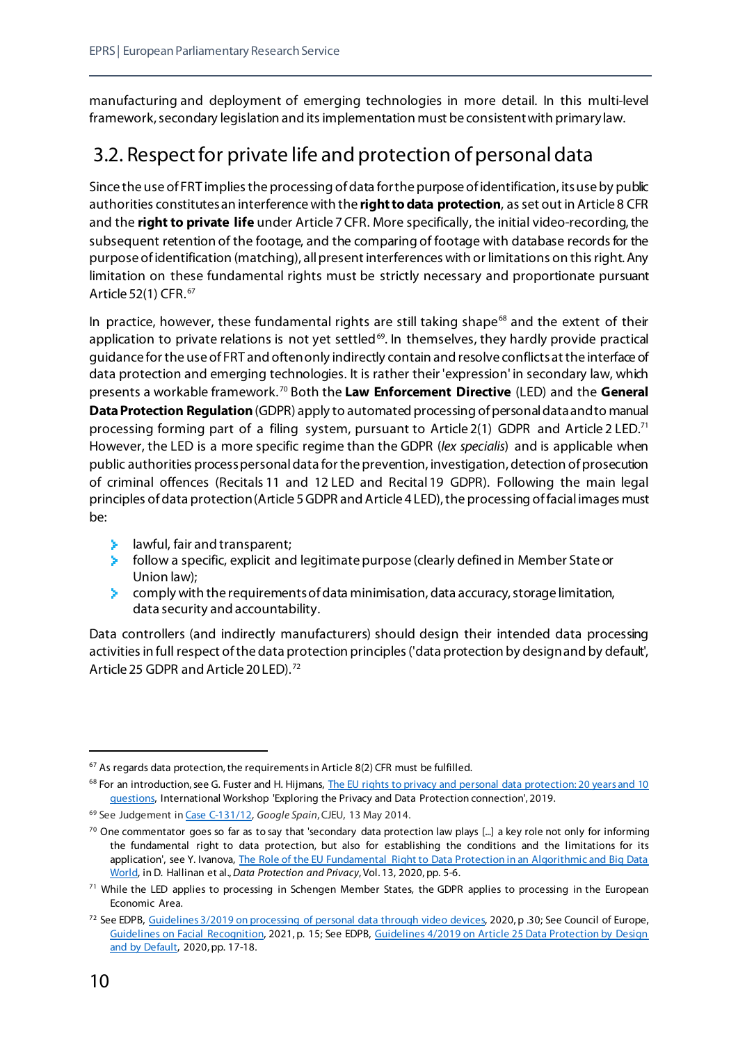manufacturing and deployment of emerging technologies in more detail. In this multi-level framework, secondary legislation and its implementation must be consistent with primary law.

## 3.2. Respect for private life and protection of personal data

Since the use of FRT implies the processing of data for the purpose of identification, its use by public authorities constitutes an interference with the **right to data protection**, as set out in Article 8 CFR and the **right to private life** under Article 7 CFR. More specifically, the initial video-recording, the subsequent retention of the footage, and the comparing of footage with database records for the purpose of identification (matching), all present interferences with or limitations on this right. Any limitation on these fundamental rights must be strictly necessary and proportionate pursuant Article 52(1) CFR.[67]

In practice, however, these fundamental rights are still taking shape[68] and the extent of their application to private relations is not yet settled[69]. In themselves, they hardly provide practical guidance for the use of FRT and often only indirectly contain and resolve conflicts at the interface of data protection and emerging technologies. It is rather their 'expression' in secondary law, which presents a workable framework.[70] Both the **Law Enforcement Directive** (LED) and the **General Data Protection Regulation** (GDPR) apply to automated processing of personal data and to manual processing forming part of a filing system, pursuant to Article 2(1) GDPR and Article 2 LED.[71] However, the LED is a more specific regime than the GDPR (*lex specialis*) and is applicable when public authorities process personal data for the prevention, investigation, detection of prosecution of criminal offences (Recitals 11 and 12 LED and Recital 19 GDPR). Following the main legal principles of data protection (Article 5 GDPR and Article 4 LED), the processing of facial images must be:

- lawful, fair and transparent;
- follow a specific, explicit and legitimate purpose (clearly defined in Member State or Union law);
- comply with the requirements of data minimisation, data accuracy, storage limitation, data security and accountability.

Data controllers (and indirectly manufacturers) should design their intended data processing activities in full respect of the data protection principles ('data protection by design and by default', Article 25 GDPR and Article 20 LED).[72]

---

[67] As regards data protection, the requirements in Article 8(2) CFR must be fulfilled.

[68] For an introduction, see G. Fuster and H. Hijmans, The EU rights to privacy and personal data protection: 20 years and 10 questions, International Workshop 'Exploring the Privacy and Data Protection connection', 2019.

[69] See Judgement in Case C-131/12, *Google Spain*, CJEU, 13 May 2014.

[70] One commentator goes so far as to say that 'secondary data protection law plays [...] a key role not only for informing the fundamental right to data protection, but also for establishing the conditions and the limitations for its application', see Y. Ivanova, The Role of the EU Fundamental Right to Data Protection in an Algorithmic and Big Data World, in D. Hallinan et al., *Data Protection and Privacy*, Vol. 13, 2020, pp. 5-6.

[71] While the LED applies to processing in Schengen Member States, the GDPR applies to processing in the European Economic Area.

[72] See EDPB, Guidelines 3/2019 on processing of personal data through video devices, 2020, p .30; See Council of Europe, Guidelines on Facial Recognition, 2021, p. 15; See EDPB, Guidelines 4/2019 on Article 25 Data Protection by Design and by Default, 2020, pp. 17-18.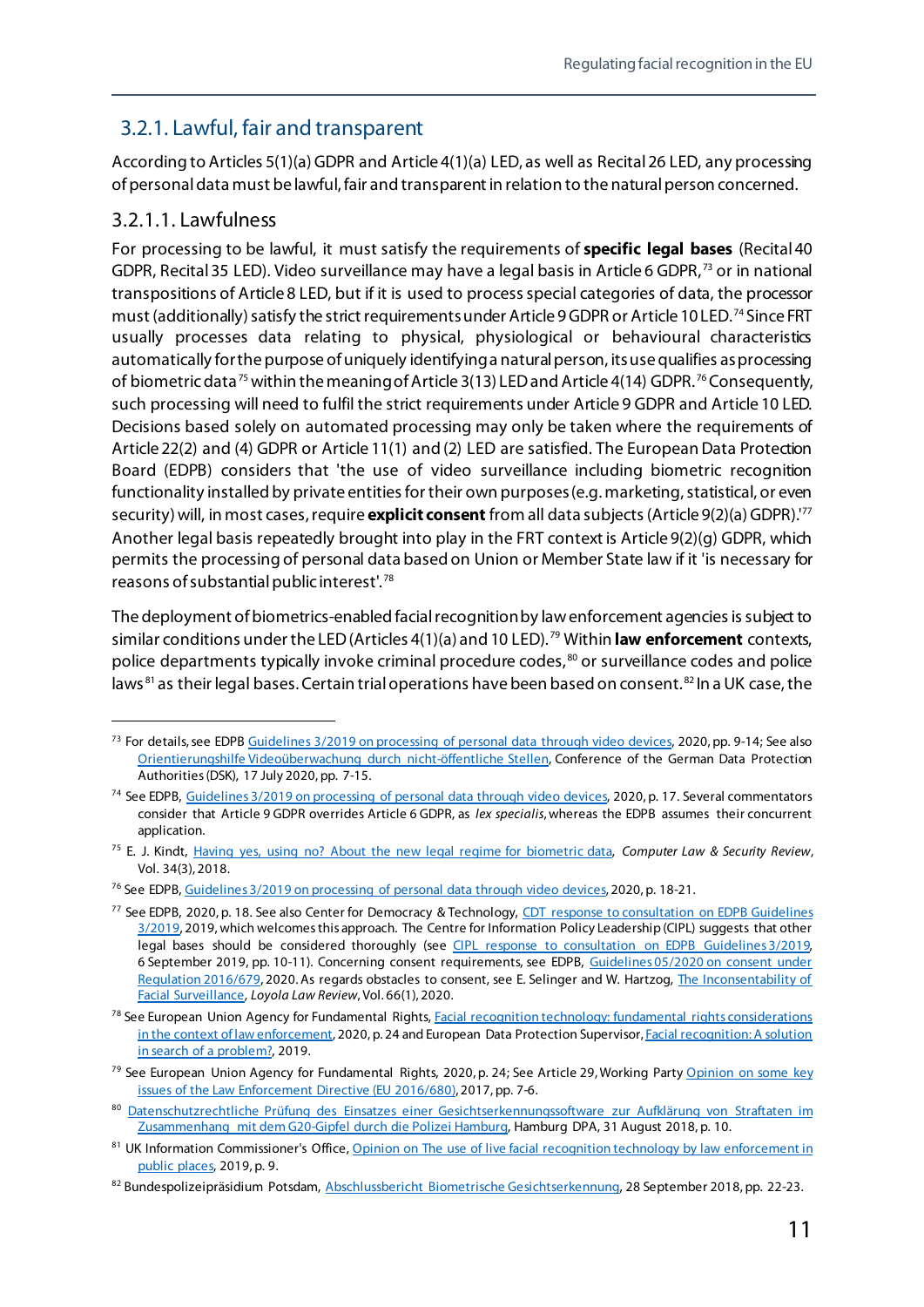## 3.2.1. Lawful, fair and transparent

According to Articles 5(1)(a) GDPR and Article 4(1)(a) LED, as well as Recital 26 LED, any processing of personal data must be lawful, fair and transparent in relation to the natural person concerned.

### 3.2.1.1. Lawfulness

For processing to be lawful, it must satisfy the requirements of **specific legal bases** (Recital 40 GDPR, Recital 35 LED). Video surveillance may have a legal basis in Article 6 GDPR,[73] or in national transpositions of Article 8 LED, but if it is used to process special categories of data, the processor must (additionally) satisfy the strict requirements under Article 9 GDPR or Article 10 LED.[74] Since FRT usually processes data relating to physical, physiological or behavioural characteristics automatically for the purpose of uniquely identifying a natural person, its use qualifies as processing of biometric data[75] within the meaning of Article 3(13) LED and Article 4(14) GDPR.[76] Consequently, such processing will need to fulfil the strict requirements under Article 9 GDPR and Article 10 LED. Decisions based solely on automated processing may only be taken where the requirements of Article 22(2) and (4) GDPR or Article 11(1) and (2) LED are satisfied. The European Data Protection Board (EDPB) considers that 'the use of video surveillance including biometric recognition functionality installed by private entities for their own purposes (e.g. marketing, statistical, or even security) will, in most cases, require **explicit consent** from all data subjects (Article 9(2)(a) GDPR).'[77] Another legal basis repeatedly brought into play in the FRT context is Article 9(2)(g) GDPR, which permits the processing of personal data based on Union or Member State law if it 'is necessary for reasons of substantial public interest'.[78]

The deployment of biometrics-enabled facial recognition by law enforcement agencies is subject to similar conditions under the LED (Articles 4(1)(a) and 10 LED).[79] Within **law enforcement** contexts, police departments typically invoke criminal procedure codes,[80] or surveillance codes and police laws[81] as their legal bases. Certain trial operations have been based on consent.[82] In a UK case, the

---

[73] For details, see EDPB Guidelines 3/2019 on processing of personal data through video devices, 2020, pp. 9-14; See also Orientierungshilfe Videoüberwachung durch nicht-öffentliche Stellen, Conference of the German Data Protection Authorities (DSK), 17 July 2020, pp. 7-15.

[74] See EDPB, Guidelines 3/2019 on processing of personal data through video devices, 2020, p. 17. Several commentators consider that Article 9 GDPR overrides Article 6 GDPR, as *lex specialis*, whereas the EDPB assumes their concurrent application.

[75] E. J. Kindt, Having yes, using no? About the new legal regime for biometric data, *Computer Law & Security Review*, Vol. 34(3), 2018.

[76] See EDPB, Guidelines 3/2019 on processing of personal data through video devices, 2020, p. 18-21.

[77] See EDPB, 2020, p. 18. See also Center for Democracy & Technology, CDT response to consultation on EDPB Guidelines 3/2019, 2019, which welcomes this approach. The Centre for Information Policy Leadership (CIPL) suggests that other legal bases should be considered thoroughly (see CIPL response to consultation on EDPB Guidelines 3/2019, 6 September 2019, pp. 10-11). Concerning consent requirements, see EDPB, Guidelines 05/2020 on consent under Regulation 2016/679, 2020. As regards obstacles to consent, see E. Selinger and W. Hartzog, The Inconsentability of Facial Surveillance, *Loyola Law Review*, Vol. 66(1), 2020.

[78] See European Union Agency for Fundamental Rights, Facial recognition technology: fundamental rights considerations in the context of law enforcement, 2020, p. 24 and European Data Protection Supervisor, Facial recognition: A solution in search of a problem?, 2019.

[79] See European Union Agency for Fundamental Rights, 2020, p. 24; See Article 29, Working Party Opinion on some key issues of the Law Enforcement Directive (EU 2016/680), 2017, pp. 7-6.

[80] Datenschutzrechtliche Prüfung des Einsatzes einer Gesichtserkennungssoftware zur Aufklärung von Straftaten im Zusammenhang mit dem G20-Gipfel durch die Polizei Hamburg, Hamburg DPA, 31 August 2018, p. 10.

[81] UK Information Commissioner's Office, Opinion on The use of live facial recognition technology by law enforcement in public places, 2019, p. 9.

[82] Bundespolizeipräsidium Potsdam, Abschlussbericht Biometrische Gesichtserkennung, 28 September 2018, pp. 22-23.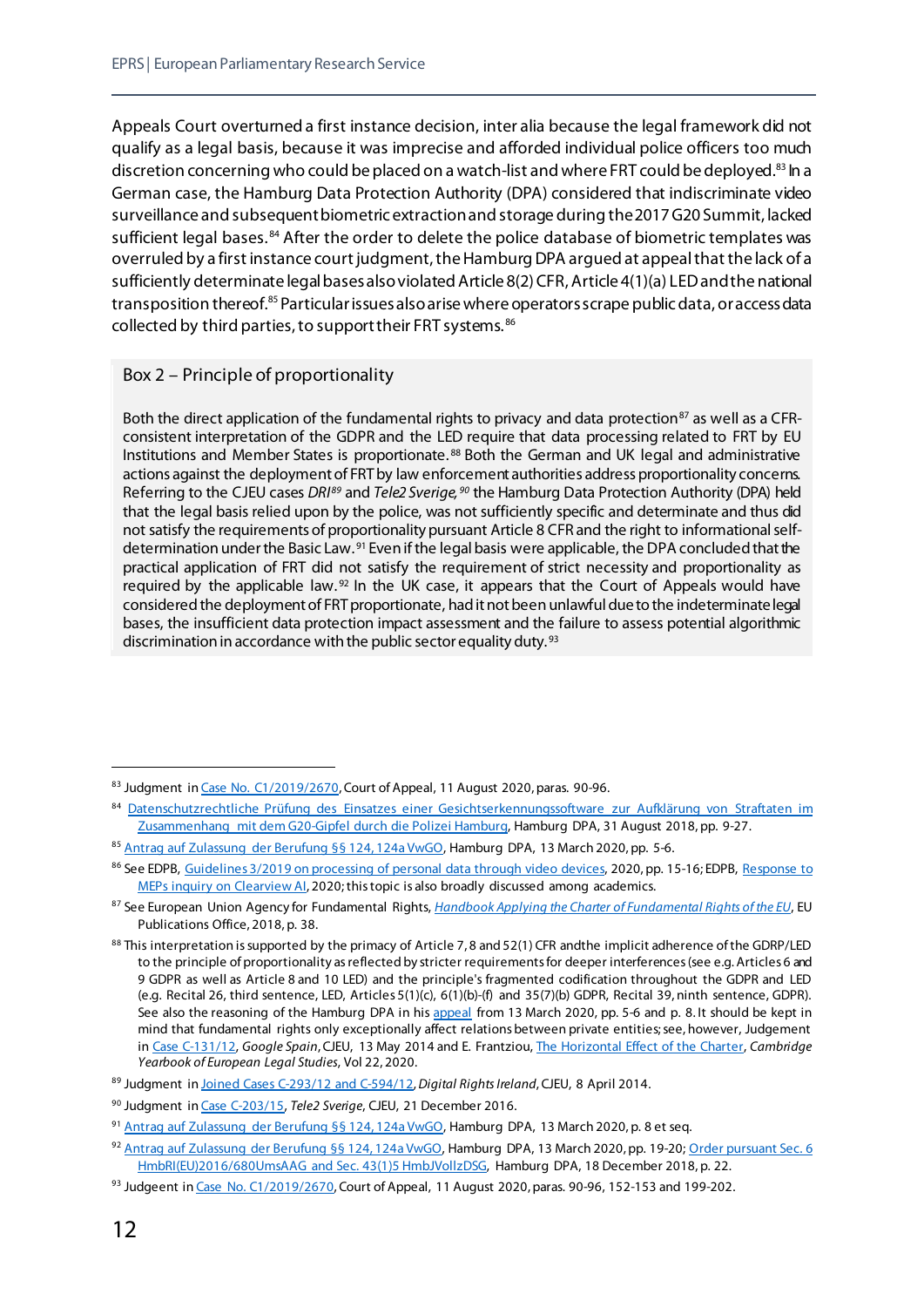Appeals Court overturned a first instance decision, inter alia because the legal framework did not qualify as a legal basis, because it was imprecise and afforded individual police officers too much discretion concerning who could be placed on a watch-list and where FRT could be deployed.[83] In a German case, the Hamburg Data Protection Authority (DPA) considered that indiscriminate video surveillance and subsequent biometric extraction and storage during the 2017 G20 Summit, lacked sufficient legal bases.[84] After the order to delete the police database of biometric templates was overruled by a first instance court judgment, the Hamburg DPA argued at appeal that the lack of a sufficiently determinate legal bases also violated Article 8(2) CFR, Article 4(1)(a) LED and the national transposition thereof.[85] Particular issues also arise where operators scrape public data, or access data collected by third parties, to support their FRT systems.[86]

### Box 2 – Principle of proportionality

Both the direct application of the fundamental rights to privacy and data protection[87] as well as a CFR-consistent interpretation of the GDPR and the LED require that data processing related to FRT by EU Institutions and Member States is proportionate.[88] Both the German and UK legal and administrative actions against the deployment of FRT by law enforcement authorities address proportionality concerns. Referring to the CJEU cases *DRI*[89] and *Tele2 Sverige*,[90] the Hamburg Data Protection Authority (DPA) held that the legal basis relied upon by the police, was not sufficiently specific and determinate and thus did not satisfy the requirements of proportionality pursuant Article 8 CFR and the right to informational self-determination under the Basic Law.[91] Even if the legal basis were applicable, the DPA concluded that the practical application of FRT did not satisfy the requirement of strict necessity and proportionality as required by the applicable law.[92] In the UK case, it appears that the Court of Appeals would have considered the deployment of FRT proportionate, had it not been unlawful due to the indeterminate legal bases, the insufficient data protection impact assessment and the failure to assess potential algorithmic discrimination in accordance with the public sector equality duty.[93]

---

[83] Judgment in Case No. C1/2019/2670, Court of Appeal, 11 August 2020, paras. 90-96.

[84] Datenschutzrechtliche Prüfung des Einsatzes einer Gesichtserkennungssoftware zur Aufklärung von Straftaten im Zusammenhang mit dem G20-Gipfel durch die Polizei Hamburg, Hamburg DPA, 31 August 2018, pp. 9-27.

[85] Antrag auf Zulassung der Berufung §§ 124, 124a VwGO, Hamburg DPA, 13 March 2020, pp. 5-6.

[86] See EDPB, Guidelines 3/2019 on processing of personal data through video devices, 2020, pp. 15-16; EDPB, Response to MEPs inquiry on Clearview AI, 2020; this topic is also broadly discussed among academics.

[87] See European Union Agency for Fundamental Rights, *Handbook Applying the Charter of Fundamental Rights of the EU*, EU Publications Office, 2018, p. 38.

[88] This interpretation is supported by the primacy of Article 7, 8 and 52(1) CFR andthe implicit adherence of the GDRP/LED to the principle of proportionality as reflected by stricter requirements for deeper interferences (see e.g. Articles 6 and 9 GDPR as well as Article 8 and 10 LED) and the principle's fragmented codification throughout the GDPR and LED (e.g. Recital 26, third sentence, LED, Articles 5(1)(c), 6(1)(b)-(f) and 35(7)(b) GDPR, Recital 39, ninth sentence, GDPR). See also the reasoning of the Hamburg DPA in his appeal from 13 March 2020, pp. 5-6 and p. 8. It should be kept in mind that fundamental rights only exceptionally affect relations between private entities; see, however, Judgement in Case C-131/12, *Google Spain*, CJEU, 13 May 2014 and E. Frantziou, The Horizontal Effect of the Charter, *Cambridge Yearbook of European Legal Studies*, Vol 22, 2020.

[89] Judgment in Joined Cases C-293/12 and C-594/12, *Digital Rights Ireland*, CJEU, 8 April 2014.

[90] Judgment in Case C-203/15, *Tele2 Sverige*, CJEU, 21 December 2016.

[91] Antrag auf Zulassung der Berufung §§ 124, 124a VwGO, Hamburg DPA, 13 March 2020, p. 8 et seq.

[92] Antrag auf Zulassung der Berufung §§ 124, 124a VwGO, Hamburg DPA, 13 March 2020, pp. 19-20; Order pursuant Sec. 6 HmbRI(EU)2016/680UmsAAG and Sec. 43(1)5 HmbJVollzDSG, Hamburg DPA, 18 December 2018, p. 22.

[93] Judgeent in Case No. C1/2019/2670, Court of Appeal, 11 August 2020, paras. 90-96, 152-153 and 199-202.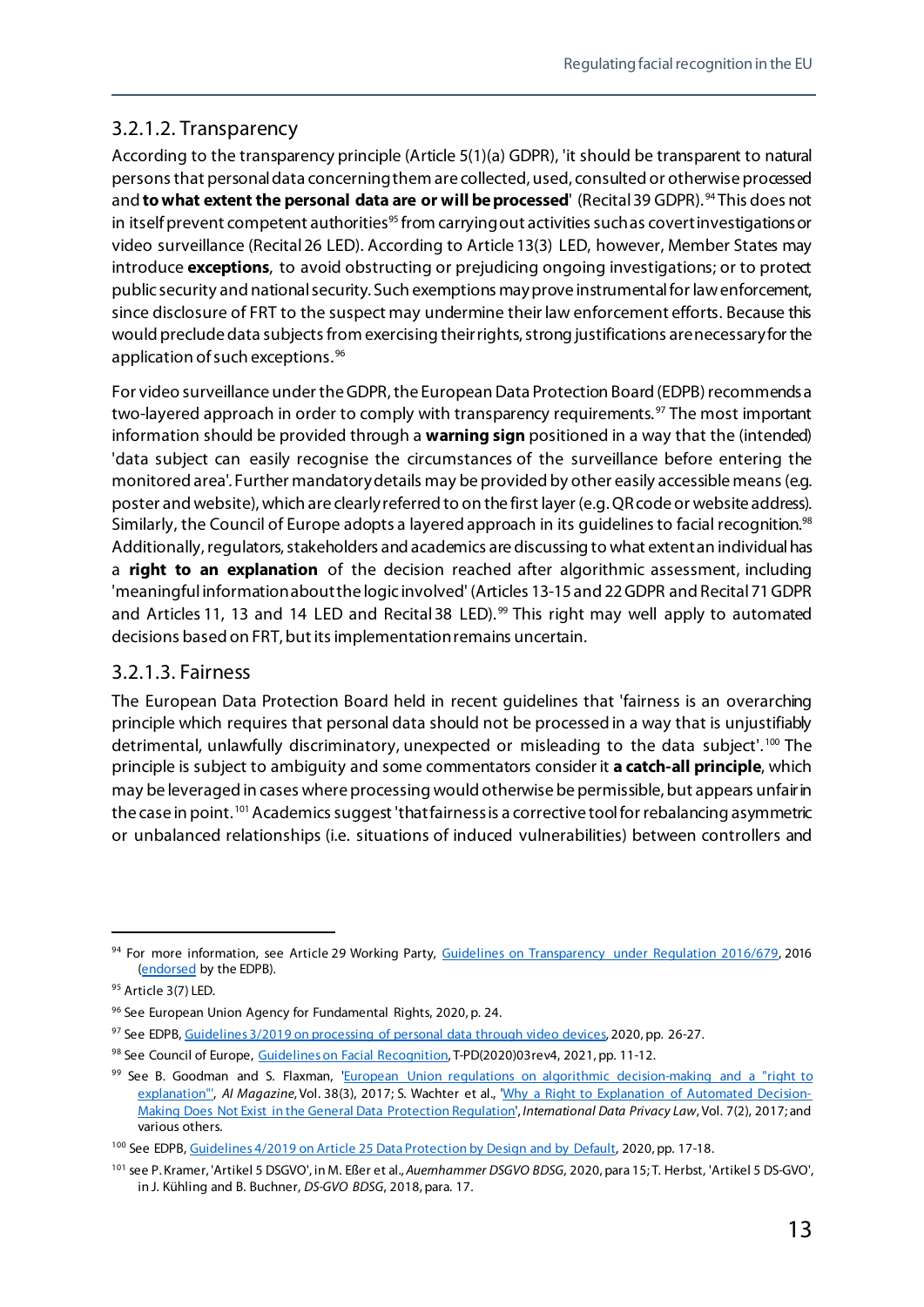### 3.2.1.2. Transparency

According to the transparency principle (Article 5(1)(a) GDPR), 'it should be transparent to natural persons that personal data concerning them are collected, used, consulted or otherwise processed and **to what extent the personal data are or will be processed**' (Recital 39 GDPR).[94] This does not in itself prevent competent authorities[95] from carrying out activities such as covert investigations or video surveillance (Recital 26 LED). According to Article 13(3) LED, however, Member States may introduce **exceptions**, to avoid obstructing or prejudicing ongoing investigations; or to protect public security and national security. Such exemptions may prove instrumental for law enforcement, since disclosure of FRT to the suspect may undermine their law enforcement efforts. Because this would preclude data subjects from exercising their rights, strong justifications are necessary for the application of such exceptions.[96]

For video surveillance under the GDPR, the European Data Protection Board (EDPB) recommends a two-layered approach in order to comply with transparency requirements.[97] The most important information should be provided through a **warning sign** positioned in a way that the (intended) 'data subject can easily recognise the circumstances of the surveillance before entering the monitored area'. Further mandatory details may be provided by other easily accessible means (e.g. poster and website), which are clearly referred to on the first layer (e.g. QR code or website address). Similarly, the Council of Europe adopts a layered approach in its guidelines to facial recognition.[98] Additionally, regulators, stakeholders and academics are discussing to what extent an individual has a **right to an explanation** of the decision reached after algorithmic assessment, including 'meaningful information about the logic involved' (Articles 13-15 and 22 GDPR and Recital 71 GDPR and Articles 11, 13 and 14 LED and Recital 38 LED).[99] This right may well apply to automated decisions based on FRT, but its implementation remains uncertain.

### 3.2.1.3. Fairness

The European Data Protection Board held in recent guidelines that 'fairness is an overarching principle which requires that personal data should not be processed in a way that is unjustifiably detrimental, unlawfully discriminatory, unexpected or misleading to the data subject'.[100] The principle is subject to ambiguity and some commentators consider it **a catch-all principle**, which may be leveraged in cases where processing would otherwise be permissible, but appears unfair in the case in point.[101] Academics suggest 'that fairness is a corrective tool for rebalancing asymmetric or unbalanced relationships (i.e. situations of induced vulnerabilities) between controllers and

---

[94] For more information, see Article 29 Working Party, Guidelines on Transparency under Regulation 2016/679, 2016 (endorsed by the EDPB).

[95] Article 3(7) LED.

[96] See European Union Agency for Fundamental Rights, 2020, p. 24.

[97] See EDPB, Guidelines 3/2019 on processing of personal data through video devices, 2020, pp. 26-27.

[98] See Council of Europe, Guidelines on Facial Recognition, T-PD(2020)03rev4, 2021, pp. 11-12.

[99] See B. Goodman and S. Flaxman, 'European Union regulations on algorithmic decision-making and a "right to explanation"', *AI Magazine*, Vol. 38(3), 2017; S. Wachter et al., 'Why a Right to Explanation of Automated Decision-Making Does Not Exist in the General Data Protection Regulation', *International Data Privacy Law*, Vol. 7(2), 2017; and various others.

[100] See EDPB, Guidelines 4/2019 on Article 25 Data Protection by Design and by Default, 2020, pp. 17-18.

[101] see P. Kramer, 'Artikel 5 DSGVO', in M. Eßer et al., *Auernhammer DSGVO BDSG*, 2020, para 15; T. Herbst, 'Artikel 5 DS-GVO', in J. Kühling and B. Buchner, *DS-GVO BDSG*, 2018, para. 17.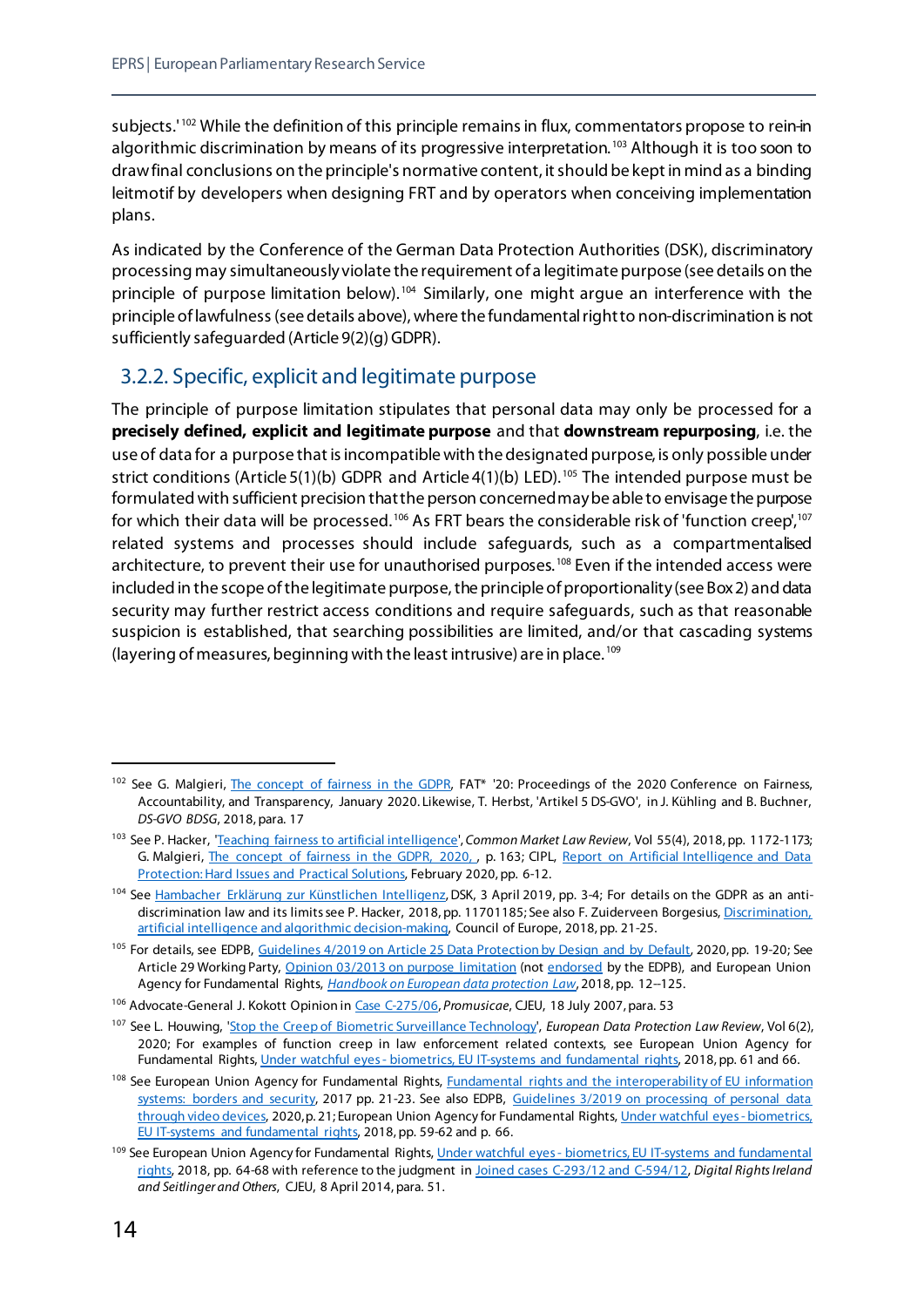subjects.'[102] While the definition of this principle remains in flux, commentators propose to rein-in algorithmic discrimination by means of its progressive interpretation.[103] Although it is too soon to draw final conclusions on the principle's normative content, it should be kept in mind as a binding leitmotif by developers when designing FRT and by operators when conceiving implementation plans.

As indicated by the Conference of the German Data Protection Authorities (DSK), discriminatory processing may simultaneously violate the requirement of a legitimate purpose (see details on the principle of purpose limitation below).[104] Similarly, one might argue an interference with the principle of lawfulness (see details above), where the fundamental right to non-discrimination is not sufficiently safeguarded (Article 9(2)(g) GDPR).

## 3.2.2. Specific, explicit and legitimate purpose

The principle of purpose limitation stipulates that personal data may only be processed for a **precisely defined, explicit and legitimate purpose** and that **downstream repurposing**, i.e. the use of data for a purpose that is incompatible with the designated purpose, is only possible under strict conditions (Article 5(1)(b) GDPR and Article 4(1)(b) LED).[105] The intended purpose must be formulated with sufficient precision that the person concerned may be able to envisage the purpose for which their data will be processed.[106] As FRT bears the considerable risk of 'function creep',[107] related systems and processes should include safeguards, such as a compartmentalised architecture, to prevent their use for unauthorised purposes.[108] Even if the intended access were included in the scope of the legitimate purpose, the principle of proportionality (see Box 2) and data security may further restrict access conditions and require safeguards, such as that reasonable suspicion is established, that searching possibilities are limited, and/or that cascading systems (layering of measures, beginning with the least intrusive) are in place.[109]

---

[102] See G. Malgieri, The concept of fairness in the GDPR, FAT* '20: Proceedings of the 2020 Conference on Fairness, Accountability, and Transparency, January 2020. Likewise, T. Herbst, 'Artikel 5 DS-GVO', in J. Kühling and B. Buchner, *DS-GVO BDSG*, 2018, para. 17

[103] See P. Hacker, 'Teaching fairness to artificial intelligence', *Common Market Law Review*, Vol 55(4), 2018, pp. 1172-1173; G. Malgieri, The concept of fairness in the GDPR, 2020, , p. 163; CIPL, Report on Artificial Intelligence and Data Protection: Hard Issues and Practical Solutions, February 2020, pp. 6-12.

[104] See Hambacher Erklärung zur Künstlichen Intelligenz, DSK, 3 April 2019, pp. 3-4; For details on the GDPR as an anti-discrimination law and its limits see P. Hacker, 2018, pp. 11701185; See also F. Zuiderveen Borgesius, Discrimination, artificial intelligence and algorithmic decision-making, Council of Europe, 2018, pp. 21-25.

[105] For details, see EDPB, Guidelines 4/2019 on Article 25 Data Protection by Design and by Default, 2020, pp. 19-20; See Article 29 Working Party, Opinion 03/2013 on purpose limitation (not endorsed by the EDPB), and European Union Agency for Fundamental Rights, *Handbook on European data protection Law*, 2018, pp. 12--125.

[106] Advocate-General J. Kokott Opinion in Case C-275/06, *Promusicae*, CJEU, 18 July 2007, para. 53

[107] See L. Houwing, 'Stop the Creep of Biometric Surveillance Technology', *European Data Protection Law Review*, Vol 6(2), 2020; For examples of function creep in law enforcement related contexts, see European Union Agency for Fundamental Rights, Under watchful eyes - biometrics, EU IT-systems and fundamental rights, 2018, pp. 61 and 66.

[108] See European Union Agency for Fundamental Rights, Fundamental rights and the interoperability of EU information systems: borders and security, 2017 pp. 21-23. See also EDPB, Guidelines 3/2019 on processing of personal data through video devices, 2020, p. 21; European Union Agency for Fundamental Rights, Under watchful eyes - biometrics, EU IT-systems and fundamental rights, 2018, pp. 59-62 and p. 66.

[109] See European Union Agency for Fundamental Rights, Under watchful eyes - biometrics, EU IT-systems and fundamental rights, 2018, pp. 64-68 with reference to the judgment in Joined cases C-293/12 and C-594/12, *Digital Rights Ireland and Seitlinger and Others*, CJEU, 8 April 2014, para. 51.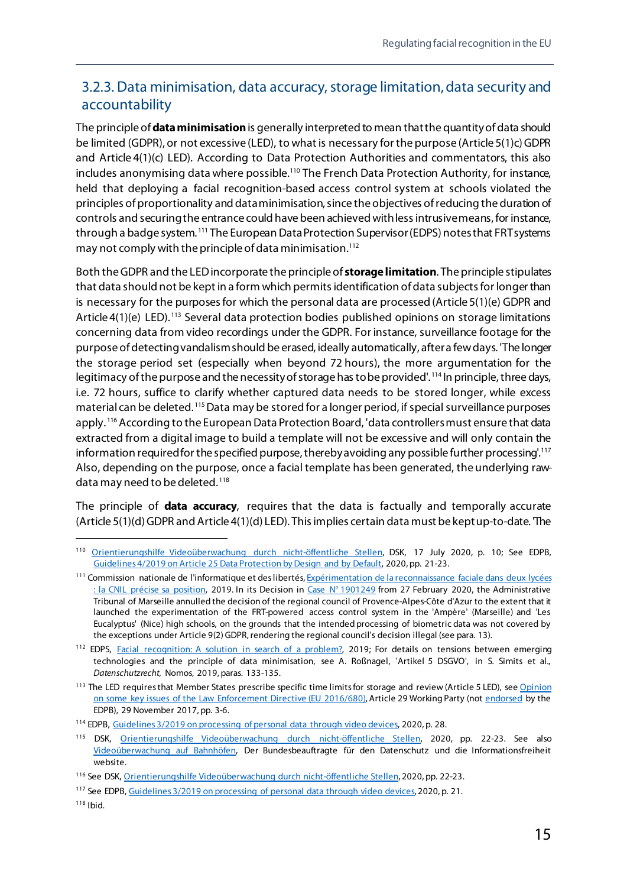### 3.2.3. Data minimisation, data accuracy, storage limitation, data security and accountability

The principle of **data minimisation** is generally interpreted to mean that the quantity of data should be limited (GDPR), or not excessive (LED), to what is necessary for the purpose (Article 5(1)c) GDPR and Article 4(1)(c) LED). According to Data Protection Authorities and commentators, this also includes anonymising data where possible.[110] The French Data Protection Authority, for instance, held that deploying a facial recognition-based access control system at schools violated the principles of proportionality and data minimisation, since the objectives of reducing the duration of controls and securing the entrance could have been achieved with less intrusive means, for instance, through a badge system.[111] The European Data Protection Supervisor (EDPS) notes that FRT systems may not comply with the principle of data minimisation.[112]

Both the GDPR and the LED incorporate the principle of **storage limitation**. The principle stipulates that data should not be kept in a form which permits identification of data subjects for longer than is necessary for the purposes for which the personal data are processed (Article 5(1)(e) GDPR and Article 4(1)(e) LED).[113] Several data protection bodies published opinions on storage limitations concerning data from video recordings under the GDPR. For instance, surveillance footage for the purpose of detecting vandalism should be erased, ideally automatically, after a few days. 'The longer the storage period set (especially when beyond 72 hours), the more argumentation for the legitimacy of the purpose and the necessity of storage has to be provided'.[114] In principle, three days, i.e. 72 hours, suffice to clarify whether captured data needs to be stored longer, while excess material can be deleted.[115] Data may be stored for a longer period, if special surveillance purposes apply.[116] According to the European Data Protection Board, 'data controllers must ensure that data extracted from a digital image to build a template will not be excessive and will only contain the information required for the specified purpose, thereby avoiding any possible further processing'.[117] Also, depending on the purpose, once a facial template has been generated, the underlying raw-data may need to be deleted.[118]

The principle of **data accuracy**, requires that the data is factually and temporally accurate (Article 5(1)(d) GDPR and Article 4(1)(d) LED). This implies certain data must be kept up-to-date. 'The

---

[110] Orientierungshilfe Videoüberwachung durch nicht-öffentliche Stellen, DSK, 17 July 2020, p. 10; See EDPB, Guidelines 4/2019 on Article 25 Data Protection by Design and by Default, 2020, pp. 21-23.

[111] Commission nationale de l'informatique et des libertés, Expérimentation de la reconnaissance faciale dans deux lycées : la CNIL précise sa position, 2019. In its Decision in Case N° 1901249 from 27 February 2020, the Administrative Tribunal of Marseille annulled the decision of the regional council of Provence-Alpes-Côte d'Azur to the extent that it launched the experimentation of the FRT-powered access control system in the 'Ampère' (Marseille) and 'Les Eucalyptus' (Nice) high schools, on the grounds that the intended processing of biometric data was not covered by the exceptions under Article 9(2) GDPR, rendering the regional council's decision illegal (see para. 13).

[112] EDPS, Facial recognition: A solution in search of a problem?, 2019; For details on tensions between emerging technologies and the principle of data minimisation, see A. Roßnagel, 'Artikel 5 DSGVO', in S. Simits et al., *Datenschutzrecht*, Nomos, 2019, paras. 133-135.

[113] The LED requires that Member States prescribe specific time limits for storage and review (Article 5 LED), see Opinion on some key issues of the Law Enforcement Directive (EU 2016/680), Article 29 Working Party (not endorsed by the EDPB), 29 November 2017, pp. 3-6.

[114] EDPB, Guidelines 3/2019 on processing of personal data through video devices, 2020, p. 28.

[115] DSK, Orientierungshilfe Videoüberwachung durch nicht-öffentliche Stellen, 2020, pp. 22-23. See also Videoüberwachung auf Bahnhöfen, Der Bundesbeauftragte für den Datenschutz und die Informationsfreiheit website.

[116] See DSK, Orientierungshilfe Videoüberwachung durch nicht-öffentliche Stellen, 2020, pp. 22-23.

[117] See EDPB, Guidelines 3/2019 on processing of personal data through video devices, 2020, p. 21.

[118] Ibid.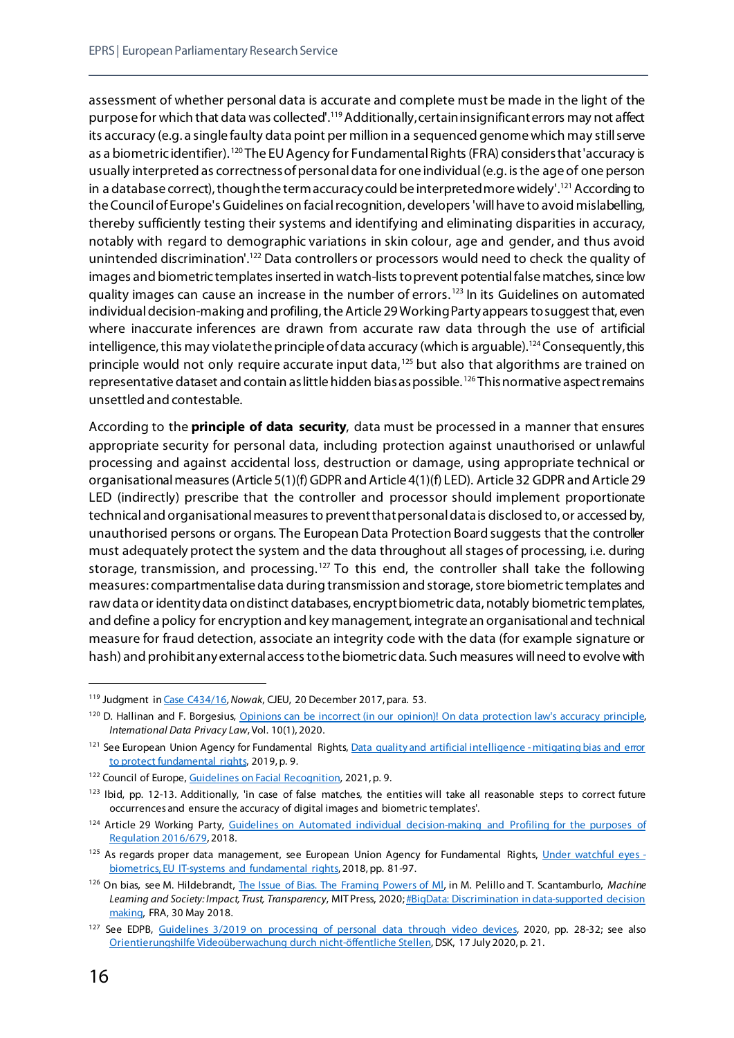assessment of whether personal data is accurate and complete must be made in the light of the purpose for which that data was collected'.[119] Additionally, certain insignificant errors may not affect its accuracy (e.g. a single faulty data point per million in a sequenced genome which may still serve as a biometric identifier).[120] The EU Agency for Fundamental Rights (FRA) considers that 'accuracy is usually interpreted as correctness of personal data for one individual (e.g. is the age of one person in a database correct), though the term accuracy could be interpreted more widely'.[121] According to the Council of Europe's Guidelines on facial recognition, developers 'will have to avoid mislabelling, thereby sufficiently testing their systems and identifying and eliminating disparities in accuracy, notably with regard to demographic variations in skin colour, age and gender, and thus avoid unintended discrimination'.[122] Data controllers or processors would need to check the quality of images and biometric templates inserted in watch-lists to prevent potential false matches, since low quality images can cause an increase in the number of errors.[123] In its Guidelines on automated individual decision-making and profiling, the Article 29 Working Party appears to suggest that, even where inaccurate inferences are drawn from accurate raw data through the use of artificial intelligence, this may violate the principle of data accuracy (which is arguable).[124] Consequently, this principle would not only require accurate input data,[125] but also that algorithms are trained on representative dataset and contain as little hidden bias as possible.[126] This normative aspect remains unsettled and contestable.

According to the **principle of data security**, data must be processed in a manner that ensures appropriate security for personal data, including protection against unauthorised or unlawful processing and against accidental loss, destruction or damage, using appropriate technical or organisational measures (Article 5(1)(f) GDPR and Article 4(1)(f) LED). Article 32 GDPR and Article 29 LED (indirectly) prescribe that the controller and processor should implement proportionate technical and organisational measures to prevent that personal data is disclosed to, or accessed by, unauthorised persons or organs. The European Data Protection Board suggests that the controller must adequately protect the system and the data throughout all stages of processing, i.e. during storage, transmission, and processing.[127] To this end, the controller shall take the following measures: compartmentalise data during transmission and storage, store biometric templates and raw data or identity data on distinct databases, encrypt biometric data, notably biometric templates, and define a policy for encryption and key management, integrate an organisational and technical measure for fraud detection, associate an integrity code with the data (for example signature or hash) and prohibit any external access to the biometric data. Such measures will need to evolve with

---

[119] Judgment in Case C434/16, *Nowak*, CJEU, 20 December 2017, para. 53.

[120] D. Hallinan and F. Borgesius, Opinions can be incorrect (in our opinion)! On data protection law's accuracy principle, *International Data Privacy Law*, Vol. 10(1), 2020.

[121] See European Union Agency for Fundamental Rights, Data quality and artificial intelligence - mitigating bias and error to protect fundamental rights, 2019, p. 9.

[122] Council of Europe, Guidelines on Facial Recognition, 2021, p. 9.

[123] Ibid, pp. 12-13. Additionally, 'in case of false matches, the entities will take all reasonable steps to correct future occurrences and ensure the accuracy of digital images and biometric templates'.

[124] Article 29 Working Party, Guidelines on Automated individual decision-making and Profiling for the purposes of Regulation 2016/679, 2018.

[125] As regards proper data management, see European Union Agency for Fundamental Rights, Under watchful eyes - biometrics, EU IT-systems and fundamental rights, 2018, pp. 81-97.

[126] On bias, see M. Hildebrandt, The Issue of Bias. The Framing Powers of Ml, in M. Pelillo and T. Scantamburlo, *Machine Learning and Society: Impact, Trust, Transparency*, MIT Press, 2020; #BigData: Discrimination in data-supported decision making, FRA, 30 May 2018.

[127] See EDPB, Guidelines 3/2019 on processing of personal data through video devices, 2020, pp. 28-32; see also Orientierungshilfe Videoüberwachung durch nicht-öffentliche Stellen, DSK, 17 July 2020, p. 21.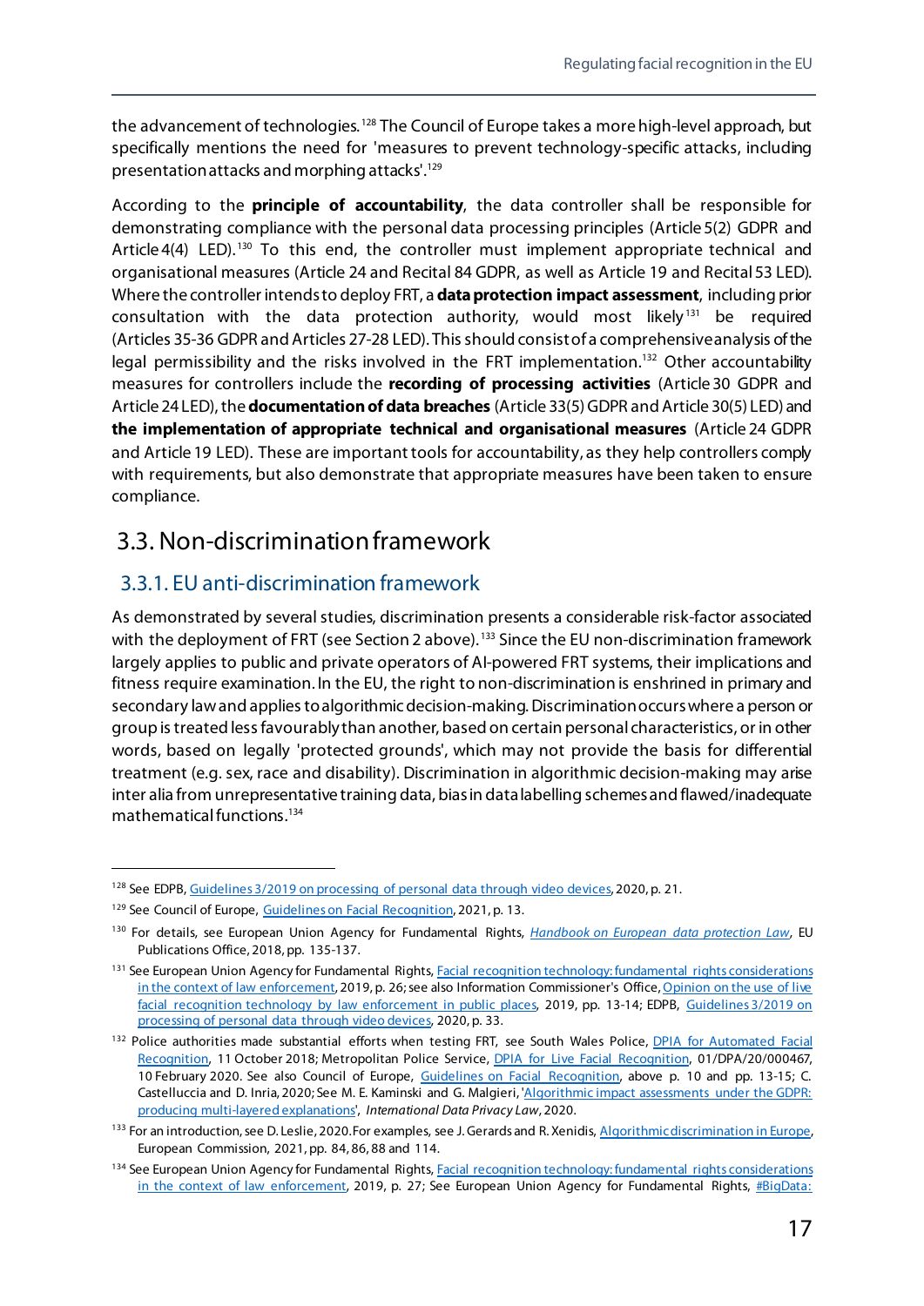the advancement of technologies.[128] The Council of Europe takes a more high-level approach, but specifically mentions the need for 'measures to prevent technology-specific attacks, including presentation attacks and morphing attacks'.[129]

According to the **principle of accountability**, the data controller shall be responsible for demonstrating compliance with the personal data processing principles (Article 5(2) GDPR and Article 4(4) LED).[130] To this end, the controller must implement appropriate technical and organisational measures (Article 24 and Recital 84 GDPR, as well as Article 19 and Recital 53 LED). Where the controller intends to deploy FRT, a **data protection impact assessment**, including prior consultation with the data protection authority, would most likely[131] be required (Articles 35-36 GDPR and Articles 27-28 LED). This should consist of a comprehensive analysis of the legal permissibility and the risks involved in the FRT implementation.[132] Other accountability measures for controllers include the **recording of processing activities** (Article 30 GDPR and Article 24 LED), the **documentation of data breaches** (Article 33(5) GDPR and Article 30(5) LED) and **the implementation of appropriate technical and organisational measures** (Article 24 GDPR and Article 19 LED). These are important tools for accountability, as they help controllers comply with requirements, but also demonstrate that appropriate measures have been taken to ensure compliance.

## 3.3. Non-discrimination framework

### 3.3.1. EU anti-discrimination framework

As demonstrated by several studies, discrimination presents a considerable risk-factor associated with the deployment of FRT (see Section 2 above).[133] Since the EU non-discrimination framework largely applies to public and private operators of AI-powered FRT systems, their implications and fitness require examination. In the EU, the right to non-discrimination is enshrined in primary and secondary law and applies to algorithmic decision-making. Discrimination occurs where a person or group is treated less favourably than another, based on certain personal characteristics, or in other words, based on legally 'protected grounds', which may not provide the basis for differential treatment (e.g. sex, race and disability). Discrimination in algorithmic decision-making may arise inter alia from unrepresentative training data, bias in data labelling schemes and flawed/inadequate mathematical functions.[134]

---

[128] See EDPB, Guidelines 3/2019 on processing of personal data through video devices, 2020, p. 21.

[129] See Council of Europe, Guidelines on Facial Recognition, 2021, p. 13.

[130] For details, see European Union Agency for Fundamental Rights, *Handbook on European data protection Law*, EU Publications Office, 2018, pp. 135-137.

[131] See European Union Agency for Fundamental Rights, Facial recognition technology: fundamental rights considerations in the context of law enforcement, 2019, p. 26; see also Information Commissioner's Office, Opinion on the use of live facial recognition technology by law enforcement in public places, 2019, pp. 13-14; EDPB, Guidelines 3/2019 on processing of personal data through video devices, 2020, p. 33.

[132] Police authorities made substantial efforts when testing FRT, see South Wales Police, DPIA for Automated Facial Recognition, 11 October 2018; Metropolitan Police Service, DPIA for Live Facial Recognition, 01/DPA/20/000467, 10 February 2020. See also Council of Europe, Guidelines on Facial Recognition, above p. 10 and pp. 13-15; C. Castelluccia and D. Inria, 2020; See M. E. Kaminski and G. Malgieri, 'Algorithmic impact assessments under the GDPR: producing multi-layered explanations', *International Data Privacy Law*, 2020.

[133] For an introduction, see D. Leslie, 2020. For examples, see J. Gerards and R. Xenidis, Algorithmic discrimination in Europe, European Commission, 2021, pp. 84, 86, 88 and 114.

[134] See European Union Agency for Fundamental Rights, Facial recognition technology: fundamental rights considerations in the context of law enforcement, 2019, p. 27; See European Union Agency for Fundamental Rights, #BigData: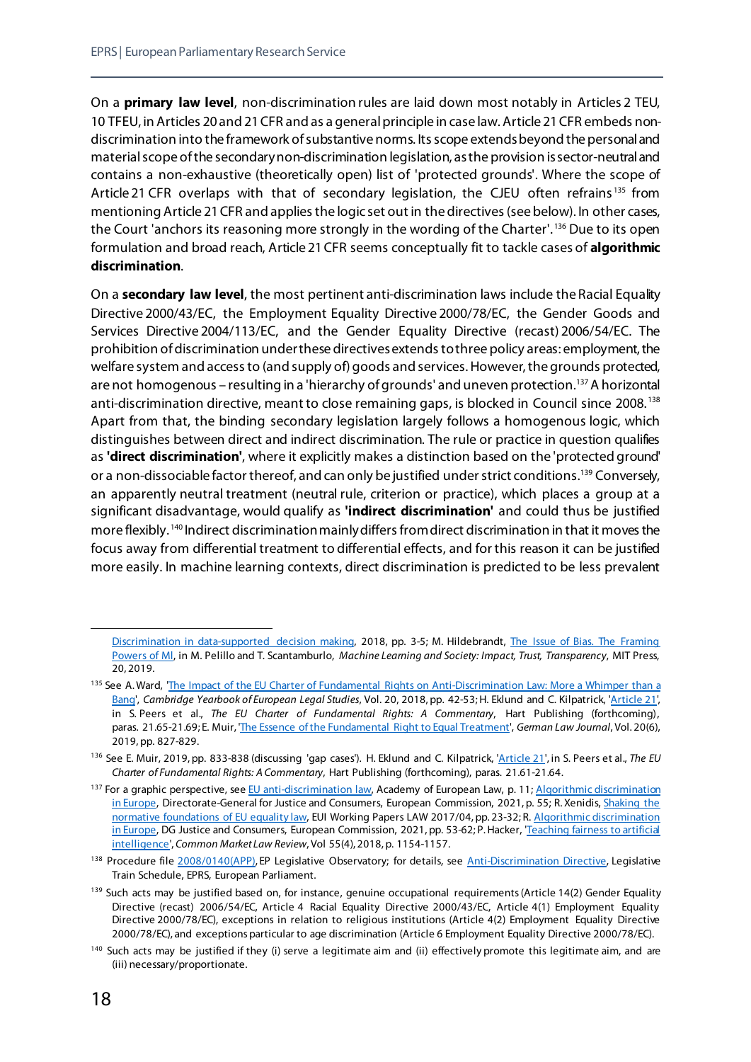On a **primary law level**, non-discrimination rules are laid down most notably in Articles 2 TEU, 10 TFEU, in Articles 20 and 21 CFR and as a general principle in case law. Article 21 CFR embeds non-discrimination into the framework of substantive norms. Its scope extends beyond the personal and material scope of the secondary non-discrimination legislation, as the provision is sector-neutral and contains a non-exhaustive (theoretically open) list of 'protected grounds'. Where the scope of Article 21 CFR overlaps with that of secondary legislation, the CJEU often refrains[135] from mentioning Article 21 CFR and applies the logic set out in the directives (see below). In other cases, the Court 'anchors its reasoning more strongly in the wording of the Charter'.[136] Due to its open formulation and broad reach, Article 21 CFR seems conceptually fit to tackle cases of **algorithmic discrimination**.

On a **secondary law level**, the most pertinent anti-discrimination laws include the Racial Equality Directive 2000/43/EC, the Employment Equality Directive 2000/78/EC, the Gender Goods and Services Directive 2004/113/EC, and the Gender Equality Directive (recast) 2006/54/EC. The prohibition of discrimination under these directives extends to three policy areas: employment, the welfare system and access to (and supply of) goods and services. However, the grounds protected, are not homogenous – resulting in a 'hierarchy of grounds' and uneven protection.[137] A horizontal anti-discrimination directive, meant to close remaining gaps, is blocked in Council since 2008.[138] Apart from that, the binding secondary legislation largely follows a homogenous logic, which distinguishes between direct and indirect discrimination. The rule or practice in question qualifies as **'direct discrimination'**, where it explicitly makes a distinction based on the 'protected ground' or a non-dissociable factor thereof, and can only be justified under strict conditions.[139] Conversely, an apparently neutral treatment (neutral rule, criterion or practice), which places a group at a significant disadvantage, would qualify as **'indirect discrimination'** and could thus be justified more flexibly.[140] Indirect discrimination mainly differs from direct discrimination in that it moves the focus away from differential treatment to differential effects, and for this reason it can be justified more easily. In machine learning contexts, direct discrimination is predicted to be less prevalent

---

Discrimination in data-supported decision making, 2018, pp. 3-5; M. Hildebrandt, The Issue of Bias. The Framing Powers of Ml, in M. Pelillo and T. Scantamburlo, *Machine Learning and Society: Impact, Trust, Transparency*, MIT Press, 20, 2019.

[135] See A. Ward, 'The Impact of the EU Charter of Fundamental Rights on Anti-Discrimination Law: More a Whimper than a Bang', *Cambridge Yearbook of European Legal Studies*, Vol. 20, 2018, pp. 42-53; H. Eklund and C. Kilpatrick, 'Article 21', in S. Peers et al., *The EU Charter of Fundamental Rights: A Commentary*, Hart Publishing (forthcoming), paras. 21.65-21.69; E. Muir, 'The Essence of the Fundamental Right to Equal Treatment', *German Law Journal*, Vol. 20(6), 2019, pp. 827-829.

[136] See E. Muir, 2019, pp. 833-838 (discussing 'gap cases'). H. Eklund and C. Kilpatrick, 'Article 21', in S. Peers et al., *The EU Charter of Fundamental Rights: A Commentary*, Hart Publishing (forthcoming), paras. 21.61-21.64.

[137] For a graphic perspective, see EU anti-discrimination law, Academy of European Law, p. 11; Algorithmic discrimination in Europe, Directorate-General for Justice and Consumers, European Commission, 2021, p. 55; R. Xenidis, Shaking the normative foundations of EU equality law, EUI Working Papers LAW 2017/04, pp. 23-32; R. Algorithmic discrimination in Europe, DG Justice and Consumers, European Commission, 2021, pp. 53-62; P. Hacker, 'Teaching fairness to artificial intelligence', *Common Market Law Review*, Vol 55(4), 2018, p. 1154-1157.

[138] Procedure file 2008/0140(APP), EP Legislative Observatory; for details, see Anti-Discrimination Directive, Legislative Train Schedule, EPRS, European Parliament.

[139] Such acts may be justified based on, for instance, genuine occupational requirements (Article 14(2) Gender Equality Directive (recast) 2006/54/EC, Article 4 Racial Equality Directive 2000/43/EC, Article 4(1) Employment Equality Directive 2000/78/EC), exceptions in relation to religious institutions (Article 4(2) Employment Equality Directive 2000/78/EC), and exceptions particular to age discrimination (Article 6 Employment Equality Directive 2000/78/EC).

[140] Such acts may be justified if they (i) serve a legitimate aim and (ii) effectively promote this legitimate aim, and are (iii) necessary/proportionate.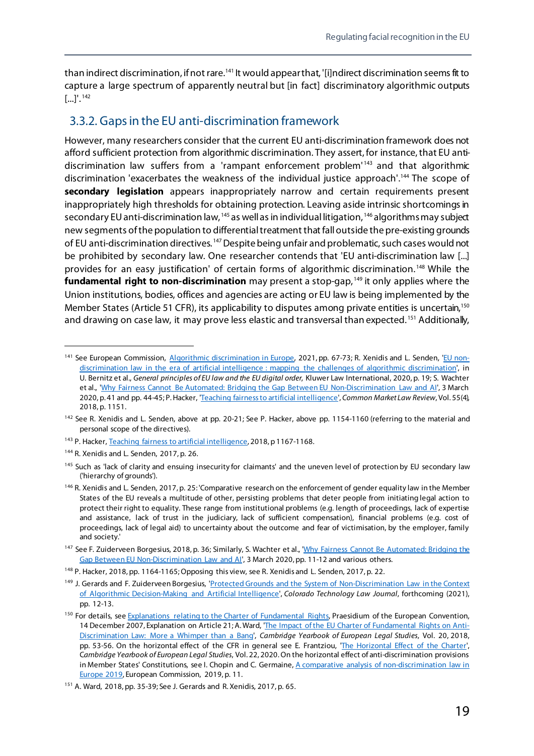than indirect discrimination, if not rare.[141] It would appear that, '[i]ndirect discrimination seems fit to capture a large spectrum of apparently neutral but [in fact] discriminatory algorithmic outputs [...]'.[142]

### 3.3.2. Gaps in the EU anti-discrimination framework

However, many researchers consider that the current EU anti-discrimination framework does not afford sufficient protection from algorithmic discrimination. They assert, for instance, that EU anti-discrimination law suffers from a 'rampant enforcement problem'[143] and that algorithmic discrimination 'exacerbates the weakness of the individual justice approach'.[144] The scope of **secondary legislation** appears inappropriately narrow and certain requirements present inappropriately high thresholds for obtaining protection. Leaving aside intrinsic shortcomings in secondary EU anti-discrimination law,[145] as well as in individual litigation,[146] algorithms may subject new segments of the population to differential treatment that fall outside the pre-existing grounds of EU anti-discrimination directives.[147] Despite being unfair and problematic, such cases would not be prohibited by secondary law. One researcher contends that 'EU anti-discrimination law [...] provides for an easy justification' of certain forms of algorithmic discrimination.[148] While the **fundamental right to non-discrimination** may present a stop-gap,[149] it only applies where the Union institutions, bodies, offices and agencies are acting or EU law is being implemented by the Member States (Article 51 CFR), its applicability to disputes among private entities is uncertain,[150] and drawing on case law, it may prove less elastic and transversal than expected.[151] Additionally,

---

[141] See European Commission, Algorithmic discrimination in Europe, 2021, pp. 67-73; R. Xenidis and L. Senden, 'EU non-discrimination law in the era of artificial intelligence : mapping the challenges of algorithmic discrimination', in U. Bernitz et al., *General principles of EU law and the EU digital order,* Kluwer Law International, 2020, p. 19; S. Wachter et al., 'Why Fairness Cannot Be Automated: Bridging the Gap Between EU Non-Discrimination Law and AI', 3 March 2020, p. 41 and pp. 44-45; P. Hacker, 'Teaching fairness to artificial intelligence', *Common Market Law Review*, Vol. 55(4), 2018, p. 1151.

[142] See R. Xenidis and L. Senden, above at pp. 20-21; See P. Hacker, above pp. 1154-1160 (referring to the material and personal scope of the directives).

[143] P. Hacker, Teaching fairness to artificial intelligence, 2018, p 1167-1168.

[144] R. Xenidis and L. Senden, 2017, p. 26.

[145] Such as 'lack of clarity and ensuing insecurity for claimants' and the uneven level of protection by EU secondary law ('hierarchy of grounds').

[146] R. Xenidis and L. Senden, 2017, p. 25: 'Comparative research on the enforcement of gender equality law in the Member States of the EU reveals a multitude of other, persisting problems that deter people from initiating legal action to protect their right to equality. These range from institutional problems (e.g. length of proceedings, lack of expertise and assistance, lack of trust in the judiciary, lack of sufficient compensation), financial problems (e.g. cost of proceedings, lack of legal aid) to uncertainty about the outcome and fear of victimisation, by the employer, family and society.'

[147] See F. Zuiderveen Borgesius, 2018, p. 36; Similarly, S. Wachter et al., 'Why Fairness Cannot Be Automated: Bridging the Gap Between EU Non-Discrimination Law and AI', 3 March 2020, pp. 11-12 and various others.

[148] P. Hacker, 2018, pp. 1164-1165; Opposing this view, see R. Xenidis and L. Senden, 2017, p. 22.

[149] J. Gerards and F. Zuiderveen Borgesius, 'Protected Grounds and the System of Non-Discrimination Law in the Context of Algorithmic Decision-Making and Artificial Intelligence', *Colorado Technology Law Journal*, forthcoming (2021), pp. 12-13.

[150] For details, see Explanations relating to the Charter of Fundamental Rights, Praesidium of the European Convention, 14 December 2007, Explanation on Article 21; A. Ward, 'The Impact of the EU Charter of Fundamental Rights on Anti-Discrimination Law: More a Whimper than a Bang', *Cambridge Yearbook of European Legal Studies*, Vol. 20, 2018, pp. 53-56. On the horizontal effect of the CFR in general see E. Frantziou, 'The Horizontal Effect of the Charter', *Cambridge Yearbook of European Legal Studies*, Vol. 22, 2020. On the horizontal effect of anti-discrimination provisions in Member States' Constitutions, see I. Chopin and C. Germaine, A comparative analysis of non-discrimination law in Europe 2019, European Commission, 2019, p. 11.

[151] A. Ward, 2018, pp. 35-39; See J. Gerards and R. Xenidis, 2017, p. 65.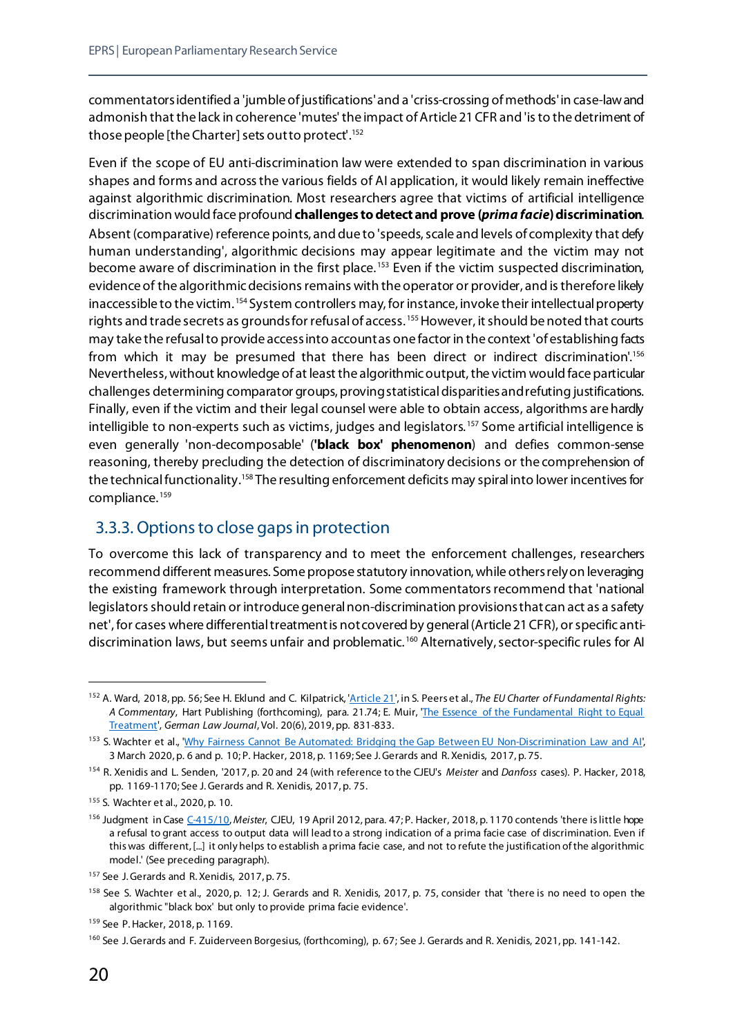commentators identified a 'jumble of justifications' and a 'criss-crossing of methods' in case-law and admonish that the lack in coherence 'mutes' the impact of Article 21 CFR and 'is to the detriment of those people [the Charter] sets out to protect'.[152]

Even if the scope of EU anti-discrimination law were extended to span discrimination in various shapes and forms and across the various fields of AI application, it would likely remain ineffective against algorithmic discrimination. Most researchers agree that victims of artificial intelligence discrimination would face profound **challenges to detect and prove (*prima facie*) discrimination**. Absent (comparative) reference points, and due to 'speeds, scale and levels of complexity that defy human understanding', algorithmic decisions may appear legitimate and the victim may not become aware of discrimination in the first place.[153] Even if the victim suspected discrimination, evidence of the algorithmic decisions remains with the operator or provider, and is therefore likely inaccessible to the victim.[154] System controllers may, for instance, invoke their intellectual property rights and trade secrets as grounds for refusal of access.[155] However, it should be noted that courts may take the refusal to provide access into account as one factor in the context 'of establishing facts from which it may be presumed that there has been direct or indirect discrimination'.[156] Nevertheless, without knowledge of at least the algorithmic output, the victim would face particular challenges determining comparator groups, proving statistical disparities and refuting justifications. Finally, even if the victim and their legal counsel were able to obtain access, algorithms are hardly intelligible to non-experts such as victims, judges and legislators.[157] Some artificial intelligence is even generally 'non-decomposable' (**'black box' phenomenon**) and defies common-sense reasoning, thereby precluding the detection of discriminatory decisions or the comprehension of the technical functionality.[158] The resulting enforcement deficits may spiral into lower incentives for compliance.[159]

### 3.3.3. Options to close gaps in protection

To overcome this lack of transparency and to meet the enforcement challenges, researchers recommend different measures. Some propose statutory innovation, while others rely on leveraging the existing framework through interpretation. Some commentators recommend that 'national legislators should retain or introduce general non-discrimination provisions that can act as a safety net', for cases where differential treatment is not covered by general (Article 21 CFR), or specific anti-discrimination laws, but seems unfair and problematic.[160] Alternatively, sector-specific rules for AI

---

[152] A. Ward, 2018, pp. 56; See H. Eklund and C. Kilpatrick, 'Article 21', in S. Peers et al., *The EU Charter of Fundamental Rights: A Commentary*, Hart Publishing (forthcoming), para. 21.74; E. Muir, 'The Essence of the Fundamental Right to Equal Treatment', *German Law Journal*, Vol. 20(6), 2019, pp. 831-833.

[153] S. Wachter et al., 'Why Fairness Cannot Be Automated: Bridging the Gap Between EU Non-Discrimination Law and AI', 3 March 2020, p. 6 and p. 10; P. Hacker, 2018, p. 1169; See J. Gerards and R. Xenidis, 2017, p. 75.

[154] R. Xenidis and L. Senden, '2017, p. 20 and 24 (with reference to the CJEU's *Meister* and *Danfoss* cases). P. Hacker, 2018, pp. 1169-1170; See J. Gerards and R. Xenidis, 2017, p. 75.

[155] S. Wachter et al., 2020, p. 10.

[156] Judgment in Case C-415/10, *Meister*, CJEU, 19 April 2012, para. 47; P. Hacker, 2018, p. 1170 contends 'there is little hope a refusal to grant access to output data will lead to a strong indication of a prima facie case of discrimination. Even if this was different, [...] it only helps to establish a prima facie case, and not to refute the justification of the algorithmic model.' (See preceding paragraph).

[157] See J. Gerards and R. Xenidis, 2017, p. 75.

[158] See S. Wachter et al., 2020, p. 12; J. Gerards and R. Xenidis, 2017, p. 75, consider that 'there is no need to open the algorithmic "black box' but only to provide prima facie evidence'.

[159] See P. Hacker, 2018, p. 1169.

[160] See J. Gerards and F. Zuiderveen Borgesius, (forthcoming), p. 67; See J. Gerards and R. Xenidis, 2021, pp. 141-142.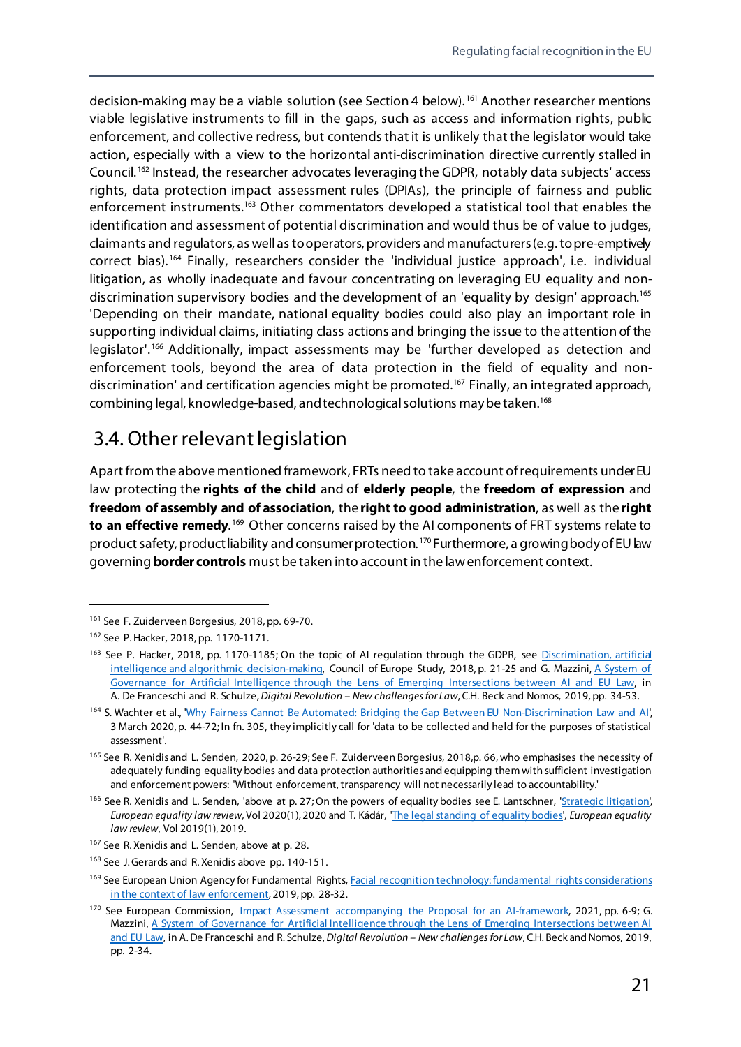decision-making may be a viable solution (see Section 4 below).[161] Another researcher mentions viable legislative instruments to fill in the gaps, such as access and information rights, public enforcement, and collective redress, but contends that it is unlikely that the legislator would take action, especially with a view to the horizontal anti-discrimination directive currently stalled in Council.[162] Instead, the researcher advocates leveraging the GDPR, notably data subjects' access rights, data protection impact assessment rules (DPIAs), the principle of fairness and public enforcement instruments.[163] Other commentators developed a statistical tool that enables the identification and assessment of potential discrimination and would thus be of value to judges, claimants and regulators, as well as to operators, providers and manufacturers (e.g. to pre-emptively correct bias).[164] Finally, researchers consider the 'individual justice approach', i.e. individual litigation, as wholly inadequate and favour concentrating on leveraging EU equality and non-discrimination supervisory bodies and the development of an 'equality by design' approach.[165] 'Depending on their mandate, national equality bodies could also play an important role in supporting individual claims, initiating class actions and bringing the issue to the attention of the legislator'.[166] Additionally, impact assessments may be 'further developed as detection and enforcement tools, beyond the area of data protection in the field of equality and non-discrimination' and certification agencies might be promoted.[167] Finally, an integrated approach, combining legal, knowledge-based, and technological solutions may be taken.[168]

## 3.4. Other relevant legislation

Apart from the above mentioned framework, FRTs need to take account of requirements under EU law protecting the **rights of the child** and of **elderly people**, the **freedom of expression** and **freedom of assembly and of association**, the **right to good administration**, as well as the **right to an effective remedy**.[169] Other concerns raised by the AI components of FRT systems relate to product safety, product liability and consumer protection.[170] Furthermore, a growing body of EU law governing **border controls** must be taken into account in the law enforcement context.

---

[161] See F. Zuiderveen Borgesius, 2018, pp. 69-70.

[162] See P. Hacker, 2018, pp. 1170-1171.

[163] See P. Hacker, 2018, pp. 1170-1185; On the topic of AI regulation through the GDPR, see Discrimination, artificial intelligence and algorithmic decision-making, Council of Europe Study, 2018, p. 21-25 and G. Mazzini, A System of Governance for Artificial Intelligence through the Lens of Emerging Intersections between AI and EU Law, in A. De Franceschi and R. Schulze, *Digital Revolution – New challenges for Law*, C.H. Beck and Nomos, 2019, pp. 34-53.

[164] S. Wachter et al., 'Why Fairness Cannot Be Automated: Bridging the Gap Between EU Non-Discrimination Law and AI', 3 March 2020, p. 44-72; In fn. 305, they implicitly call for 'data to be collected and held for the purposes of statistical assessment'.

[165] See R. Xenidis and L. Senden, 2020, p. 26-29; See F. Zuiderveen Borgesius, 2018, p. 66, who emphasises the necessity of adequately funding equality bodies and data protection authorities and equipping them with sufficient investigation and enforcement powers: 'Without enforcement, transparency will not necessarily lead to accountability.'

[166] See R. Xenidis and L. Senden, 'above at p. 27; On the powers of equality bodies see E. Lantschner, 'Strategic litigation', *European equality law review*, Vol 2020(1), 2020 and T. Kádár, 'The legal standing of equality bodies', *European equality law review*, Vol 2019(1), 2019.

[167] See R. Xenidis and L. Senden, above at p. 28.

[168] See J. Gerards and R. Xenidis above pp. 140-151.

[169] See European Union Agency for Fundamental Rights, Facial recognition technology: fundamental rights considerations in the context of law enforcement, 2019, pp. 28-32.

[170] See European Commission, Impact Assessment accompanying the Proposal for an AI-framework, 2021, pp. 6-9; G. Mazzini, A System of Governance for Artificial Intelligence through the Lens of Emerging Intersections between AI and EU Law, in A. De Franceschi and R. Schulze, *Digital Revolution – New challenges for Law*, C.H. Beck and Nomos, 2019, pp. 2-34.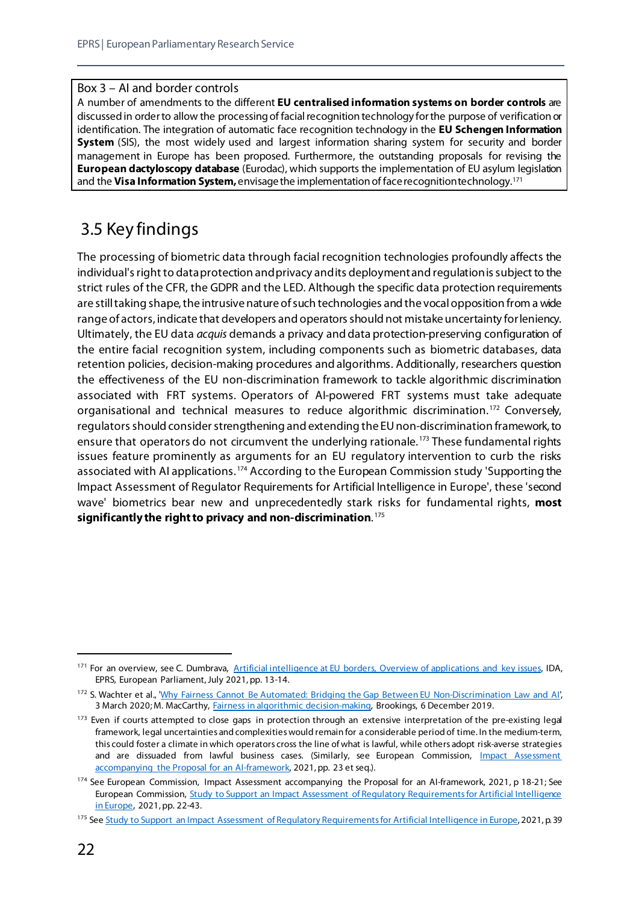Box 3 – AI and border controls

A number of amendments to the different **EU centralised information systems on border controls** are discussed in order to allow the processing of facial recognition technology for the purpose of verification or identification. The integration of automatic face recognition technology in the **EU Schengen Information System** (SIS), the most widely used and largest information sharing system for security and border management in Europe has been proposed. Furthermore, the outstanding proposals for revising the **European dactyloscopy database** (Eurodac), which supports the implementation of EU asylum legislation and the **Visa Information System,** envisage the implementation of face recognition technology.[171]

## 3.5 Key findings

The processing of biometric data through facial recognition technologies profoundly affects the individual's right to data protection and privacy and its deployment and regulation is subject to the strict rules of the CFR, the GDPR and the LED. Although the specific data protection requirements are still taking shape, the intrusive nature of such technologies and the vocal opposition from a wide range of actors, indicate that developers and operators should not mistake uncertainty for leniency. Ultimately, the EU data *acquis* demands a privacy and data protection-preserving configuration of the entire facial recognition system, including components such as biometric databases, data retention policies, decision-making procedures and algorithms. Additionally, researchers question the effectiveness of the EU non-discrimination framework to tackle algorithmic discrimination associated with FRT systems. Operators of AI-powered FRT systems must take adequate organisational and technical measures to reduce algorithmic discrimination.[172] Conversely, regulators should consider strengthening and extending the EU non-discrimination framework, to ensure that operators do not circumvent the underlying rationale.[173] These fundamental rights issues feature prominently as arguments for an EU regulatory intervention to curb the risks associated with AI applications.[174] According to the European Commission study 'Supporting the Impact Assessment of Regulator Requirements for Artificial Intelligence in Europe', these 'second wave' biometrics bear new and unprecedentedly stark risks for fundamental rights, **most significantly the right to privacy and non-discrimination**.[175]

---

[171] For an overview, see C. Dumbrava, Artificial intelligence at EU borders, Overview of applications and key issues, IDA, EPRS, European Parliament, July 2021, pp. 13-14.

[172] S. Wachter et al., 'Why Fairness Cannot Be Automated: Bridging the Gap Between EU Non-Discrimination Law and AI', 3 March 2020; M. MacCarthy, Fairness in algorithmic decision-making, Brookings, 6 December 2019.

[173] Even if courts attempted to close gaps in protection through an extensive interpretation of the pre-existing legal framework, legal uncertainties and complexities would remain for a considerable period of time. In the medium-term, this could foster a climate in which operators cross the line of what is lawful, while others adopt risk-averse strategies and are dissuaded from lawful business cases. (Similarly, see European Commission, Impact Assessment accompanying the Proposal for an AI-framework, 2021, pp. 23 et seq.).

[174] See European Commission, Impact Assessment accompanying the Proposal for an AI-framework, 2021, p 18-21; See European Commission, Study to Support an Impact Assessment of Regulatory Requirements for Artificial Intelligence in Europe, 2021, pp. 22-43.

[175] See Study to Support an Impact Assessment of Regulatory Requirements for Artificial Intelligence in Europe, 2021, p. 39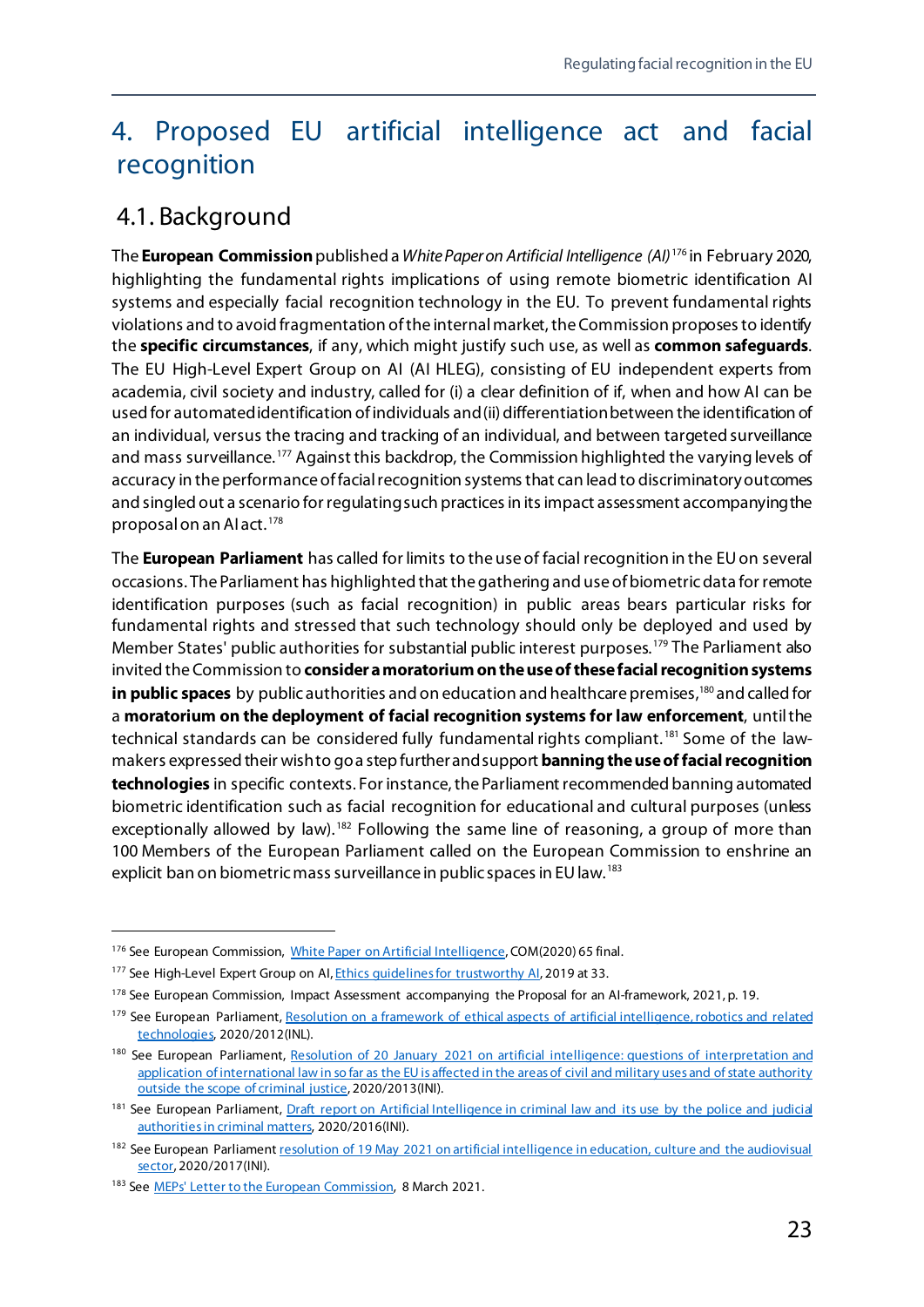# 4. Proposed EU artificial intelligence act and facial recognition

## 4.1. Background

The **European Commission** published a *White Paper on Artificial Intelligence (AI)*[176] in February 2020, highlighting the fundamental rights implications of using remote biometric identification AI systems and especially facial recognition technology in the EU. To prevent fundamental rights violations and to avoid fragmentation of the internal market, the Commission proposes to identify the **specific circumstances**, if any, which might justify such use, as well as **common safeguards**. The EU High-Level Expert Group on AI (AI HLEG), consisting of EU independent experts from academia, civil society and industry, called for (i) a clear definition of if, when and how AI can be used for automated identification of individuals and (ii) differentiation between the identification of an individual, versus the tracing and tracking of an individual, and between targeted surveillance and mass surveillance.[177] Against this backdrop, the Commission highlighted the varying levels of accuracy in the performance of facial recognition systems that can lead to discriminatory outcomes and singled out a scenario for regulating such practices in its impact assessment accompanying the proposal on an AI act.[178]

The **European Parliament** has called for limits to the use of facial recognition in the EU on several occasions. The Parliament has highlighted that the gathering and use of biometric data for remote identification purposes (such as facial recognition) in public areas bears particular risks for fundamental rights and stressed that such technology should only be deployed and used by Member States' public authorities for substantial public interest purposes.[179] The Parliament also invited the Commission to **consider a moratorium on the use of these facial recognition systems in public spaces** by public authorities and on education and healthcare premises,[180] and called for a **moratorium on the deployment of facial recognition systems for law enforcement**, until the technical standards can be considered fully fundamental rights compliant.[181] Some of the law-makers expressed their wish to go a step further and support **banning the use of facial recognition technologies** in specific contexts. For instance, the Parliament recommended banning automated biometric identification such as facial recognition for educational and cultural purposes (unless exceptionally allowed by law).[182] Following the same line of reasoning, a group of more than 100 Members of the European Parliament called on the European Commission to enshrine an explicit ban on biometric mass surveillance in public spaces in EU law.[183]

---

[176] See European Commission, White Paper on Artificial Intelligence, COM(2020) 65 final.

[177] See High-Level Expert Group on AI, Ethics guidelines for trustworthy AI, 2019 at 33.

[178] See European Commission, Impact Assessment accompanying the Proposal for an AI-framework, 2021, p. 19.

[179] See European Parliament, Resolution on a framework of ethical aspects of artificial intelligence, robotics and related technologies, 2020/2012(INL).

[180] See European Parliament, Resolution of 20 January 2021 on artificial intelligence: questions of interpretation and application of international law in so far as the EU is affected in the areas of civil and military uses and of state authority outside the scope of criminal justice, 2020/2013(INI).

[181] See European Parliament, Draft report on Artificial Intelligence in criminal law and its use by the police and judicial authorities in criminal matters, 2020/2016(INI).

[182] See European Parliament resolution of 19 May 2021 on artificial intelligence in education, culture and the audiovisual sector, 2020/2017(INI).

[183] See MEPs' Letter to the European Commission, 8 March 2021.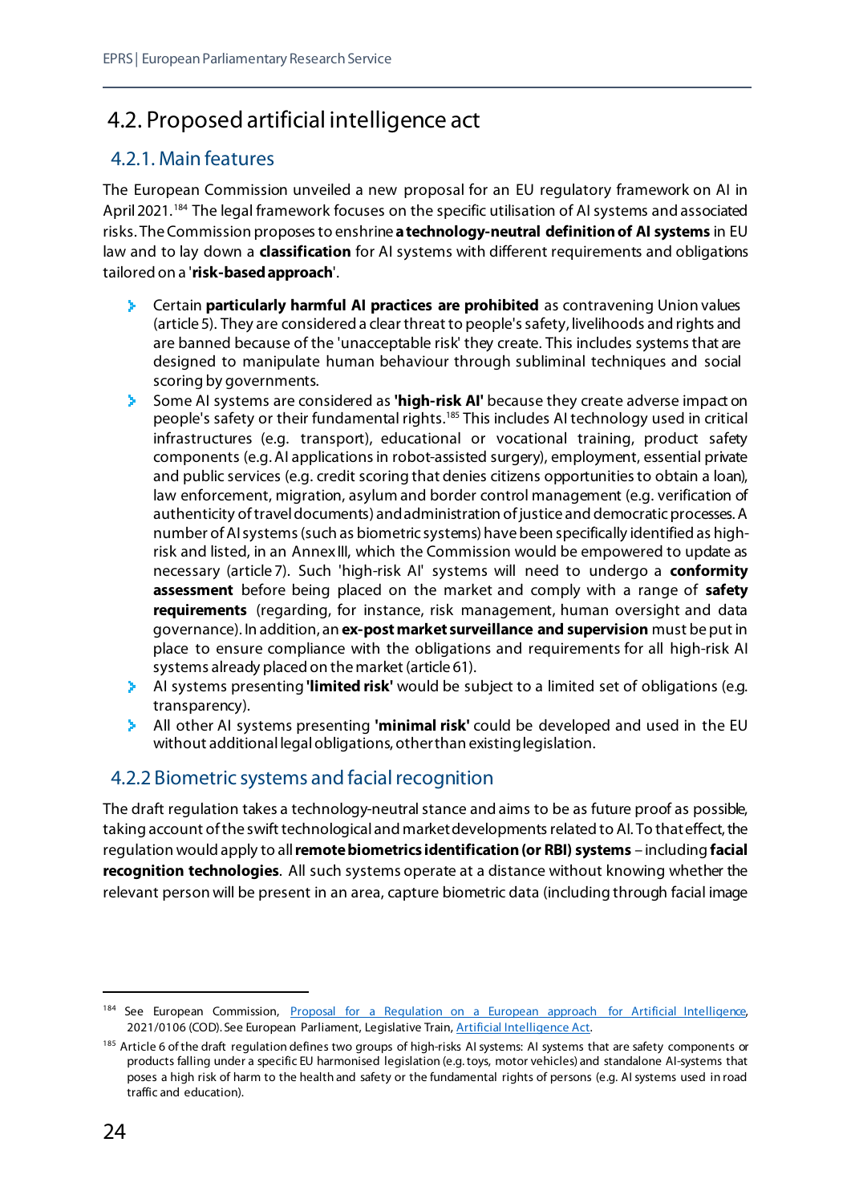## 4.2. Proposed artificial intelligence act

### 4.2.1. Main features

The European Commission unveiled a new proposal for an EU regulatory framework on AI in April 2021.[184] The legal framework focuses on the specific utilisation of AI systems and associated risks. The Commission proposes to enshrine **a technology-neutral definition of AI systems** in EU law and to lay down a **classification** for AI systems with different requirements and obligations tailored on a '**risk-based approach**'.

- Certain **particularly harmful AI practices are prohibited** as contravening Union values (article 5). They are considered a clear threat to people's safety, livelihoods and rights and are banned because of the 'unacceptable risk' they create. This includes systems that are designed to manipulate human behaviour through subliminal techniques and social scoring by governments.
- Some AI systems are considered as **'high-risk AI'** because they create adverse impact on people's safety or their fundamental rights.[185] This includes AI technology used in critical infrastructures (e.g. transport), educational or vocational training, product safety components (e.g. AI applications in robot-assisted surgery), employment, essential private and public services (e.g. credit scoring that denies citizens opportunities to obtain a loan), law enforcement, migration, asylum and border control management (e.g. verification of authenticity of travel documents) and administration of justice and democratic processes. A number of AI systems (such as biometric systems) have been specifically identified as high-risk and listed, in an Annex III, which the Commission would be empowered to update as necessary (article 7). Such 'high-risk AI' systems will need to undergo a **conformity assessment** before being placed on the market and comply with a range of **safety requirements** (regarding, for instance, risk management, human oversight and data governance). In addition, an **ex-post market surveillance and supervision** must be put in place to ensure compliance with the obligations and requirements for all high-risk AI systems already placed on the market (article 61).
- AI systems presenting **'limited risk'** would be subject to a limited set of obligations (e.g. transparency).
- All other AI systems presenting **'minimal risk'** could be developed and used in the EU without additional legal obligations, other than existing legislation.

### 4.2.2 Biometric systems and facial recognition

The draft regulation takes a technology-neutral stance and aims to be as future proof as possible, taking account of the swift technological and market developments related to AI. To that effect, the regulation would apply to all **remote biometrics identification (or RBI) systems** – including **facial recognition technologies**. All such systems operate at a distance without knowing whether the relevant person will be present in an area, capture biometric data (including through facial image

---

[184] See European Commission, Proposal for a Regulation on a European approach for Artificial Intelligence, 2021/0106 (COD). See European Parliament, Legislative Train, Artificial Intelligence Act.

[185] Article 6 of the draft regulation defines two groups of high-risks AI systems: AI systems that are safety components or products falling under a specific EU harmonised legislation (e.g. toys, motor vehicles) and standalone AI-systems that poses a high risk of harm to the health and safety or the fundamental rights of persons (e.g. AI systems used in road traffic and education).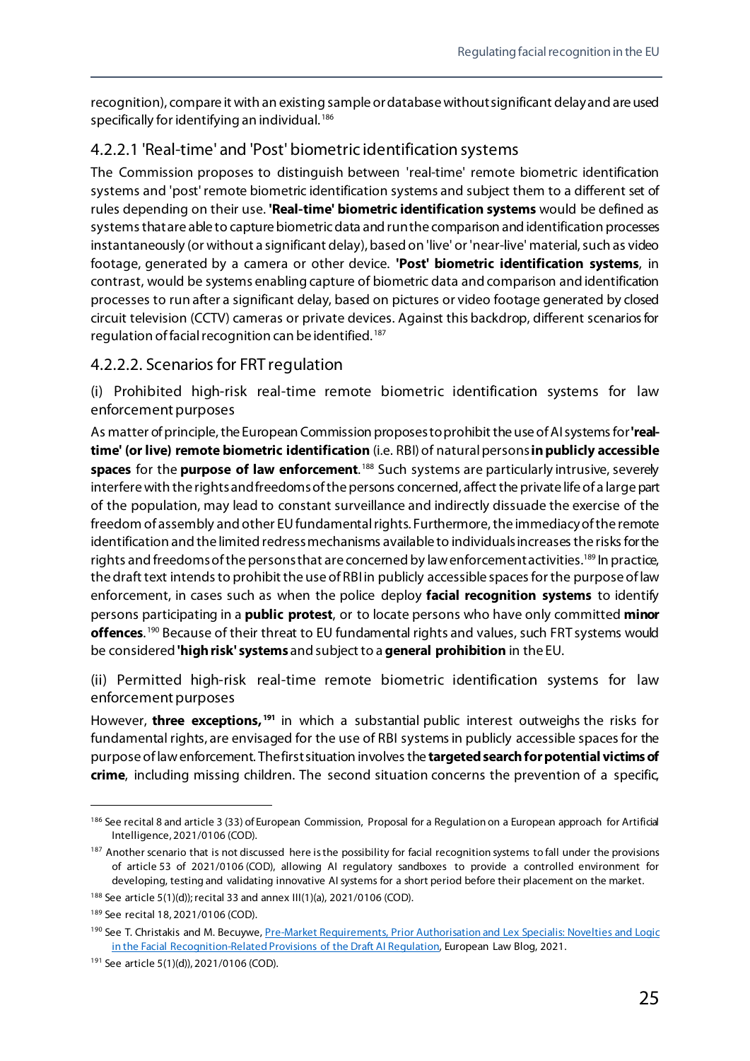recognition), compare it with an existing sample or database without significant delay and are used specifically for identifying an individual.[186]

### 4.2.2.1 'Real-time' and 'Post' biometric identification systems

The Commission proposes to distinguish between 'real-time' remote biometric identification systems and 'post' remote biometric identification systems and subject them to a different set of rules depending on their use. **'Real-time' biometric identification systems** would be defined as systems that are able to capture biometric data and run the comparison and identification processes instantaneously (or without a significant delay), based on 'live' or 'near-live' material, such as video footage, generated by a camera or other device. **'Post' biometric identification systems**, in contrast, would be systems enabling capture of biometric data and comparison and identification processes to run after a significant delay, based on pictures or video footage generated by closed circuit television (CCTV) cameras or private devices. Against this backdrop, different scenarios for regulation of facial recognition can be identified.[187]

### 4.2.2.2. Scenarios for FRT regulation

(i) Prohibited high-risk real-time remote biometric identification systems for law enforcement purposes

As matter of principle, the European Commission proposes to prohibit the use of AI systems for **'real-time' (or live) remote biometric identification** (i.e. RBI) of natural persons **in publicly accessible spaces** for the **purpose of law enforcement**.[188] Such systems are particularly intrusive, severely interfere with the rights and freedoms of the persons concerned, affect the private life of a large part of the population, may lead to constant surveillance and indirectly dissuade the exercise of the freedom of assembly and other EU fundamental rights. Furthermore, the immediacy of the remote identification and the limited redress mechanisms available to individuals increases the risks for the rights and freedoms of the persons that are concerned by law enforcement activities.[189] In practice, the draft text intends to prohibit the use of RBI in publicly accessible spaces for the purpose of law enforcement, in cases such as when the police deploy **facial recognition systems** to identify persons participating in a **public protest**, or to locate persons who have only committed **minor offences**.[190] Because of their threat to EU fundamental rights and values, such FRT systems would be considered **'high risk' systems** and subject to a **general prohibition** in the EU.

(ii) Permitted high-risk real-time remote biometric identification systems for law enforcement purposes

However, **three exceptions,**[191] in which a substantial public interest outweighs the risks for fundamental rights, are envisaged for the use of RBI systems in publicly accessible spaces for the purpose of law enforcement. The first situation involves the **targeted search for potential victims of crime**, including missing children. The second situation concerns the prevention of a specific,

---

[186] See recital 8 and article 3 (33) of European Commission, Proposal for a Regulation on a European approach for Artificial Intelligence, 2021/0106 (COD).

[187] Another scenario that is not discussed here is the possibility for facial recognition systems to fall under the provisions of article 53 of 2021/0106 (COD), allowing AI regulatory sandboxes to provide a controlled environment for developing, testing and validating innovative AI systems for a short period before their placement on the market.

[188] See article 5(1)(d); recital 33 and annex III(1)(a), 2021/0106 (COD).

[189] See recital 18, 2021/0106 (COD).

[190] See T. Christakis and M. Becuywe, [Pre-Market Requirements, Prior Authorisation and Lex Specialis: Novelties and Logic in the Facial Recognition-Related Provisions of the Draft AI Regulation](), European Law Blog, 2021.

[191] See article 5(1)(d)), 2021/0106 (COD).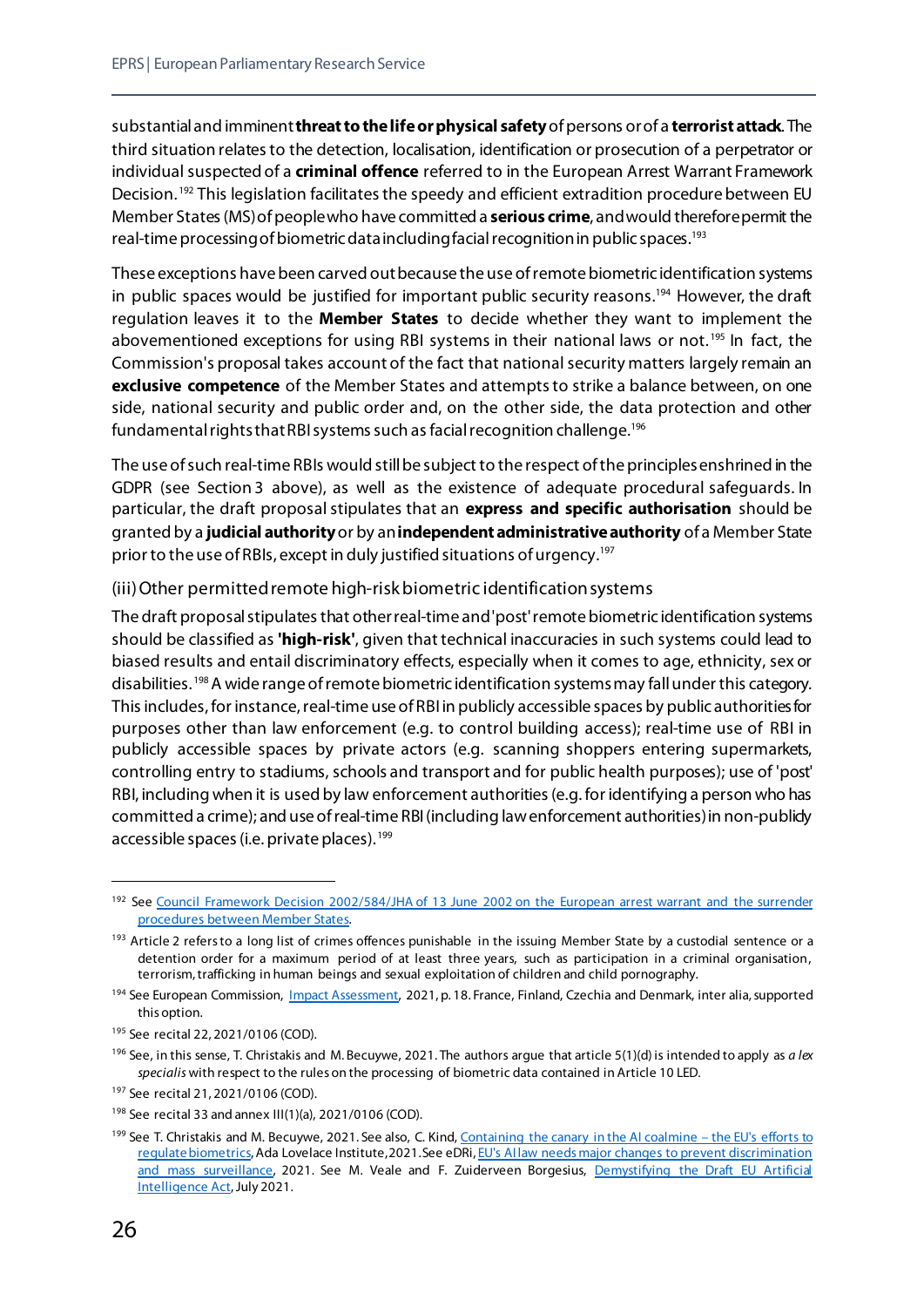substantial and imminent **threat to the life or physical safety** of persons or of a **terrorist attack**. The third situation relates to the detection, localisation, identification or prosecution of a perpetrator or individual suspected of a **criminal offence** referred to in the European Arrest Warrant Framework Decision.[192] This legislation facilitates the speedy and efficient extradition procedure between EU Member States (MS) of people who have committed a **serious crime**, and would therefore permit the real-time processing of biometric data including facial recognition in public spaces.[193]

These exceptions have been carved out because the use of remote biometric identification systems in public spaces would be justified for important public security reasons.[194] However, the draft regulation leaves it to the **Member States** to decide whether they want to implement the abovementioned exceptions for using RBI systems in their national laws or not.[195] In fact, the Commission's proposal takes account of the fact that national security matters largely remain an **exclusive competence** of the Member States and attempts to strike a balance between, on one side, national security and public order and, on the other side, the data protection and other fundamental rights that RBI systems such as facial recognition challenge.[196]

The use of such real-time RBIs would still be subject to the respect of the principles enshrined in the GDPR (see Section 3 above), as well as the existence of adequate procedural safeguards. In particular, the draft proposal stipulates that an **express and specific authorisation** should be granted by a **judicial authority** or by an **independent administrative authority** of a Member State prior to the use of RBIs, except in duly justified situations of urgency.[197]

### (iii) Other permitted remote high-risk biometric identification systems

The draft proposal stipulates that other real-time and 'post' remote biometric identification systems should be classified as **'high-risk'**, given that technical inaccuracies in such systems could lead to biased results and entail discriminatory effects, especially when it comes to age, ethnicity, sex or disabilities.[198] A wide range of remote biometric identification systems may fall under this category. This includes, for instance, real-time use of RBI in publicly accessible spaces by public authorities for purposes other than law enforcement (e.g. to control building access); real-time use of RBI in publicly accessible spaces by private actors (e.g. scanning shoppers entering supermarkets, controlling entry to stadiums, schools and transport and for public health purposes); use of 'post' RBI, including when it is used by law enforcement authorities (e.g. for identifying a person who has committed a crime); and use of real-time RBI (including law enforcement authorities) in non-publicly accessible spaces (i.e. private places).[199]

---

[192] See Council Framework Decision 2002/584/JHA of 13 June 2002 on the European arrest warrant and the surrender procedures between Member States.

[193] Article 2 refers to a long list of crimes offences punishable in the issuing Member State by a custodial sentence or a detention order for a maximum period of at least three years, such as participation in a criminal organisation, terrorism, trafficking in human beings and sexual exploitation of children and child pornography.

[194] See European Commission, Impact Assessment, 2021, p. 18. France, Finland, Czechia and Denmark, inter alia, supported this option.

[195] See recital 22, 2021/0106 (COD).

[196] See, in this sense, T. Christakis and M. Becuywe, 2021. The authors argue that article 5(1)(d) is intended to apply as *a lex specialis* with respect to the rules on the processing of biometric data contained in Article 10 LED.

[197] See recital 21, 2021/0106 (COD).

[198] See recital 33 and annex III(1)(a), 2021/0106 (COD).

[199] See T. Christakis and M. Becuywe, 2021. See also, C. Kind, Containing the canary in the AI coalmine – the EU's efforts to regulate biometrics, Ada Lovelace Institute, 2021. See eDRi, EU's AI law needs major changes to prevent discrimination and mass surveillance, 2021. See M. Veale and F. Zuiderveen Borgesius, Demystifying the Draft EU Artificial Intelligence Act, July 2021.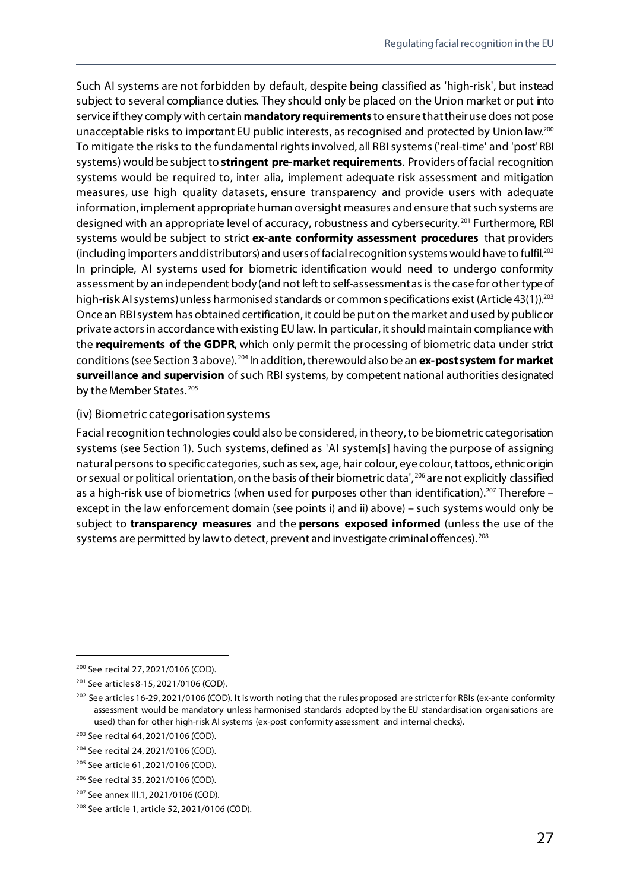Such AI systems are not forbidden by default, despite being classified as 'high-risk', but instead subject to several compliance duties. They should only be placed on the Union market or put into service if they comply with certain **mandatory requirements** to ensure that their use does not pose unacceptable risks to important EU public interests, as recognised and protected by Union law.[200] To mitigate the risks to the fundamental rights involved, all RBI systems ('real-time' and 'post' RBI systems) would be subject to **stringent pre-market requirements**. Providers of facial recognition systems would be required to, inter alia, implement adequate risk assessment and mitigation measures, use high quality datasets, ensure transparency and provide users with adequate information, implement appropriate human oversight measures and ensure that such systems are designed with an appropriate level of accuracy, robustness and cybersecurity.[201] Furthermore, RBI systems would be subject to strict **ex-ante conformity assessment procedures** that providers (including importers and distributors) and users of facial recognition systems would have to fulfil.[202] In principle, AI systems used for biometric identification would need to undergo conformity assessment by an independent body (and not left to self-assessment as is the case for other type of high-risk AI systems) unless harmonised standards or common specifications exist (Article 43(1)).[203] Once an RBI system has obtained certification, it could be put on the market and used by public or private actors in accordance with existing EU law. In particular, it should maintain compliance with the **requirements of the GDPR**, which only permit the processing of biometric data under strict conditions (see Section 3 above).[204] In addition, there would also be an **ex-post system for market surveillance and supervision** of such RBI systems, by competent national authorities designated by the Member States.[205]

### (iv) Biometric categorisation systems

Facial recognition technologies could also be considered, in theory, to be biometric categorisation systems (see Section 1). Such systems, defined as 'AI system[s] having the purpose of assigning natural persons to specific categories, such as sex, age, hair colour, eye colour, tattoos, ethnic origin or sexual or political orientation, on the basis of their biometric data',[206] are not explicitly classified as a high-risk use of biometrics (when used for purposes other than identification).[207] Therefore – except in the law enforcement domain (see points i) and ii) above) – such systems would only be subject to **transparency measures** and the **persons exposed informed** (unless the use of the systems are permitted by law to detect, prevent and investigate criminal offences).[208]

---

[200] See recital 27, 2021/0106 (COD).

[201] See articles 8-15, 2021/0106 (COD).

[202] See articles 16-29, 2021/0106 (COD). It is worth noting that the rules proposed are stricter for RBIs (ex-ante conformity assessment would be mandatory unless harmonised standards adopted by the EU standardisation organisations are used) than for other high-risk AI systems (ex-post conformity assessment and internal checks).

[203] See recital 64, 2021/0106 (COD).

[204] See recital 24, 2021/0106 (COD).

[205] See article 61, 2021/0106 (COD).

[206] See recital 35, 2021/0106 (COD).

[207] See annex III.1, 2021/0106 (COD).

[208] See article 1, article 52, 2021/0106 (COD).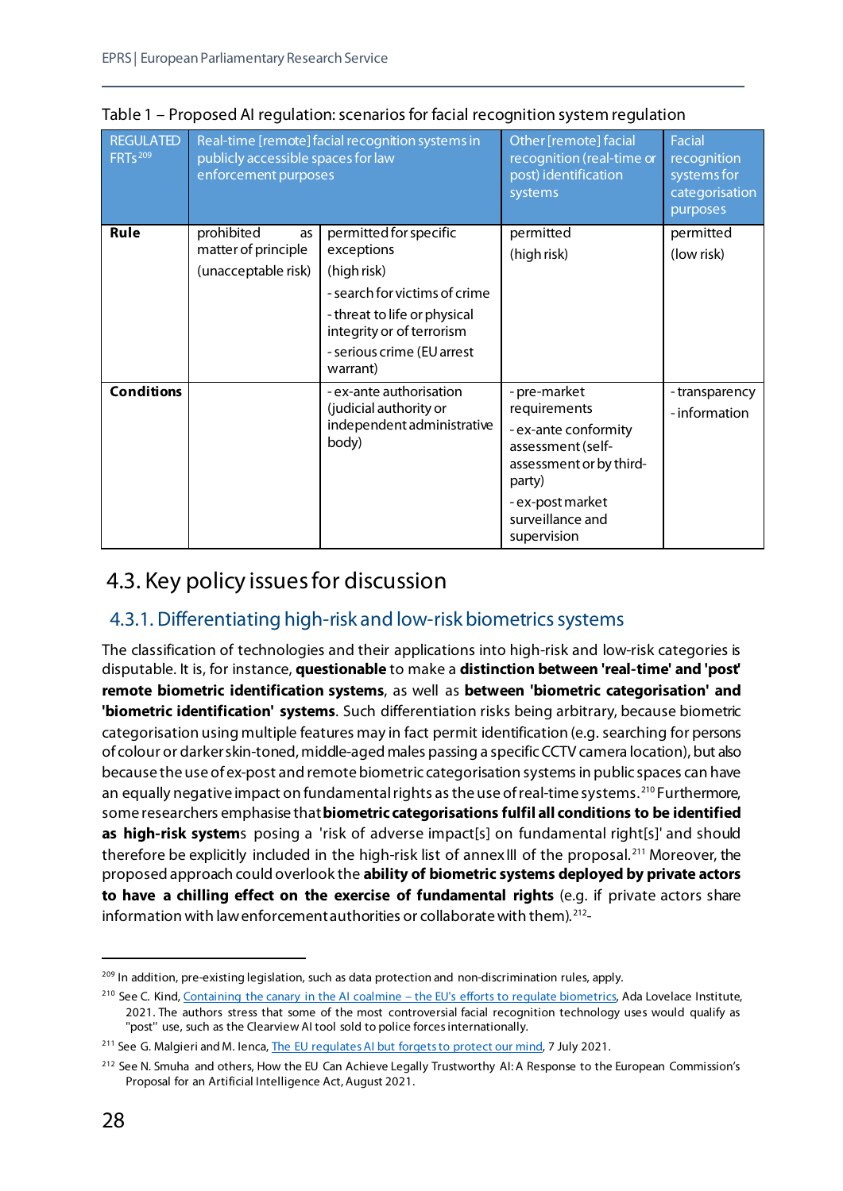Table 1 – Proposed AI regulation: scenarios for facial recognition system regulation

| REGULATED FRTs[209] | Real-time [remote] facial recognition systems in publicly accessible spaces for law enforcement purposes | | Other [remote] facial recognition (real-time or post) identification systems | Facial recognition systems for categorisation purposes |
|---|---|---|---|---|
| **Rule** | prohibited as matter of principle (unacceptable risk) | permitted for specific exceptions (high risk) - search for victims of crime - threat to life or physical integrity or of terrorism - serious crime (EU arrest warrant) | permitted (high risk) | permitted (low risk) |
| **Conditions** | | - ex-ante authorisation (judicial authority or independent administrative body) | - pre-market requirements - ex-ante conformity assessment (self-assessment or by third-party) - ex-post market surveillance and supervision | - transparency - information |

## 4.3. Key policy issues for discussion

### 4.3.1. Differentiating high-risk and low-risk biometrics systems

The classification of technologies and their applications into high-risk and low-risk categories is disputable. It is, for instance, **questionable** to make a **distinction between 'real-time' and 'post' remote biometric identification systems**, as well as **between 'biometric categorisation' and 'biometric identification' systems**. Such differentiation risks being arbitrary, because biometric categorisation using multiple features may in fact permit identification (e.g. searching for persons of colour or darker skin-toned, middle-aged males passing a specific CCTV camera location), but also because the use of ex-post and remote biometric categorisation systems in public spaces can have an equally negative impact on fundamental rights as the use of real-time systems.[210] Furthermore, some researchers emphasise that **biometric categorisations fulfil all conditions to be identified as high-risk systems** posing a 'risk of adverse impact[s] on fundamental right[s]' and should therefore be explicitly included in the high-risk list of annex III of the proposal.[211] Moreover, the proposed approach could overlook the **ability of biometric systems deployed by private actors to have a chilling effect on the exercise of fundamental rights** (e.g. if private actors share information with law enforcement authorities or collaborate with them).[212]-

[209] In addition, pre-existing legislation, such as data protection and non-discrimination rules, apply.

[210] See C. Kind, Containing the canary in the AI coalmine – the EU's efforts to regulate biometrics, Ada Lovelace Institute, 2021. The authors stress that some of the most controversial facial recognition technology uses would qualify as "post" use, such as the Clearview AI tool sold to police forces internationally.

[211] See G. Malgieri and M. Ienca, The EU regulates AI but forgets to protect our mind, 7 July 2021.

[212] See N. Smuha and others, How the EU Can Achieve Legally Trustworthy AI: A Response to the European Commission's Proposal for an Artificial Intelligence Act, August 2021.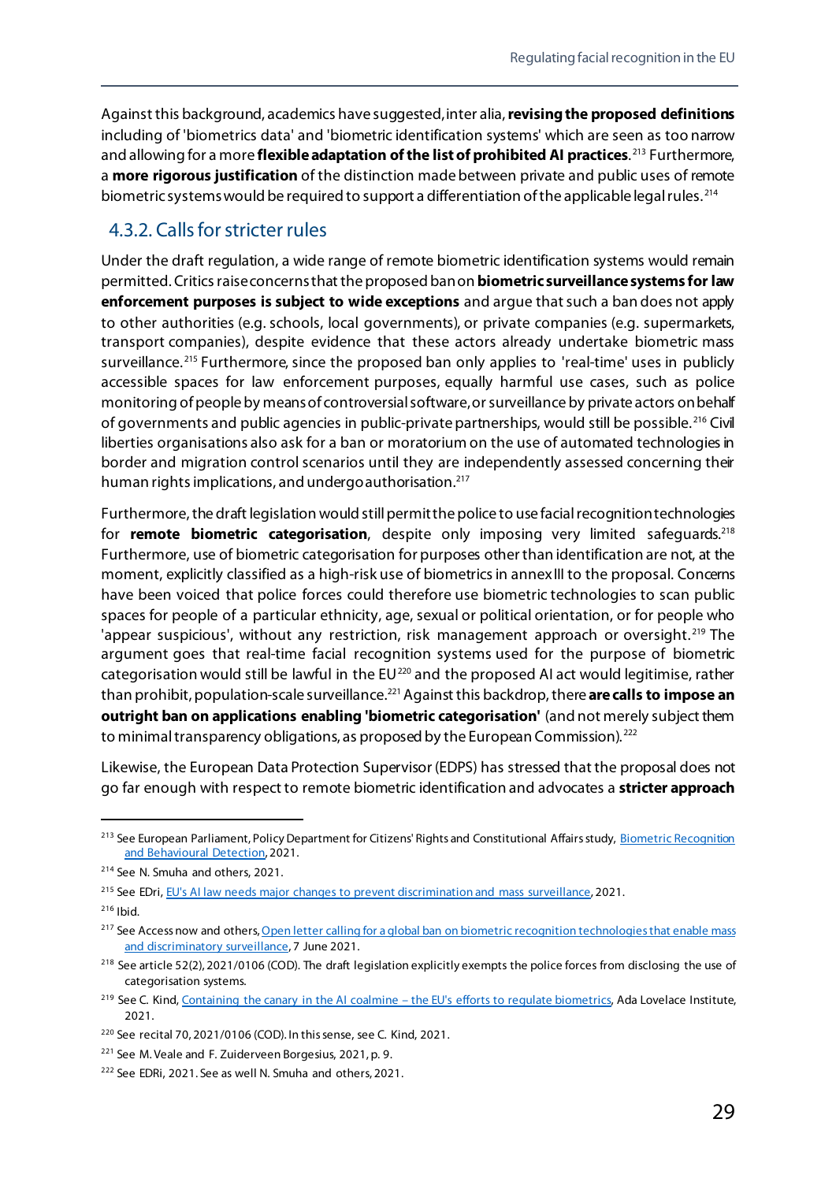Against this background, academics have suggested, inter alia, **revising the proposed definitions** including of 'biometrics data' and 'biometric identification systems' which are seen as too narrow and allowing for a more **flexible adaptation of the list of prohibited AI practices**.[213] Furthermore, a **more rigorous justification** of the distinction made between private and public uses of remote biometric systems would be required to support a differentiation of the applicable legal rules.[214]

### 4.3.2. Calls for stricter rules

Under the draft regulation, a wide range of remote biometric identification systems would remain permitted. Critics raise concerns that the proposed ban on **biometric surveillance systems for law enforcement purposes is subject to wide exceptions** and argue that such a ban does not apply to other authorities (e.g. schools, local governments), or private companies (e.g. supermarkets, transport companies), despite evidence that these actors already undertake biometric mass surveillance.[215] Furthermore, since the proposed ban only applies to 'real-time' uses in publicly accessible spaces for law enforcement purposes, equally harmful use cases, such as police monitoring of people by means of controversial software, or surveillance by private actors on behalf of governments and public agencies in public-private partnerships, would still be possible.[216] Civil liberties organisations also ask for a ban or moratorium on the use of automated technologies in border and migration control scenarios until they are independently assessed concerning their human rights implications, and undergo authorisation.[217]

Furthermore, the draft legislation would still permit the police to use facial recognition technologies for **remote biometric categorisation**, despite only imposing very limited safeguards.[218] Furthermore, use of biometric categorisation for purposes other than identification are not, at the moment, explicitly classified as a high-risk use of biometrics in annex III to the proposal. Concerns have been voiced that police forces could therefore use biometric technologies to scan public spaces for people of a particular ethnicity, age, sexual or political orientation, or for people who 'appear suspicious', without any restriction, risk management approach or oversight.[219] The argument goes that real-time facial recognition systems used for the purpose of biometric categorisation would still be lawful in the EU[220] and the proposed AI act would legitimise, rather than prohibit, population-scale surveillance.[221] Against this backdrop, there **are calls to impose an outright ban on applications enabling 'biometric categorisation'** (and not merely subject them to minimal transparency obligations, as proposed by the European Commission).[222]

Likewise, the European Data Protection Supervisor (EDPS) has stressed that the proposal does not go far enough with respect to remote biometric identification and advocates a **stricter approach**

---

[213] See European Parliament, Policy Department for Citizens' Rights and Constitutional Affairs study, Biometric Recognition and Behavioural Detection, 2021.

[214] See N. Smuha and others, 2021.

[215] See EDRi, EU's AI law needs major changes to prevent discrimination and mass surveillance, 2021.

[216] Ibid.

[217] See Access now and others, Open letter calling for a global ban on biometric recognition technologies that enable mass and discriminatory surveillance, 7 June 2021.

[218] See article 52(2), 2021/0106 (COD). The draft legislation explicitly exempts the police forces from disclosing the use of categorisation systems.

[219] See C. Kind, Containing the canary in the AI coalmine – the EU's efforts to regulate biometrics, Ada Lovelace Institute, 2021.

[220] See recital 70, 2021/0106 (COD). In this sense, see C. Kind, 2021.

[221] See M. Veale and F. Zuiderveen Borgesius, 2021, p. 9.

[222] See EDRi, 2021. See as well N. Smuha and others, 2021.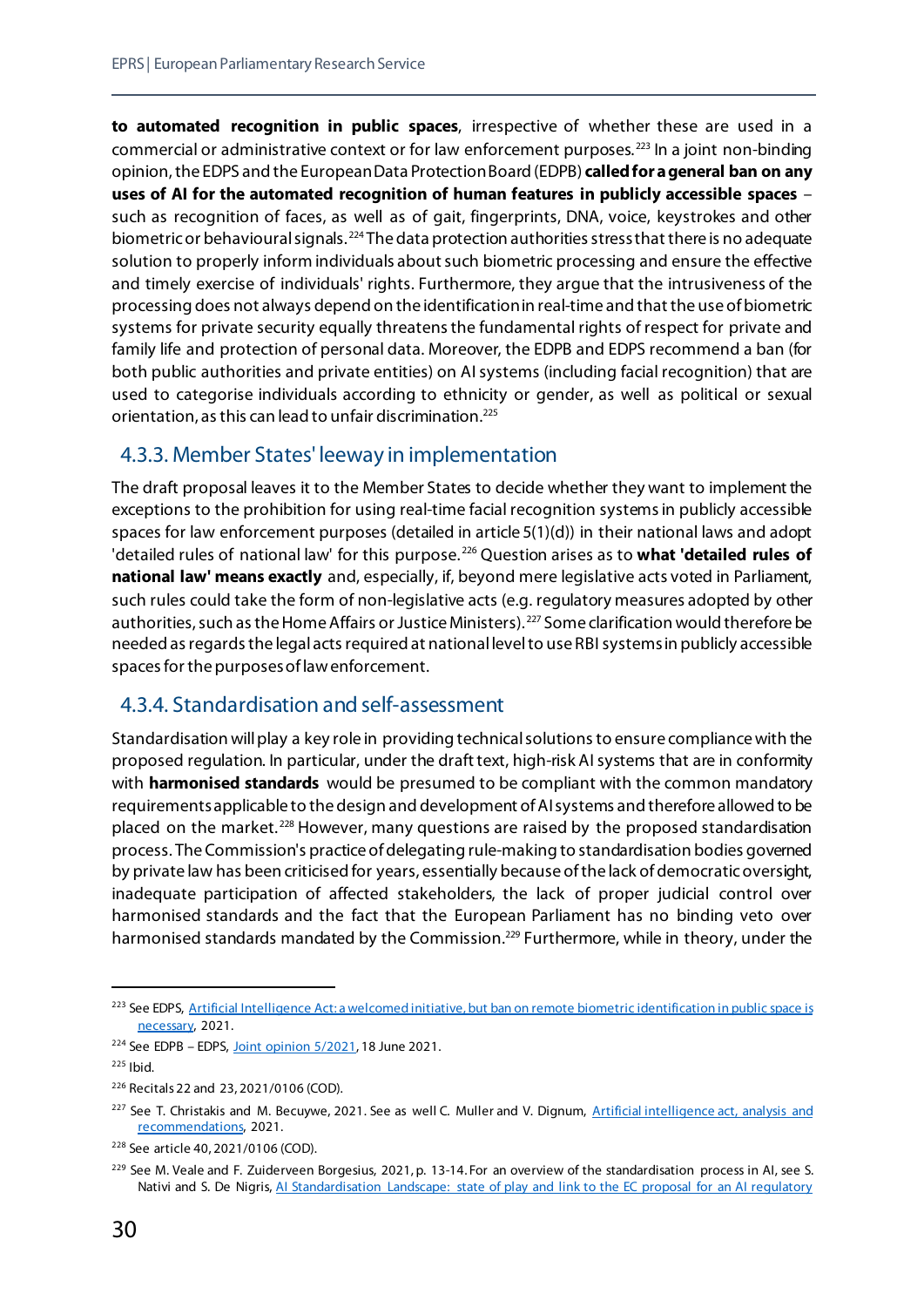**to automated recognition in public spaces**, irrespective of whether these are used in a commercial or administrative context or for law enforcement purposes.[223] In a joint non-binding opinion, the EDPS and the European Data Protection Board (EDPB) **called for a general ban on any uses of AI for the automated recognition of human features in publicly accessible spaces** – such as recognition of faces, as well as of gait, fingerprints, DNA, voice, keystrokes and other biometric or behavioural signals.[224] The data protection authorities stress that there is no adequate solution to properly inform individuals about such biometric processing and ensure the effective and timely exercise of individuals' rights. Furthermore, they argue that the intrusiveness of the processing does not always depend on the identification in real-time and that the use of biometric systems for private security equally threatens the fundamental rights of respect for private and family life and protection of personal data. Moreover, the EDPB and EDPS recommend a ban (for both public authorities and private entities) on AI systems (including facial recognition) that are used to categorise individuals according to ethnicity or gender, as well as political or sexual orientation, as this can lead to unfair discrimination.[225]

### 4.3.3. Member States' leeway in implementation

The draft proposal leaves it to the Member States to decide whether they want to implement the exceptions to the prohibition for using real-time facial recognition systems in publicly accessible spaces for law enforcement purposes (detailed in article 5(1)(d)) in their national laws and adopt 'detailed rules of national law' for this purpose.[226] Question arises as to **what 'detailed rules of national law' means exactly** and, especially, if, beyond mere legislative acts voted in Parliament, such rules could take the form of non-legislative acts (e.g. regulatory measures adopted by other authorities, such as the Home Affairs or Justice Ministers).[227] Some clarification would therefore be needed as regards the legal acts required at national level to use RBI systems in publicly accessible spaces for the purposes of law enforcement.

### 4.3.4. Standardisation and self-assessment

Standardisation will play a key role in providing technical solutions to ensure compliance with the proposed regulation. In particular, under the draft text, high-risk AI systems that are in conformity with **harmonised standards** would be presumed to be compliant with the common mandatory requirements applicable to the design and development of AI systems and therefore allowed to be placed on the market.[228] However, many questions are raised by the proposed standardisation process. The Commission's practice of delegating rule-making to standardisation bodies governed by private law has been criticised for years, essentially because of the lack of democratic oversight, inadequate participation of affected stakeholders, the lack of proper judicial control over harmonised standards and the fact that the European Parliament has no binding veto over harmonised standards mandated by the Commission.[229] Furthermore, while in theory, under the

---

[223] See EDPS, Artificial Intelligence Act: a welcomed initiative, but ban on remote biometric identification in public space is necessary, 2021.

[224] See EDPB – EDPS, Joint opinion 5/2021, 18 June 2021.

[225] Ibid.

[226] Recitals 22 and 23, 2021/0106 (COD).

[227] See T. Christakis and M. Becuywe, 2021. See as well C. Muller and V. Dignum, Artificial intelligence act, analysis and recommendations, 2021.

[228] See article 40, 2021/0106 (COD).

[229] See M. Veale and F. Zuiderveen Borgesius, 2021, p. 13-14. For an overview of the standardisation process in AI, see S. Nativi and S. De Nigris, AI Standardisation Landscape: state of play and link to the EC proposal for an AI regulatory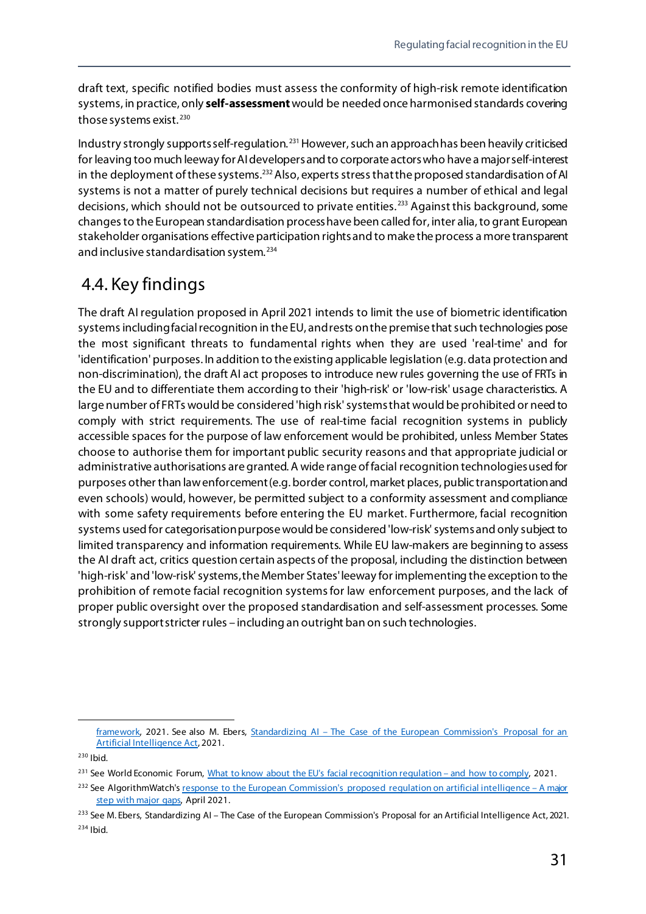draft text, specific notified bodies must assess the conformity of high-risk remote identification systems, in practice, only **self-assessment** would be needed once harmonised standards covering those systems exist.[230]

Industry strongly supports self-regulation.[231] However, such an approach has been heavily criticised for leaving too much leeway for AI developers and to corporate actors who have a major self-interest in the deployment of these systems.[232] Also, experts stress that the proposed standardisation of AI systems is not a matter of purely technical decisions but requires a number of ethical and legal decisions, which should not be outsourced to private entities.[233] Against this background, some changes to the European standardisation process have been called for, inter alia, to grant European stakeholder organisations effective participation rights and to make the process a more transparent and inclusive standardisation system.[234]

## 4.4. Key findings

The draft AI regulation proposed in April 2021 intends to limit the use of biometric identification systems including facial recognition in the EU, and rests on the premise that such technologies pose the most significant threats to fundamental rights when they are used 'real-time' and for 'identification' purposes. In addition to the existing applicable legislation (e.g. data protection and non-discrimination), the draft AI act proposes to introduce new rules governing the use of FRTs in the EU and to differentiate them according to their 'high-risk' or 'low-risk' usage characteristics. A large number of FRTs would be considered 'high risk' systems that would be prohibited or need to comply with strict requirements. The use of real-time facial recognition systems in publicly accessible spaces for the purpose of law enforcement would be prohibited, unless Member States choose to authorise them for important public security reasons and that appropriate judicial or administrative authorisations are granted. A wide range of facial recognition technologies used for purposes other than law enforcement (e.g. border control, market places, public transportation and even schools) would, however, be permitted subject to a conformity assessment and compliance with some safety requirements before entering the EU market. Furthermore, facial recognition systems used for categorisation purpose would be considered 'low-risk' systems and only subject to limited transparency and information requirements. While EU law-makers are beginning to assess the AI draft act, critics question certain aspects of the proposal, including the distinction between 'high-risk' and 'low-risk' systems, the Member States' leeway for implementing the exception to the prohibition of remote facial recognition systems for law enforcement purposes, and the lack of proper public oversight over the proposed standardisation and self-assessment processes. Some strongly support stricter rules – including an outright ban on such technologies.

---

framework, 2021. See also M. Ebers, Standardizing AI – The Case of the European Commission's Proposal for an Artificial Intelligence Act, 2021.

[230] Ibid.

[231] See World Economic Forum, What to know about the EU's facial recognition regulation – and how to comply, 2021.

[232] See AlgorithmWatch's response to the European Commission's proposed regulation on artificial intelligence – A major step with major gaps, April 2021.

[233] See M. Ebers, Standardizing AI – The Case of the European Commission's Proposal for an Artificial Intelligence Act, 2021.

[234] Ibid.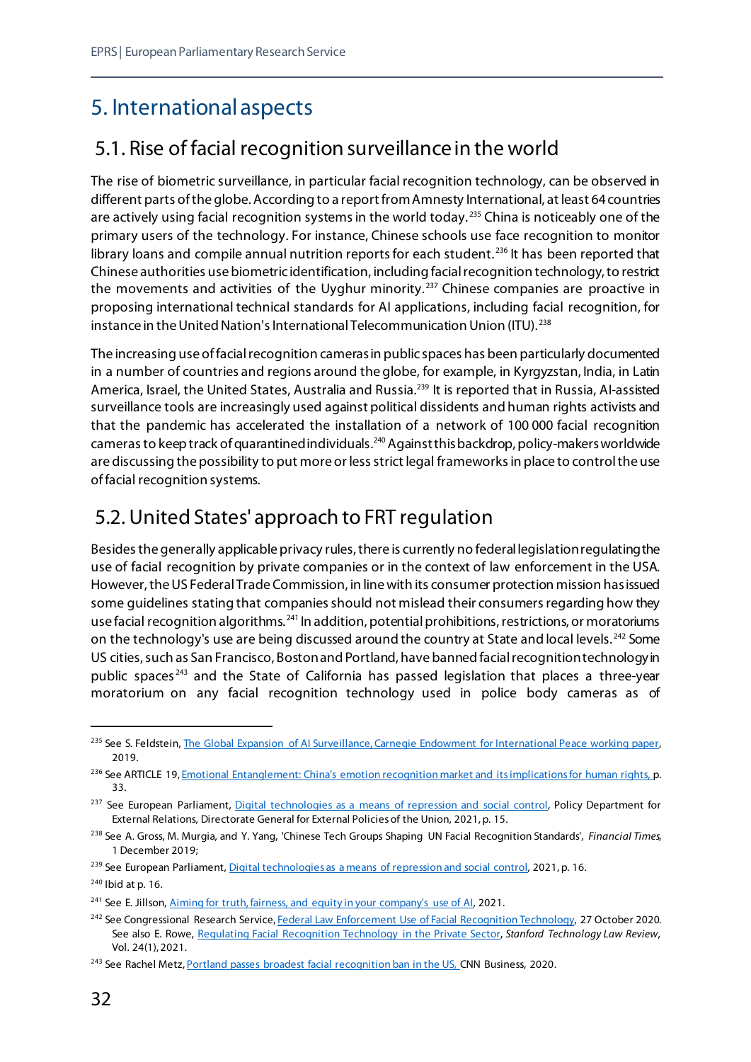# 5. International aspects

## 5.1. Rise of facial recognition surveillance in the world

The rise of biometric surveillance, in particular facial recognition technology, can be observed in different parts of the globe. According to a report from Amnesty International, at least 64 countries are actively using facial recognition systems in the world today.[235] China is noticeably one of the primary users of the technology. For instance, Chinese schools use face recognition to monitor library loans and compile annual nutrition reports for each student.[236] It has been reported that Chinese authorities use biometric identification, including facial recognition technology, to restrict the movements and activities of the Uyghur minority.[237] Chinese companies are proactive in proposing international technical standards for AI applications, including facial recognition, for instance in the United Nation's International Telecommunication Union (ITU).[238]

The increasing use of facial recognition cameras in public spaces has been particularly documented in a number of countries and regions around the globe, for example, in Kyrgyzstan, India, in Latin America, Israel, the United States, Australia and Russia.[239] It is reported that in Russia, AI-assisted surveillance tools are increasingly used against political dissidents and human rights activists and that the pandemic has accelerated the installation of a network of 100 000 facial recognition cameras to keep track of quarantined individuals.[240] Against this backdrop, policy-makers worldwide are discussing the possibility to put more or less strict legal frameworks in place to control the use of facial recognition systems.

## 5.2. United States' approach to FRT regulation

Besides the generally applicable privacy rules, there is currently no federal legislation regulating the use of facial recognition by private companies or in the context of law enforcement in the USA. However, the US Federal Trade Commission, in line with its consumer protection mission has issued some guidelines stating that companies should not mislead their consumers regarding how they use facial recognition algorithms.[241] In addition, potential prohibitions, restrictions, or moratoriums on the technology's use are being discussed around the country at State and local levels.[242] Some US cities, such as San Francisco, Boston and Portland, have banned facial recognition technology in public spaces[243] and the State of California has passed legislation that places a three-year moratorium on any facial recognition technology used in police body cameras as of

---

[235] See S. Feldstein, The Global Expansion of AI Surveillance, Carnegie Endowment for International Peace working paper, 2019.

[236] See ARTICLE 19, Emotional Entanglement: China's emotion recognition market and its implications for human rights, p. 33.

[237] See European Parliament, Digital technologies as a means of repression and social control, Policy Department for External Relations, Directorate General for External Policies of the Union, 2021, p. 15.

[238] See A. Gross, M. Murgia, and Y. Yang, 'Chinese Tech Groups Shaping UN Facial Recognition Standards', *Financial Times*, 1 December 2019;

[239] See European Parliament, Digital technologies as a means of repression and social control, 2021, p. 16.

[240] Ibid at p. 16.

[241] See E. Jillson, Aiming for truth, fairness, and equity in your company's use of AI, 2021.

[242] See Congressional Research Service, Federal Law Enforcement Use of Facial Recognition Technology, 27 October 2020. See also E. Rowe, Regulating Facial Recognition Technology in the Private Sector, *Stanford Technology Law Review*, Vol. 24(1), 2021.

[243] See Rachel Metz, Portland passes broadest facial recognition ban in the US, CNN Business, 2020.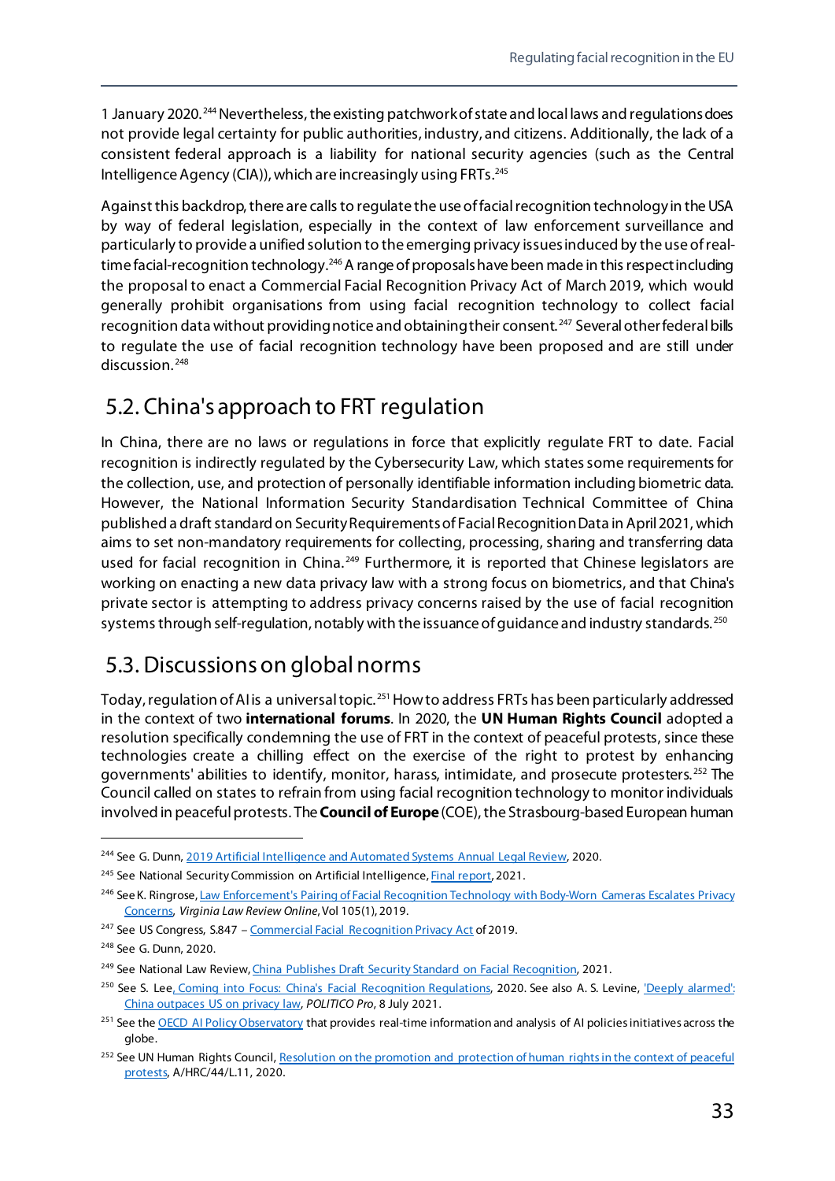1 January 2020.[244] Nevertheless, the existing patchwork of state and local laws and regulations does not provide legal certainty for public authorities, industry, and citizens. Additionally, the lack of a consistent federal approach is a liability for national security agencies (such as the Central Intelligence Agency (CIA)), which are increasingly using FRTs.[245]

Against this backdrop, there are calls to regulate the use of facial recognition technology in the USA by way of federal legislation, especially in the context of law enforcement surveillance and particularly to provide a unified solution to the emerging privacy issues induced by the use of real-time facial-recognition technology.[246] A range of proposals have been made in this respect including the proposal to enact a Commercial Facial Recognition Privacy Act of March 2019, which would generally prohibit organisations from using facial recognition technology to collect facial recognition data without providing notice and obtaining their consent.[247] Several other federal bills to regulate the use of facial recognition technology have been proposed and are still under discussion.[248]

## 5.2. China's approach to FRT regulation

In China, there are no laws or regulations in force that explicitly regulate FRT to date. Facial recognition is indirectly regulated by the Cybersecurity Law, which states some requirements for the collection, use, and protection of personally identifiable information including biometric data. However, the National Information Security Standardisation Technical Committee of China published a draft standard on Security Requirements of Facial Recognition Data in April 2021, which aims to set non-mandatory requirements for collecting, processing, sharing and transferring data used for facial recognition in China.[249] Furthermore, it is reported that Chinese legislators are working on enacting a new data privacy law with a strong focus on biometrics, and that China's private sector is attempting to address privacy concerns raised by the use of facial recognition systems through self-regulation, notably with the issuance of guidance and industry standards.[250]

## 5.3. Discussions on global norms

Today, regulation of AI is a universal topic.[251] How to address FRTs has been particularly addressed in the context of two **international forums**. In 2020, the **UN Human Rights Council** adopted a resolution specifically condemning the use of FRT in the context of peaceful protests, since these technologies create a chilling effect on the exercise of the right to protest by enhancing governments' abilities to identify, monitor, harass, intimidate, and prosecute protesters.[252] The Council called on states to refrain from using facial recognition technology to monitor individuals involved in peaceful protests. The **Council of Europe** (COE), the Strasbourg-based European human

---

[244] See G. Dunn, 2019 Artificial Intelligence and Automated Systems Annual Legal Review, 2020.

[245] See National Security Commission on Artificial Intelligence, Final report, 2021.

[246] See K. Ringrose, Law Enforcement's Pairing of Facial Recognition Technology with Body-Worn Cameras Escalates Privacy Concerns, *Virginia Law Review Online*, Vol 105(1), 2019.

[247] See US Congress, S.847 – Commercial Facial Recognition Privacy Act of 2019.

[248] See G. Dunn, 2020.

[249] See National Law Review, China Publishes Draft Security Standard on Facial Recognition, 2021.

[250] See S. Lee, Coming into Focus: China's Facial Recognition Regulations, 2020. See also A. S. Levine, 'Deeply alarmed': China outpaces US on privacy law, *POLITICO Pro*, 8 July 2021.

[251] See the OECD AI Policy Observatory that provides real-time information and analysis of AI policies initiatives across the globe.

[252] See UN Human Rights Council, Resolution on the promotion and protection of human rights in the context of peaceful protests, A/HRC/44/L.11, 2020.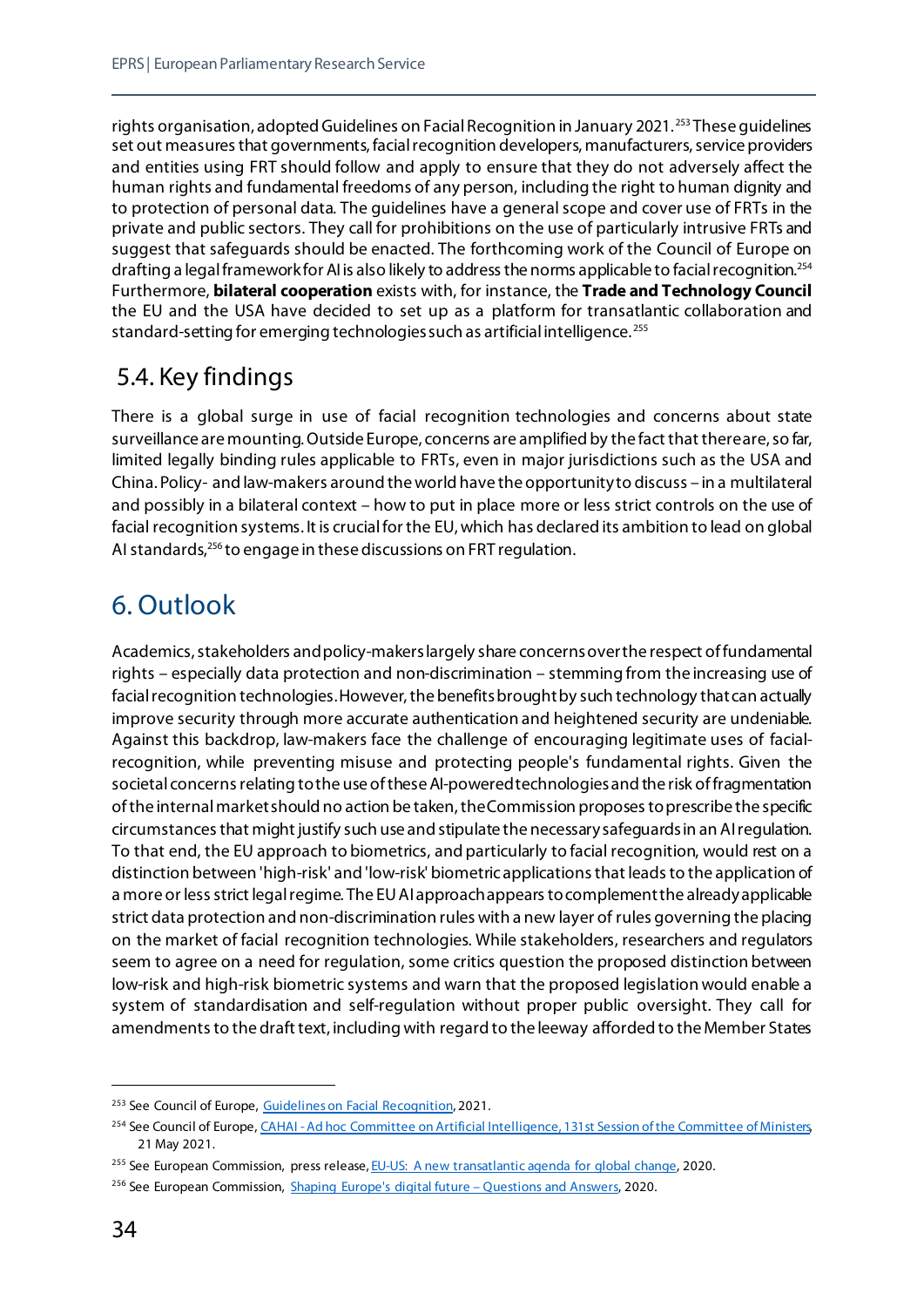rights organisation, adopted Guidelines on Facial Recognition in January 2021.[253] These guidelines set out measures that governments, facial recognition developers, manufacturers, service providers and entities using FRT should follow and apply to ensure that they do not adversely affect the human rights and fundamental freedoms of any person, including the right to human dignity and to protection of personal data. The guidelines have a general scope and cover use of FRTs in the private and public sectors. They call for prohibitions on the use of particularly intrusive FRTs and suggest that safeguards should be enacted. The forthcoming work of the Council of Europe on drafting a legal framework for AI is also likely to address the norms applicable to facial recognition.[254] Furthermore, **bilateral cooperation** exists with, for instance, the **Trade and Technology Council** the EU and the USA have decided to set up as a platform for transatlantic collaboration and standard-setting for emerging technologies such as artificial intelligence.[255]

## 5.4. Key findings

There is a global surge in use of facial recognition technologies and concerns about state surveillance are mounting. Outside Europe, concerns are amplified by the fact that there are, so far, limited legally binding rules applicable to FRTs, even in major jurisdictions such as the USA and China. Policy- and law-makers around the world have the opportunity to discuss – in a multilateral and possibly in a bilateral context – how to put in place more or less strict controls on the use of facial recognition systems. It is crucial for the EU, which has declared its ambition to lead on global AI standards,[256] to engage in these discussions on FRT regulation.

# 6. Outlook

Academics, stakeholders and policy-makers largely share concerns over the respect of fundamental rights – especially data protection and non-discrimination – stemming from the increasing use of facial recognition technologies. However, the benefits brought by such technology that can actually improve security through more accurate authentication and heightened security are undeniable. Against this backdrop, law-makers face the challenge of encouraging legitimate uses of facial-recognition, while preventing misuse and protecting people's fundamental rights. Given the societal concerns relating to the use of these AI-powered technologies and the risk of fragmentation of the internal market should no action be taken, the Commission proposes to prescribe the specific circumstances that might justify such use and stipulate the necessary safeguards in an AI regulation. To that end, the EU approach to biometrics, and particularly to facial recognition, would rest on a distinction between 'high-risk' and 'low-risk' biometric applications that leads to the application of a more or less strict legal regime. The EU AI approach appears to complement the already applicable strict data protection and non-discrimination rules with a new layer of rules governing the placing on the market of facial recognition technologies. While stakeholders, researchers and regulators seem to agree on a need for regulation, some critics question the proposed distinction between low-risk and high-risk biometric systems and warn that the proposed legislation would enable a system of standardisation and self-regulation without proper public oversight. They call for amendments to the draft text, including with regard to the leeway afforded to the Member States

---

[253] See Council of Europe, Guidelines on Facial Recognition, 2021.

[254] See Council of Europe, CAHAI - Ad hoc Committee on Artificial Intelligence, 131st Session of the Committee of Ministers, 21 May 2021.

[255] See European Commission, press release, EU-US: A new transatlantic agenda for global change, 2020.

[256] See European Commission, Shaping Europe's digital future – Questions and Answers, 2020.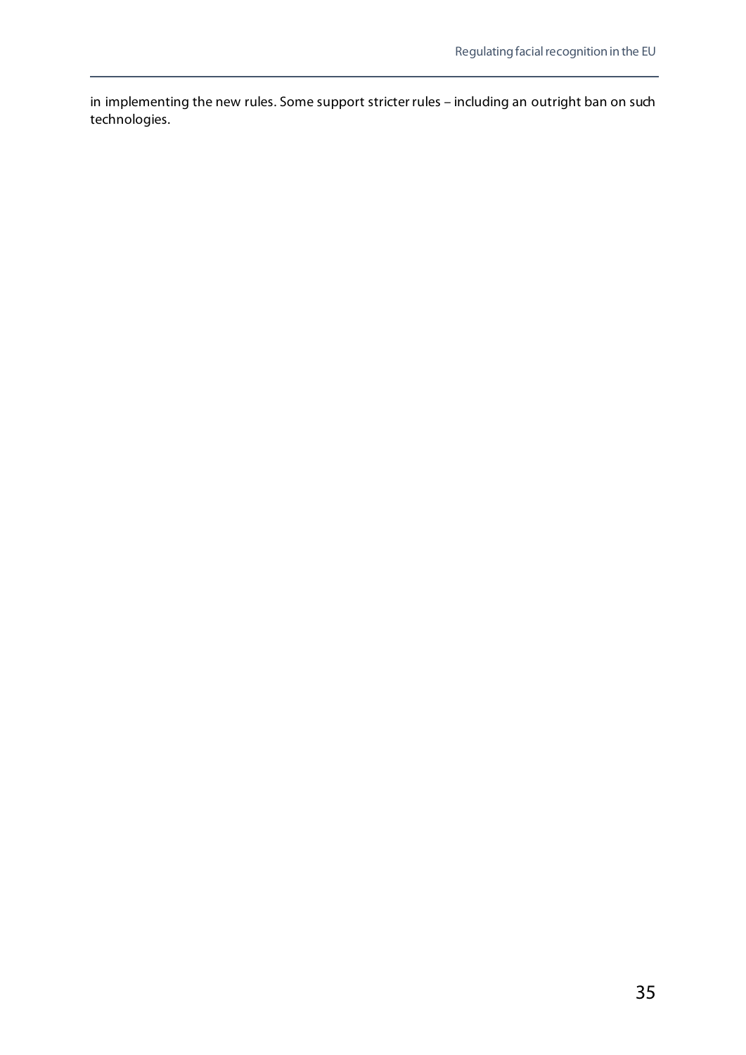in implementing the new rules. Some support stricter rules – including an outright ban on such technologies.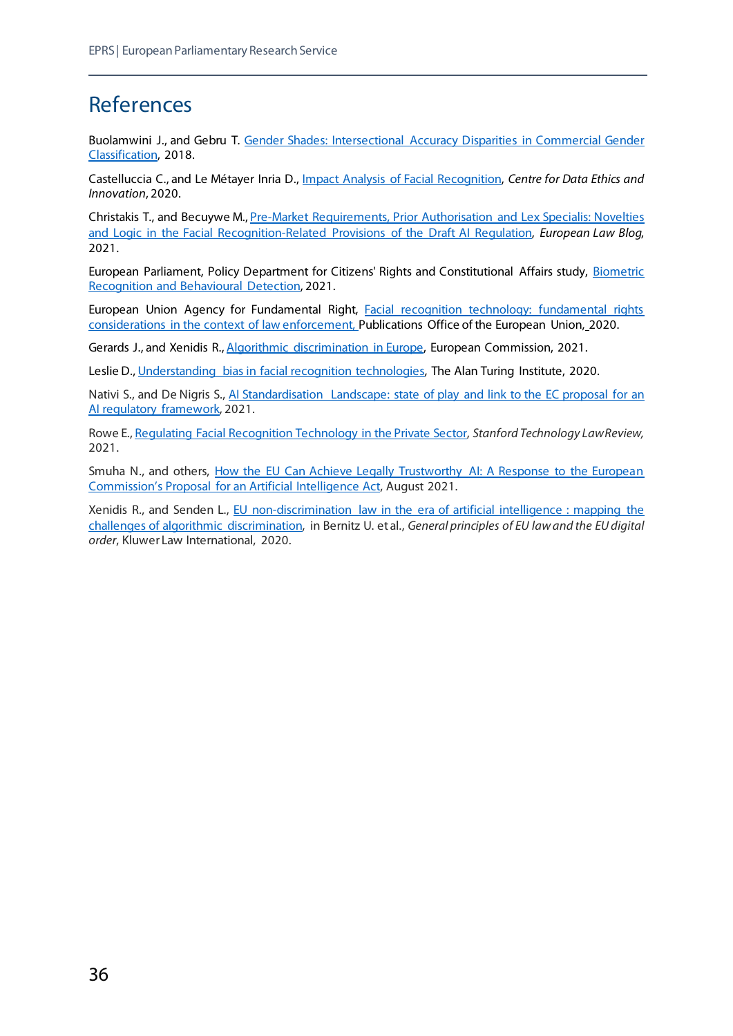# References

Buolamwini J., and Gebru T. Gender Shades: Intersectional Accuracy Disparities in Commercial Gender Classification, 2018.

Castelluccia C., and Le Métayer Inria D., Impact Analysis of Facial Recognition, *Centre for Data Ethics and Innovation*, 2020.

Christakis T., and Becuywe M., Pre-Market Requirements, Prior Authorisation and Lex Specialis: Novelties and Logic in the Facial Recognition-Related Provisions of the Draft AI Regulation, *European Law Blog*, 2021.

European Parliament, Policy Department for Citizens' Rights and Constitutional Affairs study, Biometric Recognition and Behavioural Detection, 2021.

European Union Agency for Fundamental Right, Facial recognition technology: fundamental rights considerations in the context of law enforcement, Publications Office of the European Union, 2020.

Gerards J., and Xenidis R., Algorithmic discrimination in Europe, European Commission, 2021.

Leslie D., Understanding bias in facial recognition technologies, The Alan Turing Institute, 2020.

Nativi S., and De Nigris S., AI Standardisation Landscape: state of play and link to the EC proposal for an AI regulatory framework, 2021.

Rowe E., Regulating Facial Recognition Technology in the Private Sector, *Stanford Technology Law Review,* 2021.

Smuha N., and others, How the EU Can Achieve Legally Trustworthy AI: A Response to the European Commission's Proposal for an Artificial Intelligence Act, August 2021.

Xenidis R., and Senden L., EU non-discrimination law in the era of artificial intelligence : mapping the challenges of algorithmic discrimination, in Bernitz U. et al., *General principles of EU law and the EU digital order*, Kluwer Law International, 2020.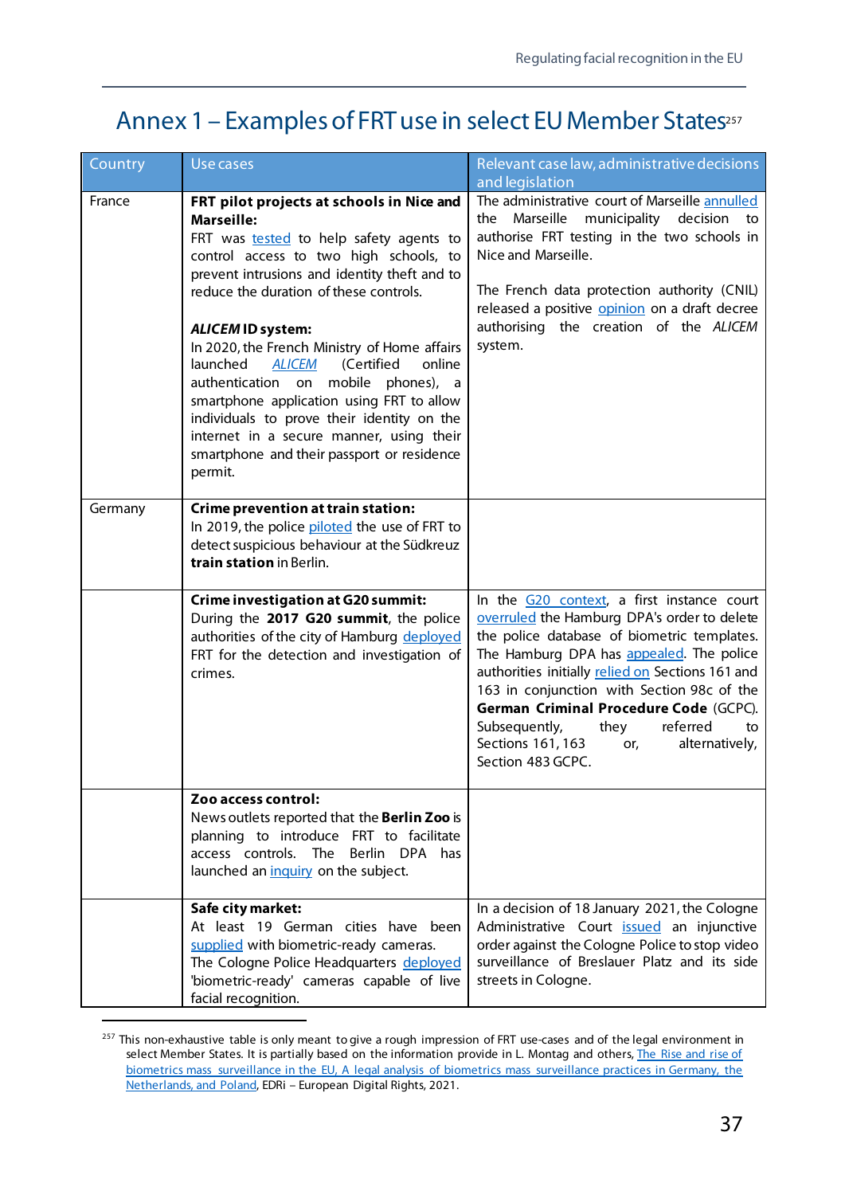# Annex 1 – Examples of FRT use in select EU Member States[257]

| Country | Use cases | Relevant case law, administrative decisions and legislation |
|---|---|---|
| France | **FRT pilot projects at schools in Nice and Marseille:** FRT was tested to help safety agents to control access to two high schools, to prevent intrusions and identity theft and to reduce the duration of these controls. | The administrative court of Marseille annulled the Marseille municipality decision to authorise FRT testing in the two schools in Nice and Marseille. |
| | ***ALICEM* ID system:** In 2020, the French Ministry of Home affairs launched *ALICEM* (Certified online authentication on mobile phones), a smartphone application using FRT to allow individuals to prove their identity on the internet in a secure manner, using their smartphone and their passport or residence permit. | The French data protection authority (CNIL) released a positive opinion on a draft decree authorising the creation of the *ALICEM* system. |
| Germany | **Crime prevention at train station:** In 2019, the police piloted the use of FRT to detect suspicious behaviour at the Südkreuz **train station** in Berlin. | |
| | **Crime investigation at G20 summit:** During the **2017 G20 summit**, the police authorities of the city of Hamburg deployed FRT for the detection and investigation of crimes. | In the G20 context, a first instance court overruled the Hamburg DPA's order to delete the police database of biometric templates. The Hamburg DPA has appealed. The police authorities initially relied on Sections 161 and 163 in conjunction with Section 98c of the **German Criminal Procedure Code** (GCPC). Subsequently, they referred to Sections 161, 163 or, alternatively, Section 483 GCPC. |
| | **Zoo access control:** News outlets reported that the **Berlin Zoo** is planning to introduce FRT to facilitate access controls. The Berlin DPA has launched an inquiry on the subject. | |
| | **Safe city market:** At least 19 German cities have been supplied with biometric-ready cameras. The Cologne Police Headquarters deployed 'biometric-ready' cameras capable of live facial recognition. | In a decision of 18 January 2021, the Cologne Administrative Court issued an injunctive order against the Cologne Police to stop video surveillance of Breslauer Platz and its side streets in Cologne. |

[257] This non-exhaustive table is only meant to give a rough impression of FRT use-cases and of the legal environment in select Member States. It is partially based on the information provide in L. Montag and others, The Rise and rise of biometrics mass surveillance in the EU, A legal analysis of biometrics mass surveillance practices in Germany, the Netherlands, and Poland, EDRi – European Digital Rights, 2021.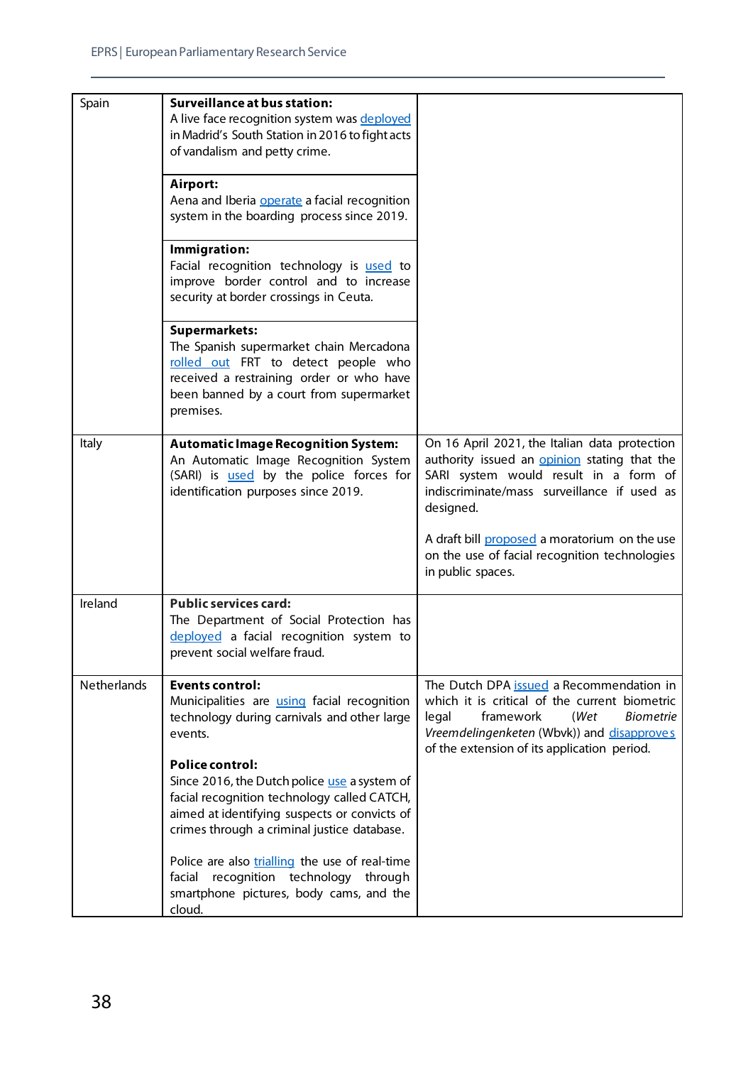| | | |
|---|---|---|
| Spain | **Surveillance at bus station:** A live face recognition system was deployed in Madrid's South Station in 2016 to fight acts of vandalism and petty crime.<br><br>**Airport:** Aena and Iberia operate a facial recognition system in the boarding process since 2019.<br><br>**Immigration:** Facial recognition technology is used to improve border control and to increase security at border crossings in Ceuta.<br><br>**Supermarkets:** The Spanish supermarket chain Mercadona rolled out FRT to detect people who received a restraining order or who have been banned by a court from supermarket premises. | |
| Italy | **Automatic Image Recognition System:** An Automatic Image Recognition System (SARI) is used by the police forces for identification purposes since 2019. | On 16 April 2021, the Italian data protection authority issued an opinion stating that the SARI system would result in a form of indiscriminate/mass surveillance if used as designed.<br><br>A draft bill proposed a moratorium on the use on the use of facial recognition technologies in public spaces. |
| Ireland | **Public services card:** The Department of Social Protection has deployed a facial recognition system to prevent social welfare fraud. | |
| Netherlands | **Events control:** Municipalities are using facial recognition technology during carnivals and other large events.<br><br>**Police control:** Since 2016, the Dutch police use a system of facial recognition technology called CATCH, aimed at identifying suspects or convicts of crimes through a criminal justice database.<br><br>Police are also trialling the use of real-time facial recognition technology through smartphone pictures, body cams, and the cloud. | The Dutch DPA issued a Recommendation in which it is critical of the current biometric legal framework (*Wet Biometrie Vreemdelingenketen* (Wbvk)) and disapproves of the extension of its application period. |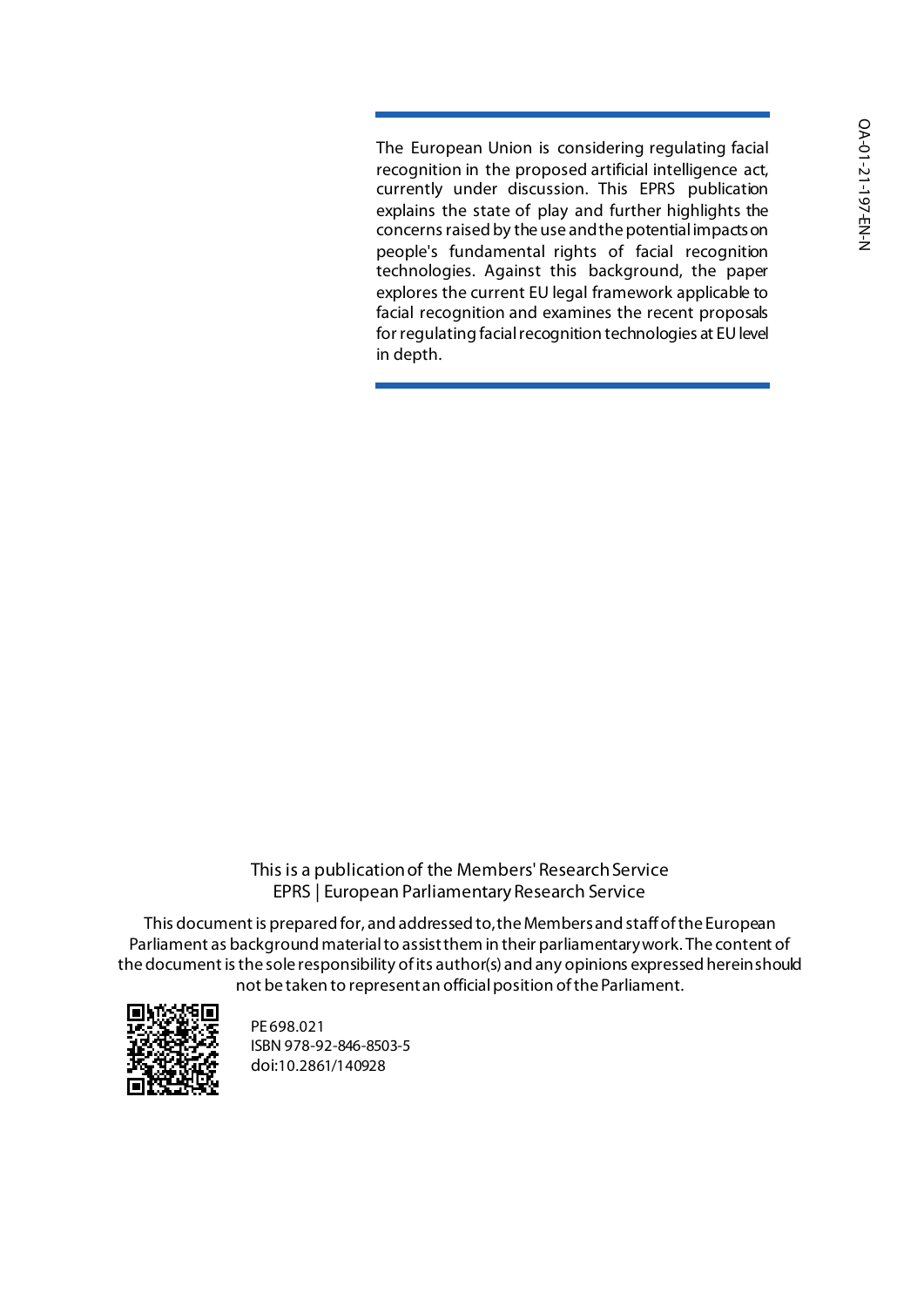The European Union is considering regulating facial recognition in the proposed artificial intelligence act, currently under discussion. This EPRS publication explains the state of play and further highlights the concerns raised by the use and the potential impacts on people's fundamental rights of facial recognition technologies. Against this background, the paper explores the current EU legal framework applicable to facial recognition and examines the recent proposals for regulating facial recognition technologies at EU level in depth.

This is a publication of the Members' Research Service
EPRS | European Parliamentary Research Service

This document is prepared for, and addressed to, the Members and staff of the European Parliament as background material to assist them in their parliamentary work. The content of the document is the sole responsibility of its author(s) and any opinions expressed herein should not be taken to represent an official position of the Parliament.

PE 698.021
ISBN 978-92-846-8503-5
doi:10.2861/140928

QA-01-21-197-EN-N